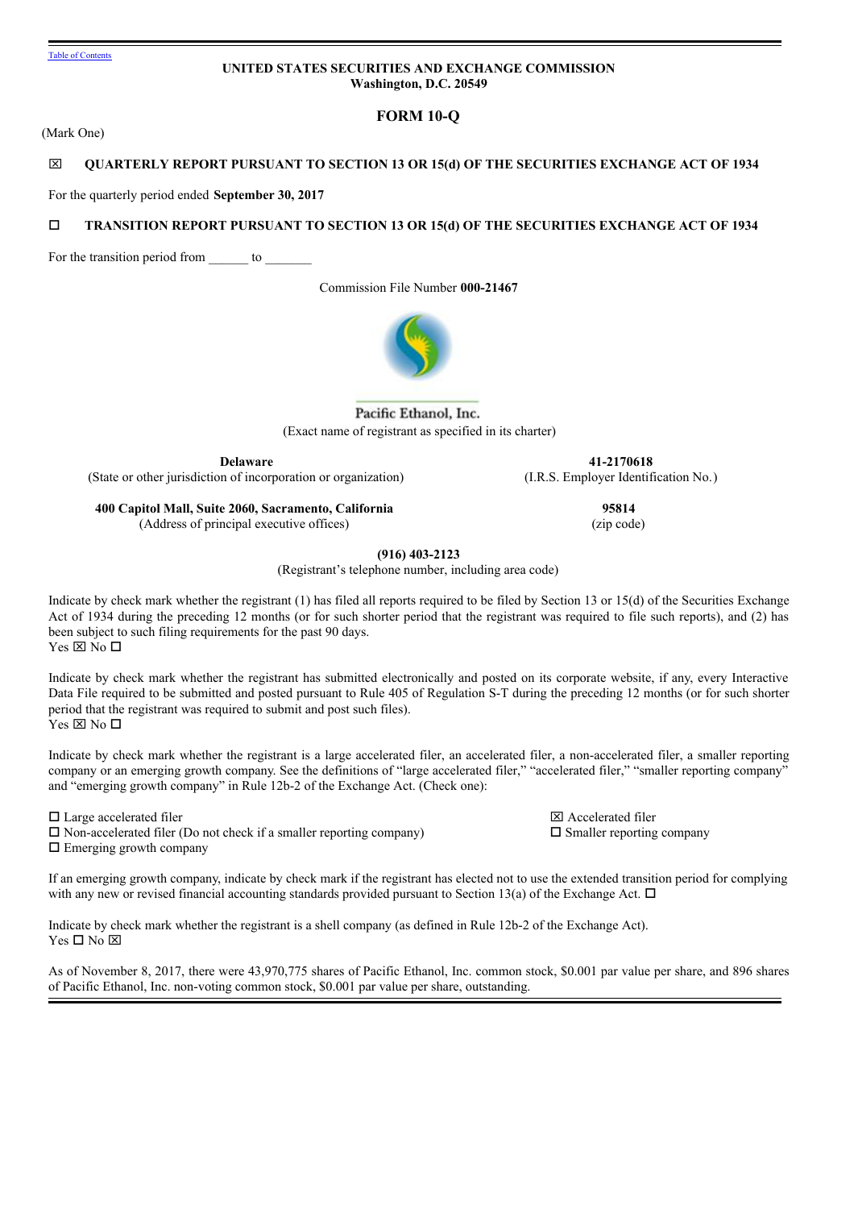Table of Contents

**UNITED STATES SECURITIES AND EXCHANGE COMMISSION**
**Washington, D.C. 20549**

# FORM 10-Q

(Mark One)

☒ **QUARTERLY REPORT PURSUANT TO SECTION 13 OR 15(d) OF THE SECURITIES EXCHANGE ACT OF 1934**

For the quarterly period ended **September 30, 2017**

☐ **TRANSITION REPORT PURSUANT TO SECTION 13 OR 15(d) OF THE SECURITIES EXCHANGE ACT OF 1934**

For the transition period from ______ to _______

Commission File Number **000-21467**

Pacific Ethanol, Inc.
(Exact name of registrant as specified in its charter)

| **Delaware** | **41-2170618** |
|---|---|
| (State or other jurisdiction of incorporation or organization) | (I.R.S. Employer Identification No.) |
| **400 Capitol Mall, Suite 2060, Sacramento, California** | **95814** |
| (Address of principal executive offices) | (zip code) |

**(916) 403-2123**
(Registrant's telephone number, including area code)

Indicate by check mark whether the registrant (1) has filed all reports required to be filed by Section 13 or 15(d) of the Securities Exchange Act of 1934 during the preceding 12 months (or for such shorter period that the registrant was required to file such reports), and (2) has been subject to such filing requirements for the past 90 days.
Yes ☒ No ☐

Indicate by check mark whether the registrant has submitted electronically and posted on its corporate website, if any, every Interactive Data File required to be submitted and posted pursuant to Rule 405 of Regulation S-T during the preceding 12 months (or for such shorter period that the registrant was required to submit and post such files).
Yes ☒ No ☐

Indicate by check mark whether the registrant is a large accelerated filer, an accelerated filer, a non-accelerated filer, a smaller reporting company or an emerging growth company. See the definitions of "large accelerated filer," "accelerated filer," "smaller reporting company" and "emerging growth company" in Rule 12b-2 of the Exchange Act. (Check one):

☐ Large accelerated filer
☒ Accelerated filer
☐ Non-accelerated filer (Do not check if a smaller reporting company)
☐ Smaller reporting company
☐ Emerging growth company

If an emerging growth company, indicate by check mark if the registrant has elected not to use the extended transition period for complying with any new or revised financial accounting standards provided pursuant to Section 13(a) of the Exchange Act. ☐

Indicate by check mark whether the registrant is a shell company (as defined in Rule 12b-2 of the Exchange Act).
Yes ☐ No ☒

As of November 8, 2017, there were 43,970,775 shares of Pacific Ethanol, Inc. common stock, $0.001 par value per share, and 896 shares of Pacific Ethanol, Inc. non-voting common stock, $0.001 par value per share, outstanding.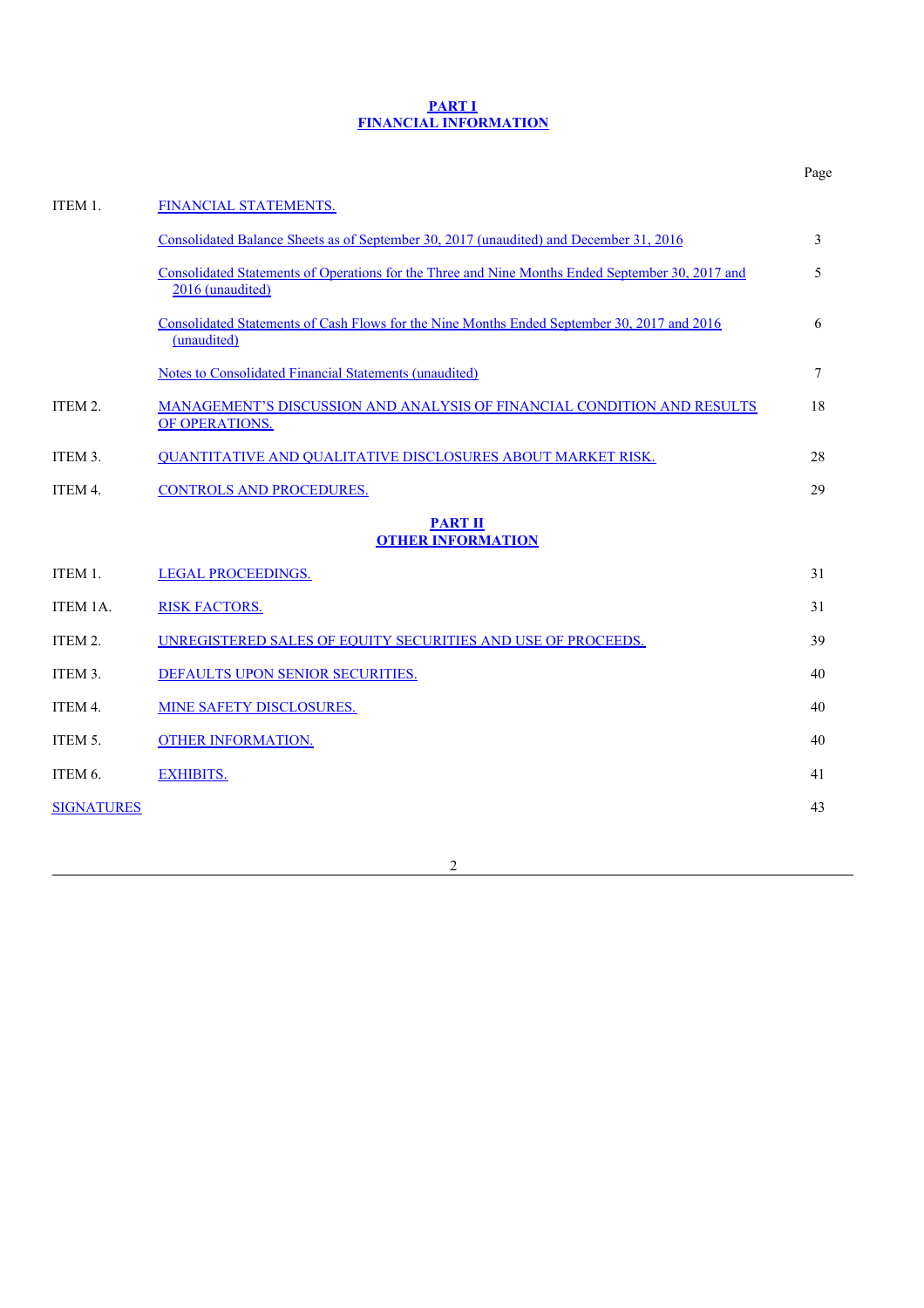## PART I
## FINANCIAL INFORMATION

| | | Page |
|---|---|---|
| ITEM 1. | FINANCIAL STATEMENTS. | |
| | Consolidated Balance Sheets as of September 30, 2017 (unaudited) and December 31, 2016 | 3 |
| | Consolidated Statements of Operations for the Three and Nine Months Ended September 30, 2017 and 2016 (unaudited) | 5 |
| | Consolidated Statements of Cash Flows for the Nine Months Ended September 30, 2017 and 2016 (unaudited) | 6 |
| | Notes to Consolidated Financial Statements (unaudited) | 7 |
| ITEM 2. | MANAGEMENT'S DISCUSSION AND ANALYSIS OF FINANCIAL CONDITION AND RESULTS OF OPERATIONS. | 18 |
| ITEM 3. | QUANTITATIVE AND QUALITATIVE DISCLOSURES ABOUT MARKET RISK. | 28 |
| ITEM 4. | CONTROLS AND PROCEDURES. | 29 |

## PART II
## OTHER INFORMATION

| | | |
|---|---|---|
| ITEM 1. | LEGAL PROCEEDINGS. | 31 |
| ITEM 1A. | RISK FACTORS. | 31 |
| ITEM 2. | UNREGISTERED SALES OF EQUITY SECURITIES AND USE OF PROCEEDS. | 39 |
| ITEM 3. | DEFAULTS UPON SENIOR SECURITIES. | 40 |
| ITEM 4. | MINE SAFETY DISCLOSURES. | 40 |
| ITEM 5. | OTHER INFORMATION. | 40 |
| ITEM 6. | EXHIBITS. | 41 |
| SIGNATURES | | 43 |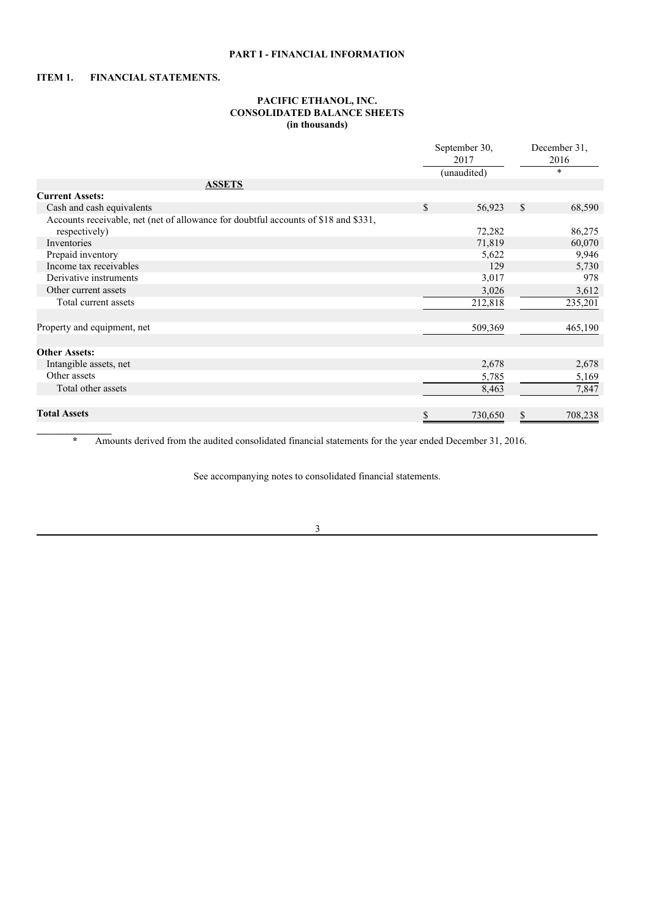# PART I - FINANCIAL INFORMATION

## ITEM 1. FINANCIAL STATEMENTS.

### PACIFIC ETHANOL, INC.
### CONSOLIDATED BALANCE SHEETS
### (in thousands)

| | September 30, 2017 | December 31, 2016 |
|---|---|---|
| | (unaudited) | * |
| **ASSETS** | | |
| **Current Assets:** | | |
| Cash and cash equivalents | $ 56,923 | $ 68,590 |
| Accounts receivable, net (net of allowance for doubtful accounts of $18 and $331, respectively) | 72,282 | 86,275 |
| Inventories | 71,819 | 60,070 |
| Prepaid inventory | 5,622 | 9,946 |
| Income tax receivables | 129 | 5,730 |
| Derivative instruments | 3,017 | 978 |
| Other current assets | 3,026 | 3,612 |
| Total current assets | 212,818 | 235,201 |
| | | |
| Property and equipment, net | 509,369 | 465,190 |
| | | |
| **Other Assets:** | | |
| Intangible assets, net | 2,678 | 2,678 |
| Other assets | 5,785 | 5,169 |
| Total other assets | 8,463 | 7,847 |
| | | |
| **Total Assets** | $ 730,650 | $ 708,238 |

\* Amounts derived from the audited consolidated financial statements for the year ended December 31, 2016.

See accompanying notes to consolidated financial statements.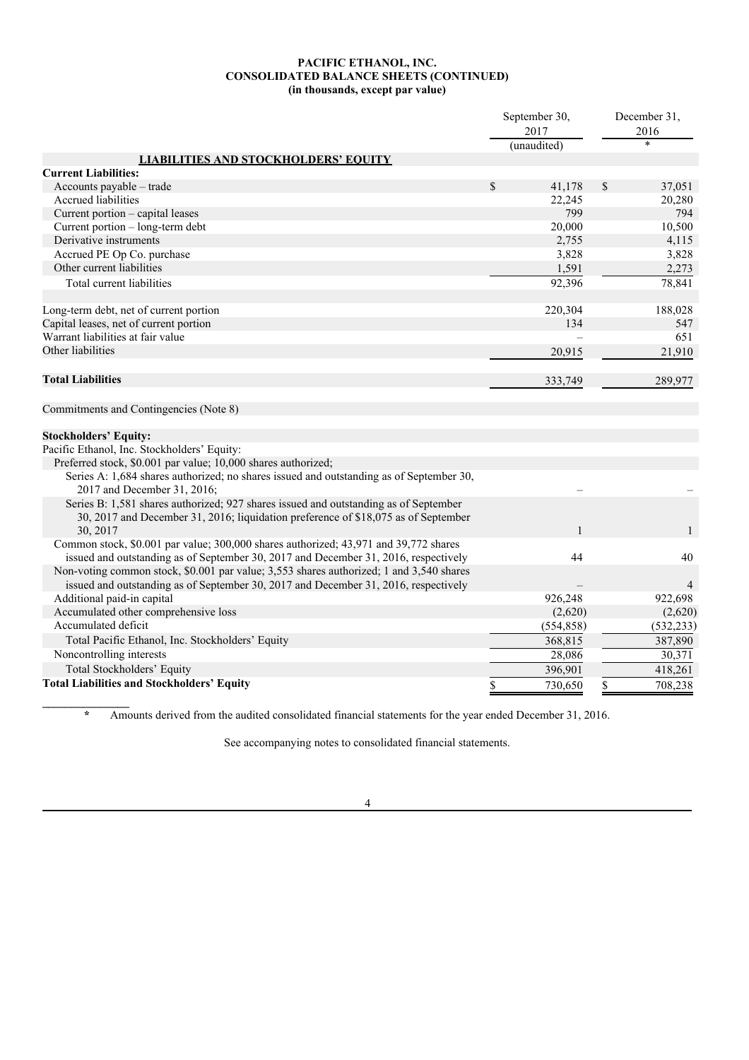**PACIFIC ETHANOL, INC.**
**CONSOLIDATED BALANCE SHEETS (CONTINUED)**
**(in thousands, except par value)**

| | September 30, 2017 | December 31, 2016 |
|---|---|---|
| | (unaudited) | * |
| **LIABILITIES AND STOCKHOLDERS' EQUITY** | | |
| **Current Liabilities:** | | |
| Accounts payable – trade | $ 41,178 | $ 37,051 |
| Accrued liabilities | 22,245 | 20,280 |
| Current portion – capital leases | 799 | 794 |
| Current portion – long-term debt | 20,000 | 10,500 |
| Derivative instruments | 2,755 | 4,115 |
| Accrued PE Op Co. purchase | 3,828 | 3,828 |
| Other current liabilities | 1,591 | 2,273 |
| Total current liabilities | 92,396 | 78,841 |
| | | |
| Long-term debt, net of current portion | 220,304 | 188,028 |
| Capital leases, net of current portion | 134 | 547 |
| Warrant liabilities at fair value | – | 651 |
| Other liabilities | 20,915 | 21,910 |
| | | |
| **Total Liabilities** | 333,749 | 289,977 |
| | | |
| Commitments and Contingencies (Note 8) | | |
| | | |
| **Stockholders' Equity:** | | |
| Pacific Ethanol, Inc. Stockholders' Equity: | | |
| Preferred stock, $0.001 par value; 10,000 shares authorized; | | |
| Series A: 1,684 shares authorized; no shares issued and outstanding as of September 30, 2017 and December 31, 2016; | – | – |
| Series B: 1,581 shares authorized; 927 shares issued and outstanding as of September 30, 2017 and December 31, 2016; liquidation preference of $18,075 as of September 30, 2017 | 1 | 1 |
| Common stock, $0.001 par value; 300,000 shares authorized; 43,971 and 39,772 shares issued and outstanding as of September 30, 2017 and December 31, 2016, respectively | 44 | 40 |
| Non-voting common stock, $0.001 par value; 3,553 shares authorized; 1 and 3,540 shares issued and outstanding as of September 30, 2017 and December 31, 2016, respectively | – | 4 |
| Additional paid-in capital | 926,248 | 922,698 |
| Accumulated other comprehensive loss | (2,620) | (2,620) |
| Accumulated deficit | (554,858) | (532,233) |
| Total Pacific Ethanol, Inc. Stockholders' Equity | 368,815 | 387,890 |
| Noncontrolling interests | 28,086 | 30,371 |
| Total Stockholders' Equity | 396,901 | 418,261 |
| **Total Liabilities and Stockholders' Equity** | $ 730,650 | $ 708,238 |

\* Amounts derived from the audited consolidated financial statements for the year ended December 31, 2016.

See accompanying notes to consolidated financial statements.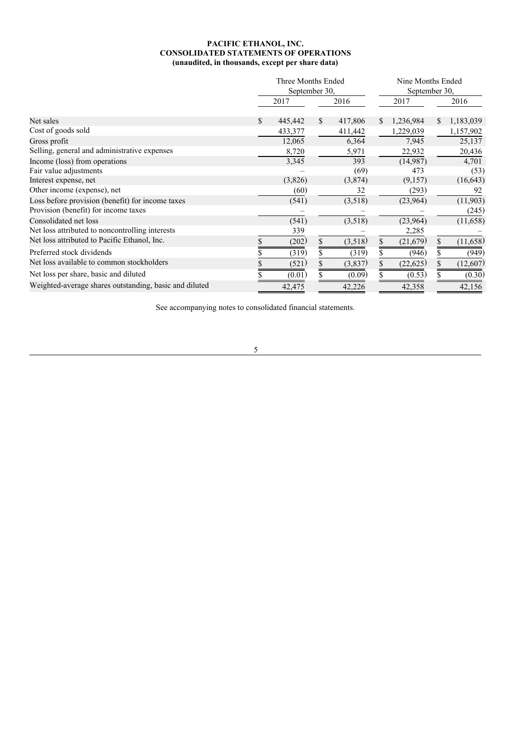**PACIFIC ETHANOL, INC.**
**CONSOLIDATED STATEMENTS OF OPERATIONS**
**(unaudited, in thousands, except per share data)**

| | Three Months Ended September 30, | | Nine Months Ended September 30, | |
|---|---|---|---|---|
| | 2017 | 2016 | 2017 | 2016 |
| Net sales | $ 445,442 | $ 417,806 | $ 1,236,984 | $ 1,183,039 |
| Cost of goods sold | 433,377 | 411,442 | 1,229,039 | 1,157,902 |
| Gross profit | 12,065 | 6,364 | 7,945 | 25,137 |
| Selling, general and administrative expenses | 8,720 | 5,971 | 22,932 | 20,436 |
| Income (loss) from operations | 3,345 | 393 | (14,987) | 4,701 |
| Fair value adjustments | – | (69) | 473 | (53) |
| Interest expense, net | (3,826) | (3,874) | (9,157) | (16,643) |
| Other income (expense), net | (60) | 32 | (293) | 92 |
| Loss before provision (benefit) for income taxes | (541) | (3,518) | (23,964) | (11,903) |
| Provision (benefit) for income taxes | – | – | – | (245) |
| Consolidated net loss | (541) | (3,518) | (23,964) | (11,658) |
| Net loss attributed to noncontrolling interests | 339 | – | 2,285 | – |
| Net loss attributed to Pacific Ethanol, Inc. | $ (202) | $ (3,518) | $ (21,679) | $ (11,658) |
| Preferred stock dividends | $ (319) | $ (319) | $ (946) | $ (949) |
| Net loss available to common stockholders | $ (521) | $ (3,837) | $ (22,625) | $ (12,607) |
| Net loss per share, basic and diluted | $ (0.01) | $ (0.09) | $ (0.53) | $ (0.30) |
| Weighted-average shares outstanding, basic and diluted | 42,475 | 42,226 | 42,358 | 42,156 |

See accompanying notes to consolidated financial statements.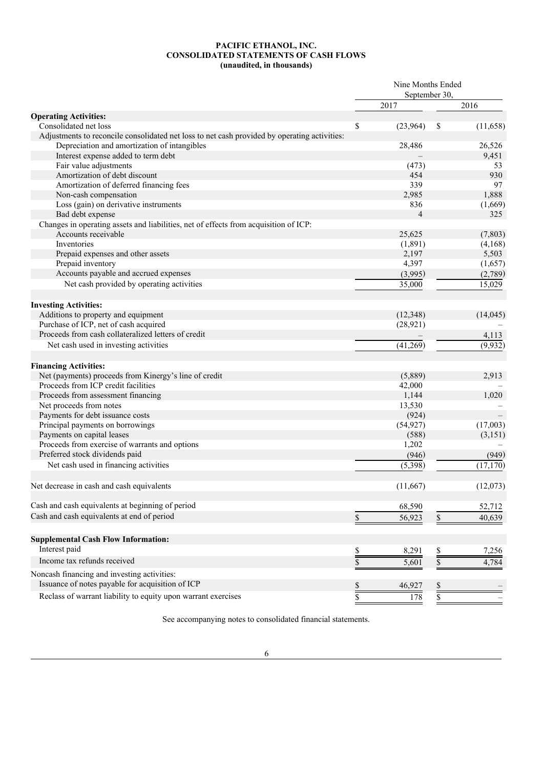**PACIFIC ETHANOL, INC.**
**CONSOLIDATED STATEMENTS OF CASH FLOWS**
**(unaudited, in thousands)**

| | Nine Months Ended September 30, | |
|---|---|---|
| | 2017 | 2016 |
| **Operating Activities:** | | |
| Consolidated net loss | $ (23,964) | $ (11,658) |
| Adjustments to reconcile consolidated net loss to net cash provided by operating activities: | | |
| Depreciation and amortization of intangibles | 28,486 | 26,526 |
| Interest expense added to term debt | – | 9,451 |
| Fair value adjustments | (473) | 53 |
| Amortization of debt discount | 454 | 930 |
| Amortization of deferred financing fees | 339 | 97 |
| Non-cash compensation | 2,985 | 1,888 |
| Loss (gain) on derivative instruments | 836 | (1,669) |
| Bad debt expense | 4 | 325 |
| Changes in operating assets and liabilities, net of effects from acquisition of ICP: | | |
| Accounts receivable | 25,625 | (7,803) |
| Inventories | (1,891) | (4,168) |
| Prepaid expenses and other assets | 2,197 | 5,503 |
| Prepaid inventory | 4,397 | (1,657) |
| Accounts payable and accrued expenses | (3,995) | (2,789) |
| Net cash provided by operating activities | 35,000 | 15,029 |
| **Investing Activities:** | | |
| Additions to property and equipment | (12,348) | (14,045) |
| Purchase of ICP, net of cash acquired | (28,921) | – |
| Proceeds from cash collateralized letters of credit | – | 4,113 |
| Net cash used in investing activities | (41,269) | (9,932) |
| **Financing Activities:** | | |
| Net (payments) proceeds from Kinergy's line of credit | (5,889) | 2,913 |
| Proceeds from ICP credit facilities | 42,000 | – |
| Proceeds from assessment financing | 1,144 | 1,020 |
| Net proceeds from notes | 13,530 | – |
| Payments for debt issuance costs | (924) | – |
| Principal payments on borrowings | (54,927) | (17,003) |
| Payments on capital leases | (588) | (3,151) |
| Proceeds from exercise of warrants and options | 1,202 | – |
| Preferred stock dividends paid | (946) | (949) |
| Net cash used in financing activities | (5,398) | (17,170) |
| Net decrease in cash and cash equivalents | (11,667) | (12,073) |
| Cash and cash equivalents at beginning of period | 68,590 | 52,712 |
| Cash and cash equivalents at end of period | $ 56,923 | $ 40,639 |
| **Supplemental Cash Flow Information:** | | |
| Interest paid | $ 8,291 | $ 7,256 |
| Income tax refunds received | $ 5,601 | $ 4,784 |
| Noncash financing and investing activities: | | |
| Issuance of notes payable for acquisition of ICP | $ 46,927 | $ – |
| Reclass of warrant liability to equity upon warrant exercises | $ 178 | $ – |

See accompanying notes to consolidated financial statements.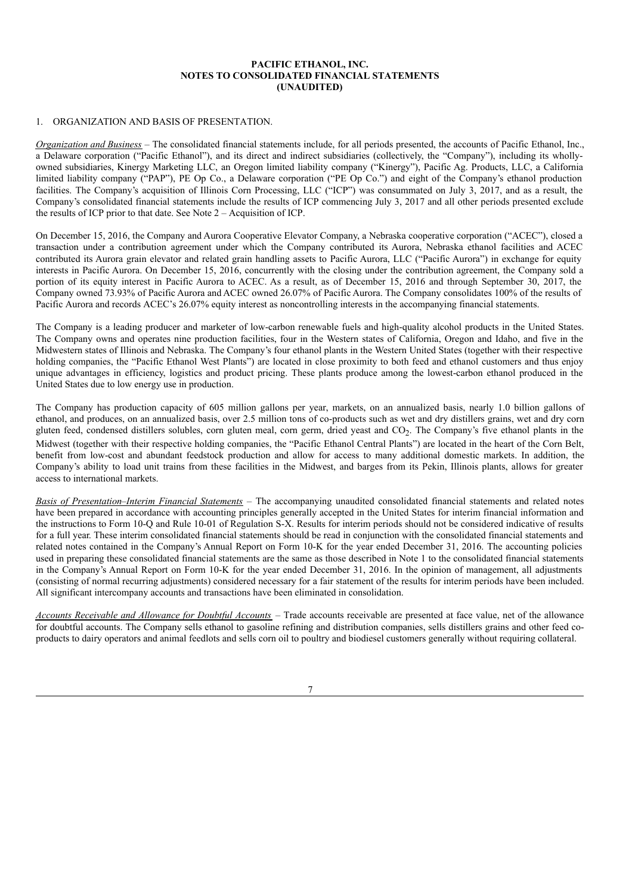**PACIFIC ETHANOL, INC.**
**NOTES TO CONSOLIDATED FINANCIAL STATEMENTS**
**(UNAUDITED)**

1. ORGANIZATION AND BASIS OF PRESENTATION.

*Organization and Business* – The consolidated financial statements include, for all periods presented, the accounts of Pacific Ethanol, Inc., a Delaware corporation ("Pacific Ethanol"), and its direct and indirect subsidiaries (collectively, the "Company"), including its wholly-owned subsidiaries, Kinergy Marketing LLC, an Oregon limited liability company ("Kinergy"), Pacific Ag. Products, LLC, a California limited liability company ("PAP"), PE Op Co., a Delaware corporation ("PE Op Co.") and eight of the Company's ethanol production facilities. The Company's acquisition of Illinois Corn Processing, LLC ("ICP") was consummated on July 3, 2017, and as a result, the Company's consolidated financial statements include the results of ICP commencing July 3, 2017 and all other periods presented exclude the results of ICP prior to that date. See Note 2 – Acquisition of ICP.

On December 15, 2016, the Company and Aurora Cooperative Elevator Company, a Nebraska cooperative corporation ("ACEC"), closed a transaction under a contribution agreement under which the Company contributed its Aurora, Nebraska ethanol facilities and ACEC contributed its Aurora grain elevator and related grain handling assets to Pacific Aurora, LLC ("Pacific Aurora") in exchange for equity interests in Pacific Aurora. On December 15, 2016, concurrently with the closing under the contribution agreement, the Company sold a portion of its equity interest in Pacific Aurora to ACEC. As a result, as of December 15, 2016 and through September 30, 2017, the Company owned 73.93% of Pacific Aurora and ACEC owned 26.07% of Pacific Aurora. The Company consolidates 100% of the results of Pacific Aurora and records ACEC's 26.07% equity interest as noncontrolling interests in the accompanying financial statements.

The Company is a leading producer and marketer of low-carbon renewable fuels and high-quality alcohol products in the United States. The Company owns and operates nine production facilities, four in the Western states of California, Oregon and Idaho, and five in the Midwestern states of Illinois and Nebraska. The Company's four ethanol plants in the Western United States (together with their respective holding companies, the "Pacific Ethanol West Plants") are located in close proximity to both feed and ethanol customers and thus enjoy unique advantages in efficiency, logistics and product pricing. These plants produce among the lowest-carbon ethanol produced in the United States due to low energy use in production.

The Company has production capacity of 605 million gallons per year, markets, on an annualized basis, nearly 1.0 billion gallons of ethanol, and produces, on an annualized basis, over 2.5 million tons of co-products such as wet and dry distillers grains, wet and dry corn gluten feed, condensed distillers solubles, corn gluten meal, corn germ, dried yeast and $CO_2$. The Company's five ethanol plants in the Midwest (together with their respective holding companies, the "Pacific Ethanol Central Plants") are located in the heart of the Corn Belt, benefit from low-cost and abundant feedstock production and allow for access to many additional domestic markets. In addition, the Company's ability to load unit trains from these facilities in the Midwest, and barges from its Pekin, Illinois plants, allows for greater access to international markets.

*Basis of Presentation–Interim Financial Statements* – The accompanying unaudited consolidated financial statements and related notes have been prepared in accordance with accounting principles generally accepted in the United States for interim financial information and the instructions to Form 10-Q and Rule 10-01 of Regulation S-X. Results for interim periods should not be considered indicative of results for a full year. These interim consolidated financial statements should be read in conjunction with the consolidated financial statements and related notes contained in the Company's Annual Report on Form 10-K for the year ended December 31, 2016. The accounting policies used in preparing these consolidated financial statements are the same as those described in Note 1 to the consolidated financial statements in the Company's Annual Report on Form 10-K for the year ended December 31, 2016. In the opinion of management, all adjustments (consisting of normal recurring adjustments) considered necessary for a fair statement of the results for interim periods have been included. All significant intercompany accounts and transactions have been eliminated in consolidation.

*Accounts Receivable and Allowance for Doubtful Accounts* – Trade accounts receivable are presented at face value, net of the allowance for doubtful accounts. The Company sells ethanol to gasoline refining and distribution companies, sells distillers grains and other feed co-products to dairy operators and animal feedlots and sells corn oil to poultry and biodiesel customers generally without requiring collateral.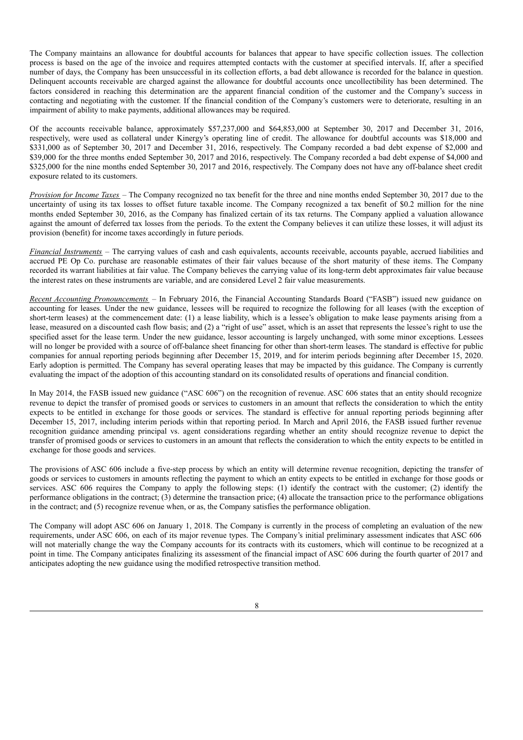The Company maintains an allowance for doubtful accounts for balances that appear to have specific collection issues. The collection process is based on the age of the invoice and requires attempted contacts with the customer at specified intervals. If, after a specified number of days, the Company has been unsuccessful in its collection efforts, a bad debt allowance is recorded for the balance in question. Delinquent accounts receivable are charged against the allowance for doubtful accounts once uncollectibility has been determined. The factors considered in reaching this determination are the apparent financial condition of the customer and the Company's success in contacting and negotiating with the customer. If the financial condition of the Company's customers were to deteriorate, resulting in an impairment of ability to make payments, additional allowances may be required.

Of the accounts receivable balance, approximately $57,237,000 and $64,853,000 at September 30, 2017 and December 31, 2016, respectively, were used as collateral under Kinergy's operating line of credit. The allowance for doubtful accounts was $18,000 and $331,000 as of September 30, 2017 and December 31, 2016, respectively. The Company recorded a bad debt expense of $2,000 and $39,000 for the three months ended September 30, 2017 and 2016, respectively. The Company recorded a bad debt expense of $4,000 and $325,000 for the nine months ended September 30, 2017 and 2016, respectively. The Company does not have any off-balance sheet credit exposure related to its customers.

*Provision for Income Taxes* – The Company recognized no tax benefit for the three and nine months ended September 30, 2017 due to the uncertainty of using its tax losses to offset future taxable income. The Company recognized a tax benefit of $0.2 million for the nine months ended September 30, 2016, as the Company has finalized certain of its tax returns. The Company applied a valuation allowance against the amount of deferred tax losses from the periods. To the extent the Company believes it can utilize these losses, it will adjust its provision (benefit) for income taxes accordingly in future periods.

*Financial Instruments* – The carrying values of cash and cash equivalents, accounts receivable, accounts payable, accrued liabilities and accrued PE Op Co. purchase are reasonable estimates of their fair values because of the short maturity of these items. The Company recorded its warrant liabilities at fair value. The Company believes the carrying value of its long-term debt approximates fair value because the interest rates on these instruments are variable, and are considered Level 2 fair value measurements.

*Recent Accounting Pronouncements* – In February 2016, the Financial Accounting Standards Board ("FASB") issued new guidance on accounting for leases. Under the new guidance, lessees will be required to recognize the following for all leases (with the exception of short-term leases) at the commencement date: (1) a lease liability, which is a lessee's obligation to make lease payments arising from a lease, measured on a discounted cash flow basis; and (2) a "right of use" asset, which is an asset that represents the lessee's right to use the specified asset for the lease term. Under the new guidance, lessor accounting is largely unchanged, with some minor exceptions. Lessees will no longer be provided with a source of off-balance sheet financing for other than short-term leases. The standard is effective for public companies for annual reporting periods beginning after December 15, 2019, and for interim periods beginning after December 15, 2020. Early adoption is permitted. The Company has several operating leases that may be impacted by this guidance. The Company is currently evaluating the impact of the adoption of this accounting standard on its consolidated results of operations and financial condition.

In May 2014, the FASB issued new guidance ("ASC 606") on the recognition of revenue. ASC 606 states that an entity should recognize revenue to depict the transfer of promised goods or services to customers in an amount that reflects the consideration to which the entity expects to be entitled in exchange for those goods or services. The standard is effective for annual reporting periods beginning after December 15, 2017, including interim periods within that reporting period. In March and April 2016, the FASB issued further revenue recognition guidance amending principal vs. agent considerations regarding whether an entity should recognize revenue to depict the transfer of promised goods or services to customers in an amount that reflects the consideration to which the entity expects to be entitled in exchange for those goods and services.

The provisions of ASC 606 include a five-step process by which an entity will determine revenue recognition, depicting the transfer of goods or services to customers in amounts reflecting the payment to which an entity expects to be entitled in exchange for those goods or services. ASC 606 requires the Company to apply the following steps: (1) identify the contract with the customer; (2) identify the performance obligations in the contract; (3) determine the transaction price; (4) allocate the transaction price to the performance obligations in the contract; and (5) recognize revenue when, or as, the Company satisfies the performance obligation.

The Company will adopt ASC 606 on January 1, 2018. The Company is currently in the process of completing an evaluation of the new requirements, under ASC 606, on each of its major revenue types. The Company's initial preliminary assessment indicates that ASC 606 will not materially change the way the Company accounts for its contracts with its customers, which will continue to be recognized at a point in time. The Company anticipates finalizing its assessment of the financial impact of ASC 606 during the fourth quarter of 2017 and anticipates adopting the new guidance using the modified retrospective transition method.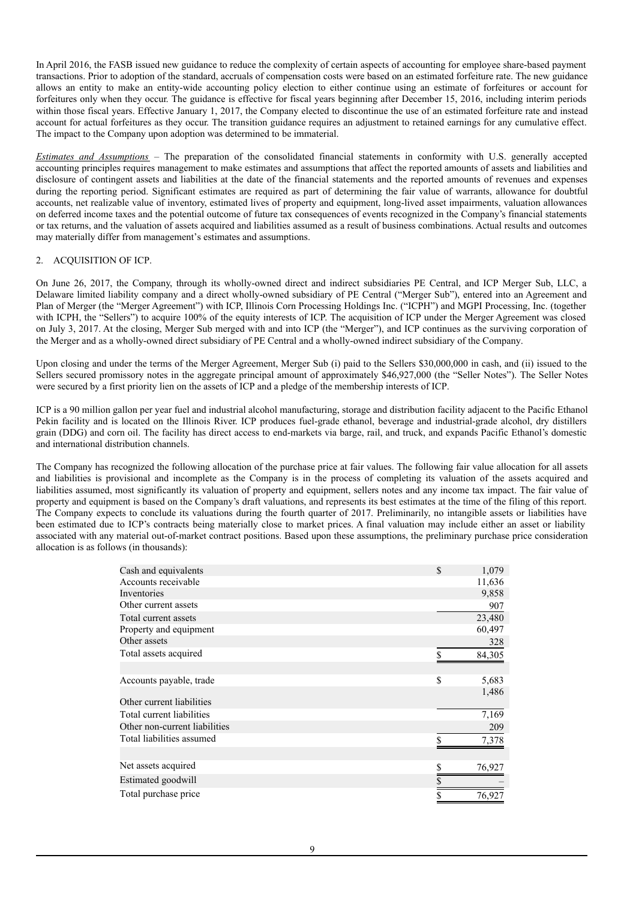In April 2016, the FASB issued new guidance to reduce the complexity of certain aspects of accounting for employee share-based payment transactions. Prior to adoption of the standard, accruals of compensation costs were based on an estimated forfeiture rate. The new guidance allows an entity to make an entity-wide accounting policy election to either continue using an estimate of forfeitures or account for forfeitures only when they occur. The guidance is effective for fiscal years beginning after December 15, 2016, including interim periods within those fiscal years. Effective January 1, 2017, the Company elected to discontinue the use of an estimated forfeiture rate and instead account for actual forfeitures as they occur. The transition guidance requires an adjustment to retained earnings for any cumulative effect. The impact to the Company upon adoption was determined to be immaterial.

*Estimates and Assumptions* – The preparation of the consolidated financial statements in conformity with U.S. generally accepted accounting principles requires management to make estimates and assumptions that affect the reported amounts of assets and liabilities and disclosure of contingent assets and liabilities at the date of the financial statements and the reported amounts of revenues and expenses during the reporting period. Significant estimates are required as part of determining the fair value of warrants, allowance for doubtful accounts, net realizable value of inventory, estimated lives of property and equipment, long-lived asset impairments, valuation allowances on deferred income taxes and the potential outcome of future tax consequences of events recognized in the Company's financial statements or tax returns, and the valuation of assets acquired and liabilities assumed as a result of business combinations. Actual results and outcomes may materially differ from management's estimates and assumptions.

## 2. ACQUISITION OF ICP.

On June 26, 2017, the Company, through its wholly-owned direct and indirect subsidiaries PE Central, and ICP Merger Sub, LLC, a Delaware limited liability company and a direct wholly-owned subsidiary of PE Central ("Merger Sub"), entered into an Agreement and Plan of Merger (the "Merger Agreement") with ICP, Illinois Corn Processing Holdings Inc. ("ICPH") and MGPI Processing, Inc. (together with ICPH, the "Sellers") to acquire 100% of the equity interests of ICP. The acquisition of ICP under the Merger Agreement was closed on July 3, 2017. At the closing, Merger Sub merged with and into ICP (the "Merger"), and ICP continues as the surviving corporation of the Merger and as a wholly-owned direct subsidiary of PE Central and a wholly-owned indirect subsidiary of the Company.

Upon closing and under the terms of the Merger Agreement, Merger Sub (i) paid to the Sellers $30,000,000 in cash, and (ii) issued to the Sellers secured promissory notes in the aggregate principal amount of approximately $46,927,000 (the "Seller Notes"). The Seller Notes were secured by a first priority lien on the assets of ICP and a pledge of the membership interests of ICP.

ICP is a 90 million gallon per year fuel and industrial alcohol manufacturing, storage and distribution facility adjacent to the Pacific Ethanol Pekin facility and is located on the Illinois River. ICP produces fuel-grade ethanol, beverage and industrial-grade alcohol, dry distillers grain (DDG) and corn oil. The facility has direct access to end-markets via barge, rail, and truck, and expands Pacific Ethanol's domestic and international distribution channels.

The Company has recognized the following allocation of the purchase price at fair values. The following fair value allocation for all assets and liabilities is provisional and incomplete as the Company is in the process of completing its valuation of the assets acquired and liabilities assumed, most significantly its valuation of property and equipment, sellers notes and any income tax impact. The fair value of property and equipment is based on the Company's draft valuations, and represents its best estimates at the time of the filing of this report. The Company expects to conclude its valuations during the fourth quarter of 2017. Preliminarily, no intangible assets or liabilities have been estimated due to ICP's contracts being materially close to market prices. A final valuation may include either an asset or liability associated with any material out-of-market contract positions. Based upon these assumptions, the preliminary purchase price consideration allocation is as follows (in thousands):

| | |
|---|---|
| Cash and equivalents | $ 1,079 |
| Accounts receivable | 11,636 |
| Inventories | 9,858 |
| Other current assets | 907 |
| Total current assets | 23,480 |
| Property and equipment | 60,497 |
| Other assets | 328 |
| Total assets acquired | $ 84,305 |
| | |
| Accounts payable, trade | $ 5,683 |
| Other current liabilities | 1,486 |
| Total current liabilities | 7,169 |
| Other non-current liabilities | 209 |
| Total liabilities assumed | $ 7,378 |
| | |
| Net assets acquired | $ 76,927 |
| Estimated goodwill | $ – |
| Total purchase price | $ 76,927 |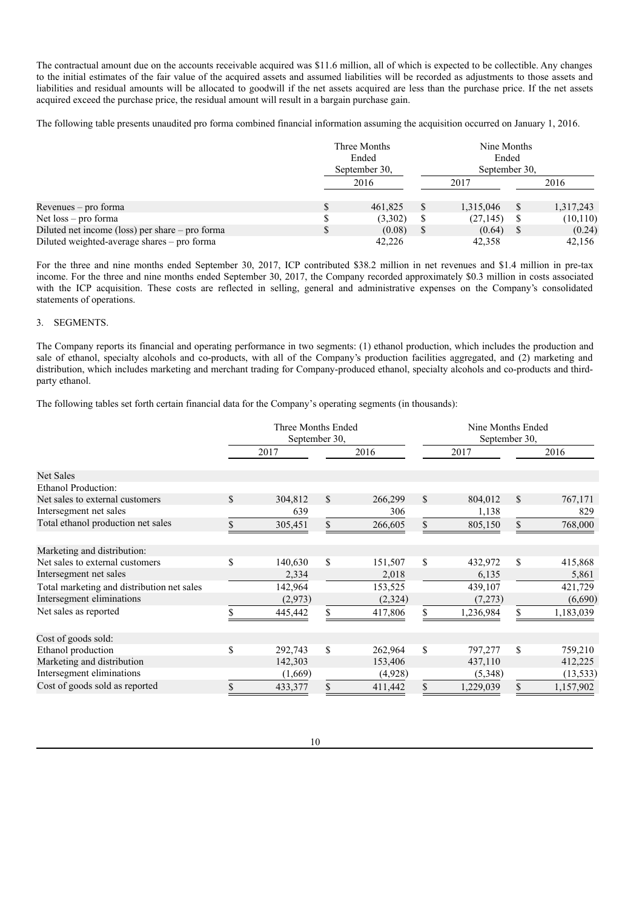The contractual amount due on the accounts receivable acquired was $11.6 million, all of which is expected to be collectible. Any changes to the initial estimates of the fair value of the acquired assets and assumed liabilities will be recorded as adjustments to those assets and liabilities and residual amounts will be allocated to goodwill if the net assets acquired are less than the purchase price. If the net assets acquired exceed the purchase price, the residual amount will result in a bargain purchase gain.

The following table presents unaudited pro forma combined financial information assuming the acquisition occurred on January 1, 2016.

| | Three Months Ended September 30, | Nine Months Ended September 30, | |
|---|---|---|---|
| | 2016 | 2017 | 2016 |
| Revenues – pro forma | $ 461,825 | $ 1,315,046 | $ 1,317,243 |
| Net loss – pro forma | $ (3,302) | $ (27,145) | $ (10,110) |
| Diluted net income (loss) per share – pro forma | $ (0.08) | $ (0.64) | $ (0.24) |
| Diluted weighted-average shares – pro forma | 42,226 | 42,358 | 42,156 |

For the three and nine months ended September 30, 2017, ICP contributed $38.2 million in net revenues and $1.4 million in pre-tax income. For the three and nine months ended September 30, 2017, the Company recorded approximately $0.3 million in costs associated with the ICP acquisition. These costs are reflected in selling, general and administrative expenses on the Company's consolidated statements of operations.

3. SEGMENTS.

The Company reports its financial and operating performance in two segments: (1) ethanol production, which includes the production and sale of ethanol, specialty alcohols and co-products, with all of the Company's production facilities aggregated, and (2) marketing and distribution, which includes marketing and merchant trading for Company-produced ethanol, specialty alcohols and co-products and third-party ethanol.

The following tables set forth certain financial data for the Company's operating segments (in thousands):

| | Three Months Ended September 30, | | Nine Months Ended September 30, | |
|---|---|---|---|---|
| | 2017 | 2016 | 2017 | 2016 |
| **Net Sales** | | | | |
| Ethanol Production: | | | | |
| Net sales to external customers | $ 304,812 | $ 266,299 | $ 804,012 | $ 767,171 |
| Intersegment net sales | 639 | 306 | 1,138 | 829 |
| Total ethanol production net sales | $ 305,451 | $ 266,605 | $ 805,150 | $ 768,000 |
| Marketing and distribution: | | | | |
| Net sales to external customers | $ 140,630 | $ 151,507 | $ 432,972 | $ 415,868 |
| Intersegment net sales | 2,334 | 2,018 | 6,135 | 5,861 |
| Total marketing and distribution net sales | 142,964 | 153,525 | 439,107 | 421,729 |
| Intersegment eliminations | (2,973) | (2,324) | (7,273) | (6,690) |
| Net sales as reported | $ 445,442 | $ 417,806 | $ 1,236,984 | $ 1,183,039 |
| Cost of goods sold: | | | | |
| Ethanol production | $ 292,743 | $ 262,964 | $ 797,277 | $ 759,210 |
| Marketing and distribution | 142,303 | 153,406 | 437,110 | 412,225 |
| Intersegment eliminations | (1,669) | (4,928) | (5,348) | (13,533) |
| Cost of goods sold as reported | $ 433,377 | $ 411,442 | $ 1,229,039 | $ 1,157,902 |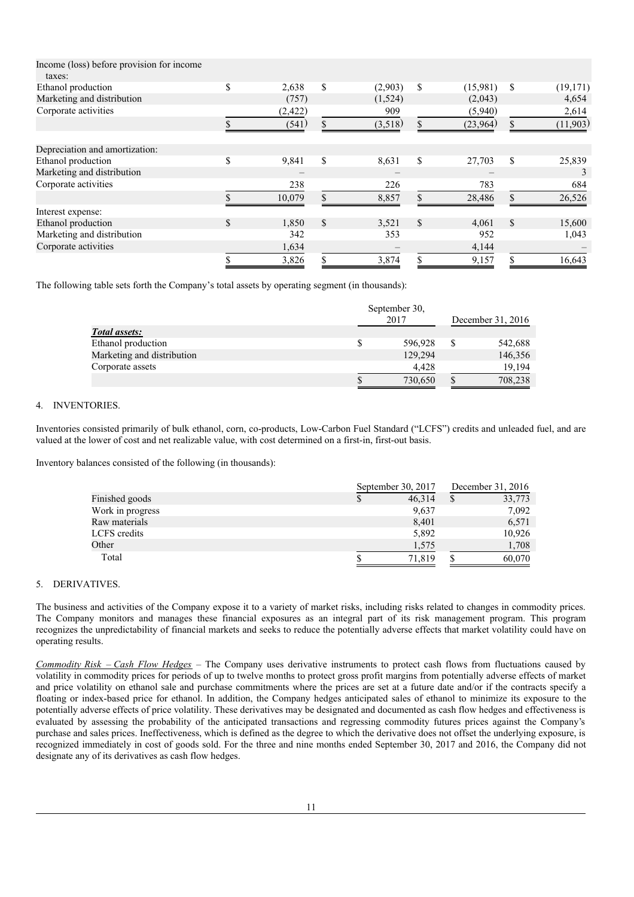| | | | | |
|---|---|---|---|---|
| Income (loss) before provision for income taxes: | | | | |
| Ethanol production | $ 2,638 | $ (2,903) | $ (15,981) | $ (19,171) |
| Marketing and distribution | (757) | (1,524) | (2,043) | 4,654 |
| Corporate activities | (2,422) | 909 | (5,940) | 2,614 |
| | $ (541) | $ (3,518) | $ (23,964) | $ (11,903) |
| Depreciation and amortization: | | | | |
| Ethanol production | $ 9,841 | $ 8,631 | $ 27,703 | $ 25,839 |
| Marketing and distribution | – | – | – | 3 |
| Corporate activities | 238 | 226 | 783 | 684 |
| | $ 10,079 | $ 8,857 | $ 28,486 | $ 26,526 |
| Interest expense: | | | | |
| Ethanol production | $ 1,850 | $ 3,521 | $ 4,061 | $ 15,600 |
| Marketing and distribution | 342 | 353 | 952 | 1,043 |
| Corporate activities | 1,634 | – | 4,144 | – |
| | $ 3,826 | $ 3,874 | $ 9,157 | $ 16,643 |

The following table sets forth the Company's total assets by operating segment (in thousands):

| | September 30, 2017 | December 31, 2016 |
|---|---|---|
| ***Total assets:*** | | |
| Ethanol production | $ 596,928 | $ 542,688 |
| Marketing and distribution | 129,294 | 146,356 |
| Corporate assets | 4,428 | 19,194 |
| | $ 730,650 | $ 708,238 |

4. INVENTORIES.

Inventories consisted primarily of bulk ethanol, corn, co-products, Low-Carbon Fuel Standard ("LCFS") credits and unleaded fuel, and are valued at the lower of cost and net realizable value, with cost determined on a first-in, first-out basis.

Inventory balances consisted of the following (in thousands):

| | September 30, 2017 | December 31, 2016 |
|---|---|---|
| Finished goods | $ 46,314 | $ 33,773 |
| Work in progress | 9,637 | 7,092 |
| Raw materials | 8,401 | 6,571 |
| LCFS credits | 5,892 | 10,926 |
| Other | 1,575 | 1,708 |
| Total | $ 71,819 | $ 60,070 |

5. DERIVATIVES.

The business and activities of the Company expose it to a variety of market risks, including risks related to changes in commodity prices. The Company monitors and manages these financial exposures as an integral part of its risk management program. This program recognizes the unpredictability of financial markets and seeks to reduce the potentially adverse effects that market volatility could have on operating results.

*Commodity Risk – Cash Flow Hedges* – The Company uses derivative instruments to protect cash flows from fluctuations caused by volatility in commodity prices for periods of up to twelve months to protect gross profit margins from potentially adverse effects of market and price volatility on ethanol sale and purchase commitments where the prices are set at a future date and/or if the contracts specify a floating or index-based price for ethanol. In addition, the Company hedges anticipated sales of ethanol to minimize its exposure to the potentially adverse effects of price volatility. These derivatives may be designated and documented as cash flow hedges and effectiveness is evaluated by assessing the probability of the anticipated transactions and regressing commodity futures prices against the Company's purchase and sales prices. Ineffectiveness, which is defined as the degree to which the derivative does not offset the underlying exposure, is recognized immediately in cost of goods sold. For the three and nine months ended September 30, 2017 and 2016, the Company did not designate any of its derivatives as cash flow hedges.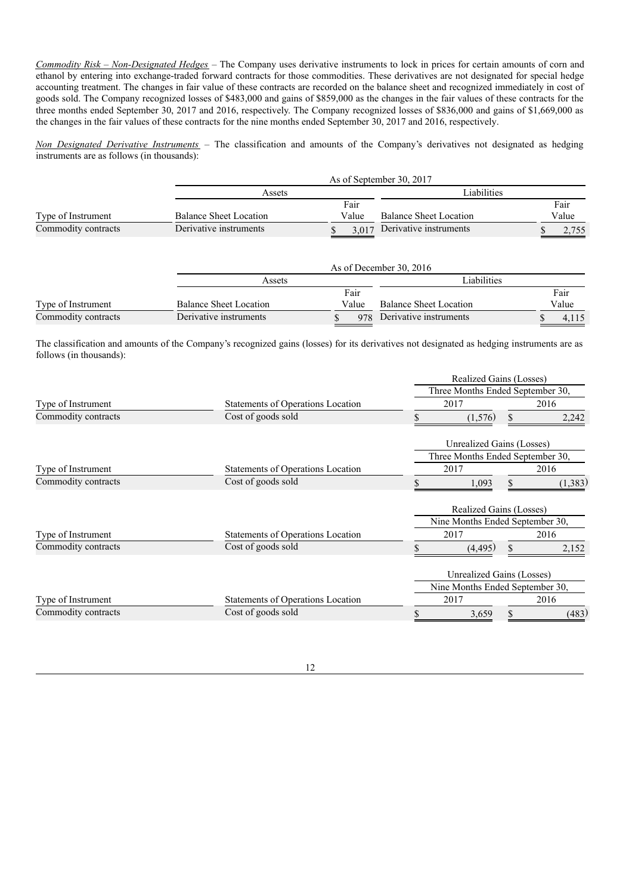*Commodity Risk – Non-Designated Hedges* – The Company uses derivative instruments to lock in prices for certain amounts of corn and ethanol by entering into exchange-traded forward contracts for those commodities. These derivatives are not designated for special hedge accounting treatment. The changes in fair value of these contracts are recorded on the balance sheet and recognized immediately in cost of goods sold. The Company recognized losses of $483,000 and gains of $859,000 as the changes in the fair values of these contracts for the three months ended September 30, 2017 and 2016, respectively. The Company recognized losses of $836,000 and gains of $1,669,000 as the changes in the fair values of these contracts for the nine months ended September 30, 2017 and 2016, respectively.

*Non Designated Derivative Instruments* – The classification and amounts of the Company's derivatives not designated as hedging instruments are as follows (in thousands):

| | As of September 30, 2017 | | | |
|---|---|---|---|---|
| | Assets | | Liabilities | |
| Type of Instrument | Balance Sheet Location | Fair Value | Balance Sheet Location | Fair Value |
| Commodity contracts | Derivative instruments | $ 3,017 | Derivative instruments | $ 2,755 |

| | As of December 30, 2016 | | | |
|---|---|---|---|---|
| | Assets | | Liabilities | |
| Type of Instrument | Balance Sheet Location | Fair Value | Balance Sheet Location | Fair Value |
| Commodity contracts | Derivative instruments | $ 978 | Derivative instruments | $ 4,115 |

The classification and amounts of the Company's recognized gains (losses) for its derivatives not designated as hedging instruments are as follows (in thousands):

| | | Realized Gains (Losses) | |
|---|---|---|---|
| | | Three Months Ended September 30, | |
| Type of Instrument | Statements of Operations Location | 2017 | 2016 |
| Commodity contracts | Cost of goods sold | $ (1,576) | $ 2,242 |

| | | Unrealized Gains (Losses) | |
|---|---|---|---|
| | | Three Months Ended September 30, | |
| Type of Instrument | Statements of Operations Location | 2017 | 2016 |
| Commodity contracts | Cost of goods sold | $ 1,093 | $ (1,383) |

| | | Realized Gains (Losses) | |
|---|---|---|---|
| | | Nine Months Ended September 30, | |
| Type of Instrument | Statements of Operations Location | 2017 | 2016 |
| Commodity contracts | Cost of goods sold | $ (4,495) | $ 2,152 |

| | | Unrealized Gains (Losses) | |
|---|---|---|---|
| | | Nine Months Ended September 30, | |
| Type of Instrument | Statements of Operations Location | 2017 | 2016 |
| Commodity contracts | Cost of goods sold | $ 3,659 | $ (483) |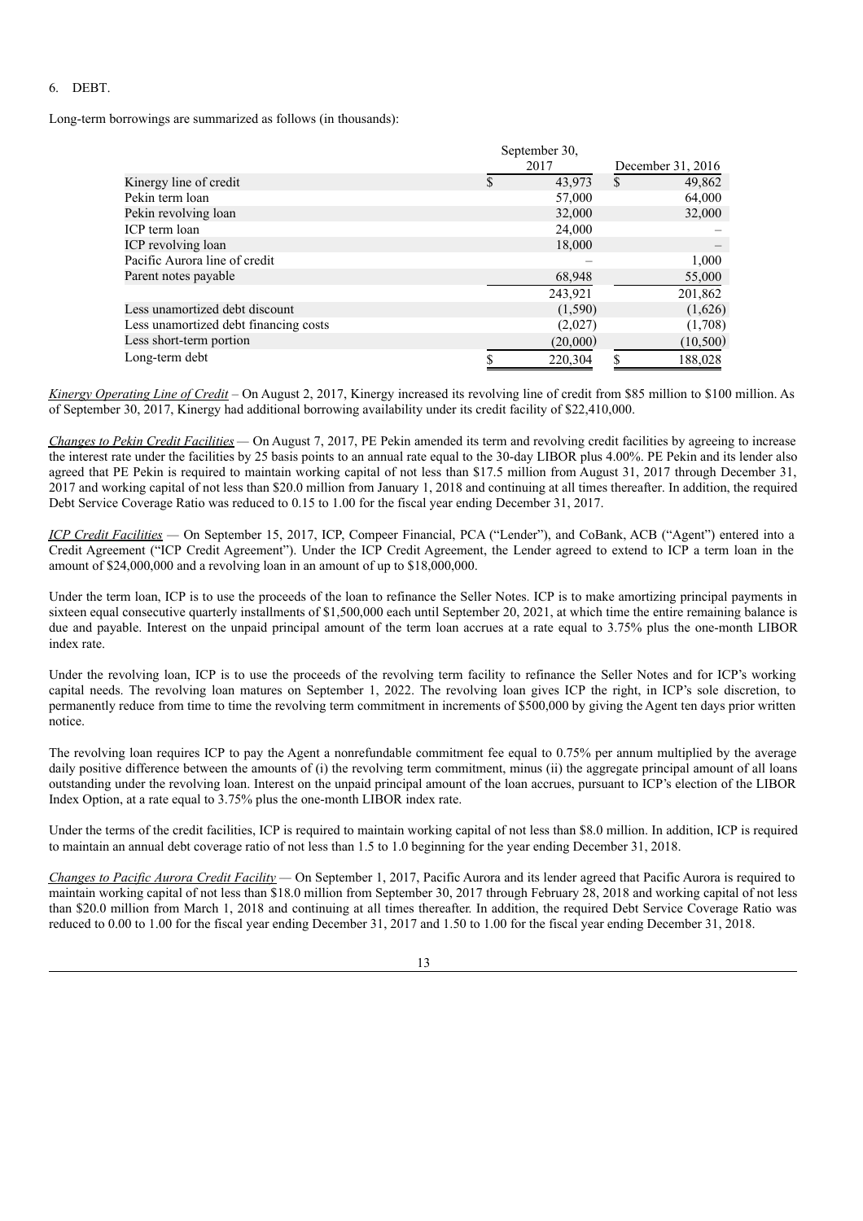6. DEBT.

Long-term borrowings are summarized as follows (in thousands):

| | September 30, 2017 | December 31, 2016 |
|---|---|---|
| Kinergy line of credit | $ 43,973 | $ 49,862 |
| Pekin term loan | 57,000 | 64,000 |
| Pekin revolving loan | 32,000 | 32,000 |
| ICP term loan | 24,000 | – |
| ICP revolving loan | 18,000 | – |
| Pacific Aurora line of credit | – | 1,000 |
| Parent notes payable | 68,948 | 55,000 |
| | 243,921 | 201,862 |
| Less unamortized debt discount | (1,590) | (1,626) |
| Less unamortized debt financing costs | (2,027) | (1,708) |
| Less short-term portion | (20,000) | (10,500) |
| Long-term debt | $ 220,304 | $ 188,028 |

*Kinergy Operating Line of Credit* – On August 2, 2017, Kinergy increased its revolving line of credit from $85 million to $100 million. As of September 30, 2017, Kinergy had additional borrowing availability under its credit facility of $22,410,000.

*Changes to Pekin Credit Facilities* — On August 7, 2017, PE Pekin amended its term and revolving credit facilities by agreeing to increase the interest rate under the facilities by 25 basis points to an annual rate equal to the 30-day LIBOR plus 4.00%. PE Pekin and its lender also agreed that PE Pekin is required to maintain working capital of not less than $17.5 million from August 31, 2017 through December 31, 2017 and working capital of not less than $20.0 million from January 1, 2018 and continuing at all times thereafter. In addition, the required Debt Service Coverage Ratio was reduced to 0.15 to 1.00 for the fiscal year ending December 31, 2017.

*ICP Credit Facilities* — On September 15, 2017, ICP, Compeer Financial, PCA ("Lender"), and CoBank, ACB ("Agent") entered into a Credit Agreement ("ICP Credit Agreement"). Under the ICP Credit Agreement, the Lender agreed to extend to ICP a term loan in the amount of $24,000,000 and a revolving loan in an amount of up to $18,000,000.

Under the term loan, ICP is to use the proceeds of the loan to refinance the Seller Notes. ICP is to make amortizing principal payments in sixteen equal consecutive quarterly installments of $1,500,000 each until September 20, 2021, at which time the entire remaining balance is due and payable. Interest on the unpaid principal amount of the term loan accrues at a rate equal to 3.75% plus the one-month LIBOR index rate.

Under the revolving loan, ICP is to use the proceeds of the revolving term facility to refinance the Seller Notes and for ICP's working capital needs. The revolving loan matures on September 1, 2022. The revolving loan gives ICP the right, in ICP's sole discretion, to permanently reduce from time to time the revolving term commitment in increments of $500,000 by giving the Agent ten days prior written notice.

The revolving loan requires ICP to pay the Agent a nonrefundable commitment fee equal to 0.75% per annum multiplied by the average daily positive difference between the amounts of (i) the revolving term commitment, minus (ii) the aggregate principal amount of all loans outstanding under the revolving loan. Interest on the unpaid principal amount of the loan accrues, pursuant to ICP's election of the LIBOR Index Option, at a rate equal to 3.75% plus the one-month LIBOR index rate.

Under the terms of the credit facilities, ICP is required to maintain working capital of not less than $8.0 million. In addition, ICP is required to maintain an annual debt coverage ratio of not less than 1.5 to 1.0 beginning for the year ending December 31, 2018.

*Changes to Pacific Aurora Credit Facility* — On September 1, 2017, Pacific Aurora and its lender agreed that Pacific Aurora is required to maintain working capital of not less than $18.0 million from September 30, 2017 through February 28, 2018 and working capital of not less than $20.0 million from March 1, 2018 and continuing at all times thereafter. In addition, the required Debt Service Coverage Ratio was reduced to 0.00 to 1.00 for the fiscal year ending December 31, 2017 and 1.50 to 1.00 for the fiscal year ending December 31, 2018.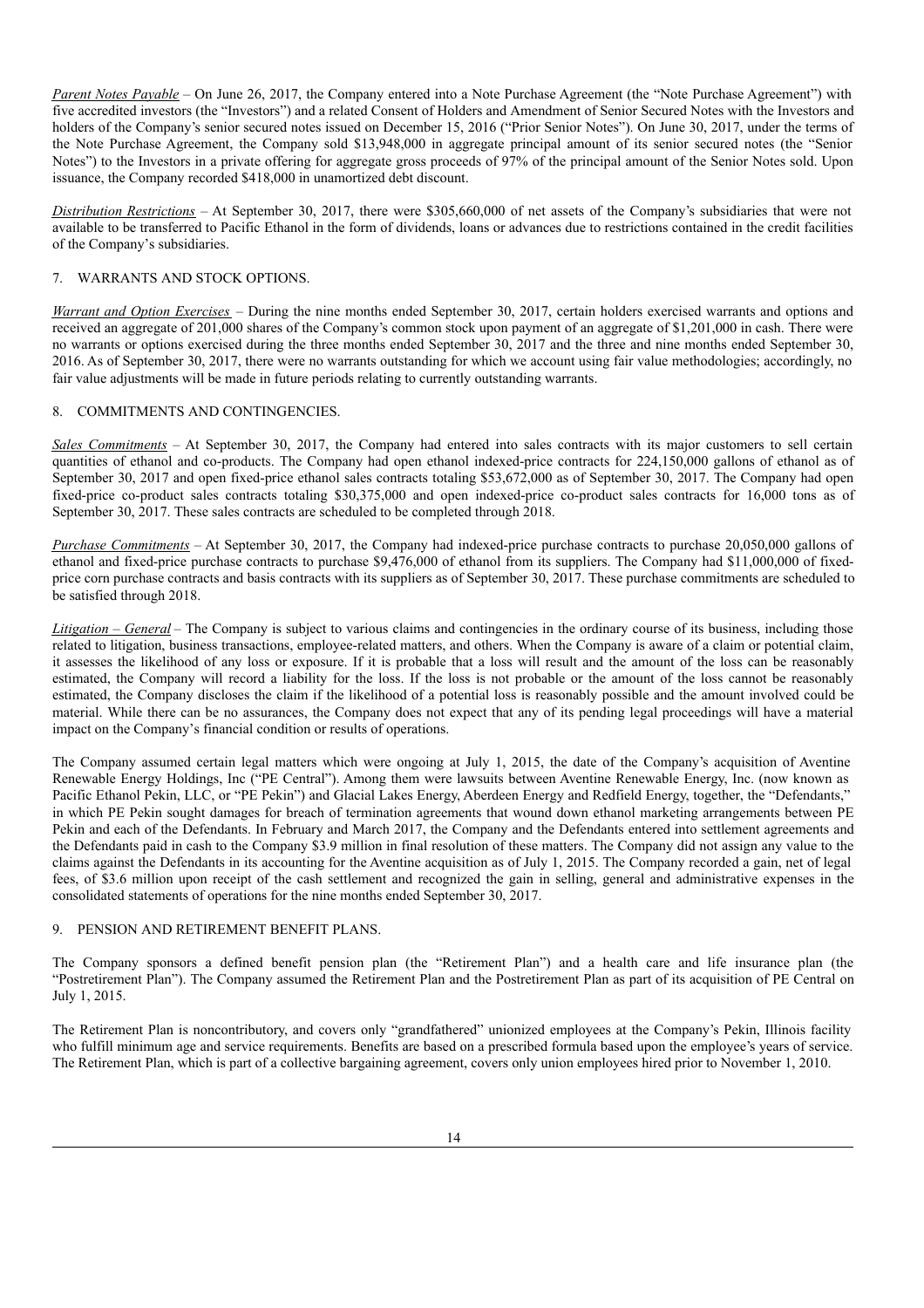*Parent Notes Payable* – On June 26, 2017, the Company entered into a Note Purchase Agreement (the "Note Purchase Agreement") with five accredited investors (the "Investors") and a related Consent of Holders and Amendment of Senior Secured Notes with the Investors and holders of the Company's senior secured notes issued on December 15, 2016 ("Prior Senior Notes"). On June 30, 2017, under the terms of the Note Purchase Agreement, the Company sold $13,948,000 in aggregate principal amount of its senior secured notes (the "Senior Notes") to the Investors in a private offering for aggregate gross proceeds of 97% of the principal amount of the Senior Notes sold. Upon issuance, the Company recorded $418,000 in unamortized debt discount.

*Distribution Restrictions* – At September 30, 2017, there were $305,660,000 of net assets of the Company's subsidiaries that were not available to be transferred to Pacific Ethanol in the form of dividends, loans or advances due to restrictions contained in the credit facilities of the Company's subsidiaries.

## 7. WARRANTS AND STOCK OPTIONS.

*Warrant and Option Exercises* – During the nine months ended September 30, 2017, certain holders exercised warrants and options and received an aggregate of 201,000 shares of the Company's common stock upon payment of an aggregate of $1,201,000 in cash. There were no warrants or options exercised during the three months ended September 30, 2017 and the three and nine months ended September 30, 2016. As of September 30, 2017, there were no warrants outstanding for which we account using fair value methodologies; accordingly, no fair value adjustments will be made in future periods relating to currently outstanding warrants.

## 8. COMMITMENTS AND CONTINGENCIES.

*Sales Commitments* – At September 30, 2017, the Company had entered into sales contracts with its major customers to sell certain quantities of ethanol and co-products. The Company had open ethanol indexed-price contracts for 224,150,000 gallons of ethanol as of September 30, 2017 and open fixed-price ethanol sales contracts totaling $53,672,000 as of September 30, 2017. The Company had open fixed-price co-product sales contracts totaling $30,375,000 and open indexed-price co-product sales contracts for 16,000 tons as of September 30, 2017. These sales contracts are scheduled to be completed through 2018.

*Purchase Commitments* – At September 30, 2017, the Company had indexed-price purchase contracts to purchase 20,050,000 gallons of ethanol and fixed-price purchase contracts to purchase $9,476,000 of ethanol from its suppliers. The Company had $11,000,000 of fixed-price corn purchase contracts and basis contracts with its suppliers as of September 30, 2017. These purchase commitments are scheduled to be satisfied through 2018.

*Litigation – General* – The Company is subject to various claims and contingencies in the ordinary course of its business, including those related to litigation, business transactions, employee-related matters, and others. When the Company is aware of a claim or potential claim, it assesses the likelihood of any loss or exposure. If it is probable that a loss will result and the amount of the loss can be reasonably estimated, the Company will record a liability for the loss. If the loss is not probable or the amount of the loss cannot be reasonably estimated, the Company discloses the claim if the likelihood of a potential loss is reasonably possible and the amount involved could be material. While there can be no assurances, the Company does not expect that any of its pending legal proceedings will have a material impact on the Company's financial condition or results of operations.

The Company assumed certain legal matters which were ongoing at July 1, 2015, the date of the Company's acquisition of Aventine Renewable Energy Holdings, Inc ("PE Central"). Among them were lawsuits between Aventine Renewable Energy, Inc. (now known as Pacific Ethanol Pekin, LLC, or "PE Pekin") and Glacial Lakes Energy, Aberdeen Energy and Redfield Energy, together, the "Defendants," in which PE Pekin sought damages for breach of termination agreements that wound down ethanol marketing arrangements between PE Pekin and each of the Defendants. In February and March 2017, the Company and the Defendants entered into settlement agreements and the Defendants paid in cash to the Company $3.9 million in final resolution of these matters. The Company did not assign any value to the claims against the Defendants in its accounting for the Aventine acquisition as of July 1, 2015. The Company recorded a gain, net of legal fees, of $3.6 million upon receipt of the cash settlement and recognized the gain in selling, general and administrative expenses in the consolidated statements of operations for the nine months ended September 30, 2017.

## 9. PENSION AND RETIREMENT BENEFIT PLANS.

The Company sponsors a defined benefit pension plan (the "Retirement Plan") and a health care and life insurance plan (the "Postretirement Plan"). The Company assumed the Retirement Plan and the Postretirement Plan as part of its acquisition of PE Central on July 1, 2015.

The Retirement Plan is noncontributory, and covers only "grandfathered" unionized employees at the Company's Pekin, Illinois facility who fulfill minimum age and service requirements. Benefits are based on a prescribed formula based upon the employee's years of service. The Retirement Plan, which is part of a collective bargaining agreement, covers only union employees hired prior to November 1, 2010.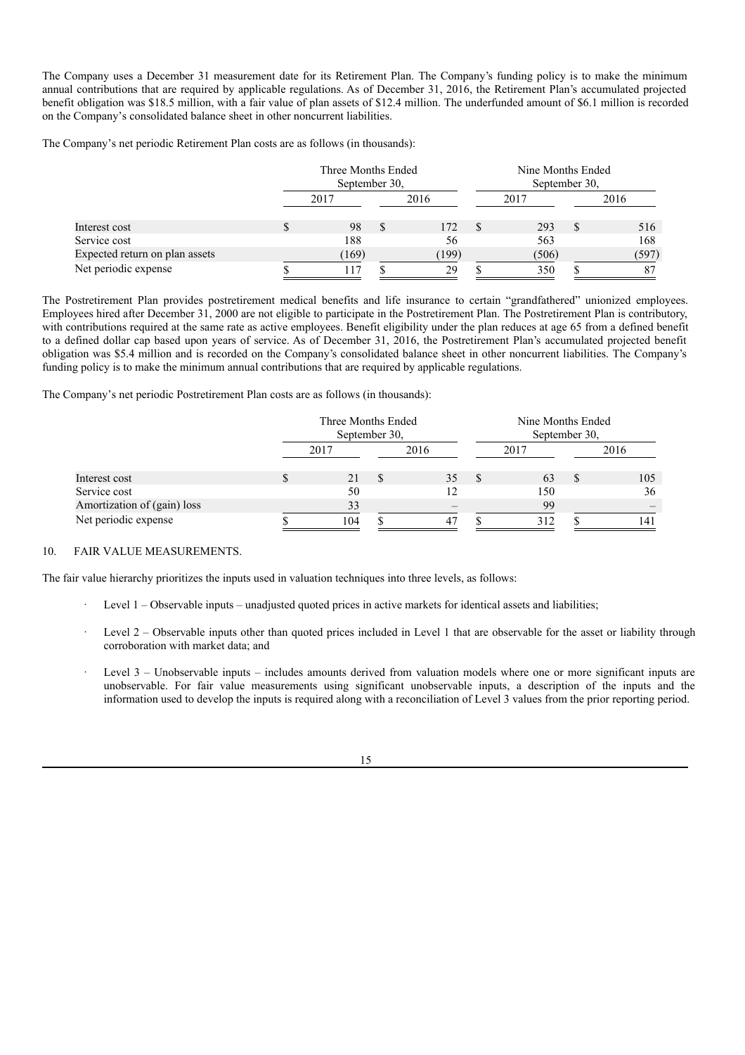The Company uses a December 31 measurement date for its Retirement Plan. The Company's funding policy is to make the minimum annual contributions that are required by applicable regulations. As of December 31, 2016, the Retirement Plan's accumulated projected benefit obligation was $18.5 million, with a fair value of plan assets of $12.4 million. The underfunded amount of $6.1 million is recorded on the Company's consolidated balance sheet in other noncurrent liabilities.

The Company's net periodic Retirement Plan costs are as follows (in thousands):

| | Three Months Ended September 30, | | Nine Months Ended September 30, | |
|---|---|---|---|---|
| | 2017 | 2016 | 2017 | 2016 |
| Interest cost | $ 98 | $ 172 | $ 293 | $ 516 |
| Service cost | 188 | 56 | 563 | 168 |
| Expected return on plan assets | (169) | (199) | (506) | (597) |
| Net periodic expense | $ 117 | $ 29 | $ 350 | $ 87 |

The Postretirement Plan provides postretirement medical benefits and life insurance to certain "grandfathered" unionized employees. Employees hired after December 31, 2000 are not eligible to participate in the Postretirement Plan. The Postretirement Plan is contributory, with contributions required at the same rate as active employees. Benefit eligibility under the plan reduces at age 65 from a defined benefit to a defined dollar cap based upon years of service. As of December 31, 2016, the Postretirement Plan's accumulated projected benefit obligation was $5.4 million and is recorded on the Company's consolidated balance sheet in other noncurrent liabilities. The Company's funding policy is to make the minimum annual contributions that are required by applicable regulations.

The Company's net periodic Postretirement Plan costs are as follows (in thousands):

| | Three Months Ended September 30, | | Nine Months Ended September 30, | |
|---|---|---|---|---|
| | 2017 | 2016 | 2017 | 2016 |
| Interest cost | $ 21 | $ 35 | $ 63 | $ 105 |
| Service cost | 50 | 12 | 150 | 36 |
| Amortization of (gain) loss | 33 | – | 99 | – |
| Net periodic expense | $ 104 | $ 47 | $ 312 | $ 141 |

10. FAIR VALUE MEASUREMENTS.

The fair value hierarchy prioritizes the inputs used in valuation techniques into three levels, as follows:

- Level 1 – Observable inputs – unadjusted quoted prices in active markets for identical assets and liabilities;
- Level 2 – Observable inputs other than quoted prices included in Level 1 that are observable for the asset or liability through corroboration with market data; and
- Level 3 – Unobservable inputs – includes amounts derived from valuation models where one or more significant inputs are unobservable. For fair value measurements using significant unobservable inputs, a description of the inputs and the information used to develop the inputs is required along with a reconciliation of Level 3 values from the prior reporting period.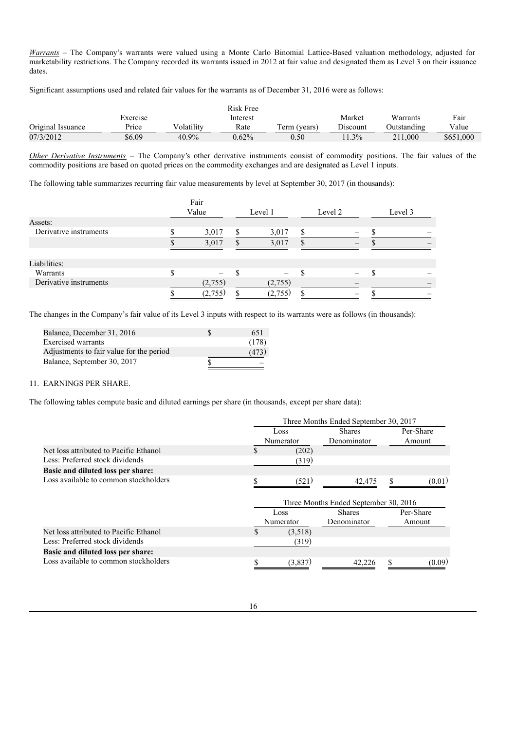*Warrants* – The Company's warrants were valued using a Monte Carlo Binomial Lattice-Based valuation methodology, adjusted for marketability restrictions. The Company recorded its warrants issued in 2012 at fair value and designated them as Level 3 on their issuance dates.

Significant assumptions used and related fair values for the warrants as of December 31, 2016 were as follows:

| Original Issuance | Exercise Price | Volatility | Risk Free Interest Rate | Term (years) | Market Discount | Warrants Outstanding | Fair Value |
|---|---|---|---|---|---|---|---|
| 07/3/2012 | $6.09 | 40.9% | 0.62% | 0.50 | 11.3% | 211,000 | $651,000 |

*Other Derivative Instruments* – The Company's other derivative instruments consist of commodity positions. The fair values of the commodity positions are based on quoted prices on the commodity exchanges and are designated as Level 1 inputs.

The following table summarizes recurring fair value measurements by level at September 30, 2017 (in thousands):

| | Fair Value | Level 1 | Level 2 | Level 3 |
|---|---|---|---|---|
| Assets: | | | | |
| Derivative instruments | $ 3,017 | $ 3,017 | $ – | $ – |
| | $ 3,017 | $ 3,017 | $ – | $ – |
| Liabilities: | | | | |
| Warrants | $ – | $ – | $ – | $ – |
| Derivative instruments | (2,755) | (2,755) | – | – |
| | $ (2,755) | $ (2,755) | $ – | $ – |

The changes in the Company's fair value of its Level 3 inputs with respect to its warrants were as follows (in thousands):

| | |
|---|---|
| Balance, December 31, 2016 | $ 651 |
| Exercised warrants | (178) |
| Adjustments to fair value for the period | (473) |
| Balance, September 30, 2017 | $ – |

11. EARNINGS PER SHARE.

The following tables compute basic and diluted earnings per share (in thousands, except per share data):

| | Three Months Ended September 30, 2017 | | |
|---|---|---|---|
| | Loss Numerator | Shares Denominator | Per-Share Amount |
| Net loss attributed to Pacific Ethanol | $ (202) | | |
| Less: Preferred stock dividends | (319) | | |
| **Basic and diluted loss per share:** | | | |
| Loss available to common stockholders | $ (521) | 42,475 | $ (0.01) |

| | Three Months Ended September 30, 2016 | | |
|---|---|---|---|
| | Loss Numerator | Shares Denominator | Per-Share Amount |
| Net loss attributed to Pacific Ethanol | $ (3,518) | | |
| Less: Preferred stock dividends | (319) | | |
| **Basic and diluted loss per share:** | | | |
| Loss available to common stockholders | $ (3,837) | 42,226 | $ (0.09) |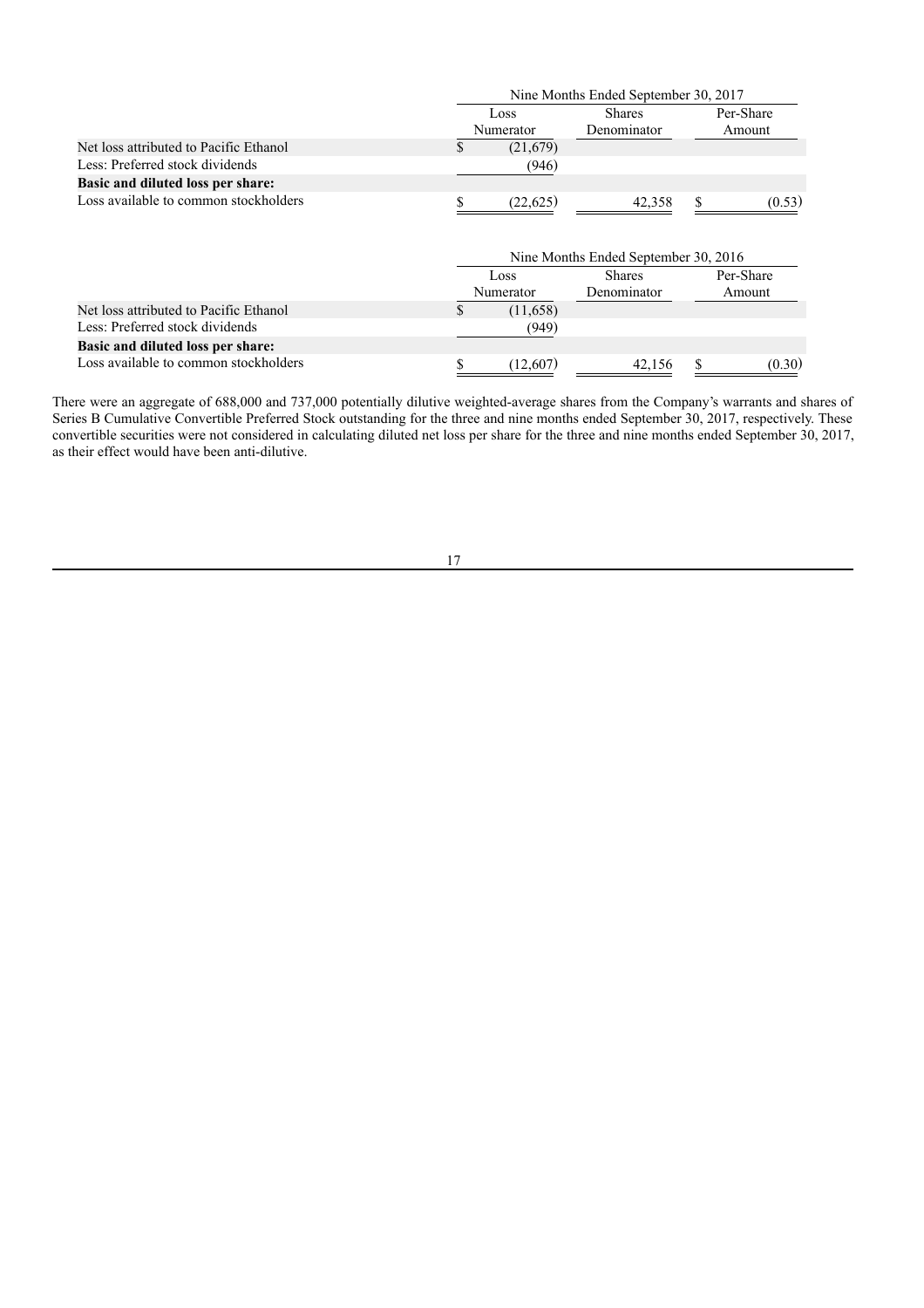| | Nine Months Ended September 30, 2017 | | |
|---|---|---|---|
| | Loss Numerator | Shares Denominator | Per-Share Amount |
| Net loss attributed to Pacific Ethanol | $ (21,679) | | |
| Less: Preferred stock dividends | (946) | | |
| **Basic and diluted loss per share:** | | | |
| Loss available to common stockholders | $ (22,625) | 42,358 | $ (0.53) |

| | Nine Months Ended September 30, 2016 | | |
|---|---|---|---|
| | Loss Numerator | Shares Denominator | Per-Share Amount |
| Net loss attributed to Pacific Ethanol | $ (11,658) | | |
| Less: Preferred stock dividends | (949) | | |
| **Basic and diluted loss per share:** | | | |
| Loss available to common stockholders | $ (12,607) | 42,156 | $ (0.30) |

There were an aggregate of 688,000 and 737,000 potentially dilutive weighted-average shares from the Company's warrants and shares of Series B Cumulative Convertible Preferred Stock outstanding for the three and nine months ended September 30, 2017, respectively. These convertible securities were not considered in calculating diluted net loss per share for the three and nine months ended September 30, 2017, as their effect would have been anti-dilutive.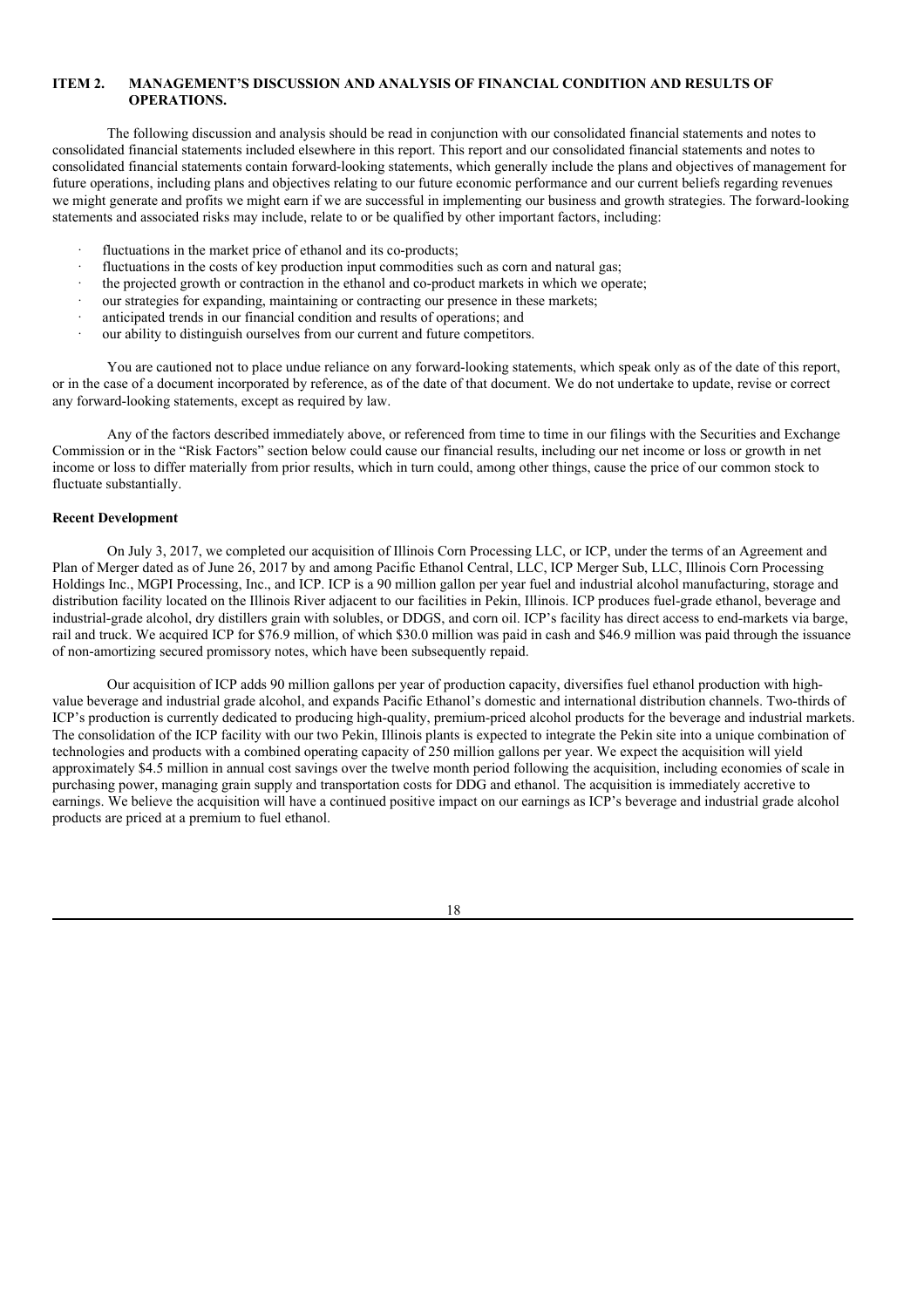## ITEM 2. MANAGEMENT'S DISCUSSION AND ANALYSIS OF FINANCIAL CONDITION AND RESULTS OF OPERATIONS.

The following discussion and analysis should be read in conjunction with our consolidated financial statements and notes to consolidated financial statements included elsewhere in this report. This report and our consolidated financial statements and notes to consolidated financial statements contain forward-looking statements, which generally include the plans and objectives of management for future operations, including plans and objectives relating to our future economic performance and our current beliefs regarding revenues we might generate and profits we might earn if we are successful in implementing our business and growth strategies. The forward-looking statements and associated risks may include, relate to or be qualified by other important factors, including:

- fluctuations in the market price of ethanol and its co-products;
- fluctuations in the costs of key production input commodities such as corn and natural gas;
- the projected growth or contraction in the ethanol and co-product markets in which we operate;
- our strategies for expanding, maintaining or contracting our presence in these markets;
- anticipated trends in our financial condition and results of operations; and
- our ability to distinguish ourselves from our current and future competitors.

You are cautioned not to place undue reliance on any forward-looking statements, which speak only as of the date of this report, or in the case of a document incorporated by reference, as of the date of that document. We do not undertake to update, revise or correct any forward-looking statements, except as required by law.

Any of the factors described immediately above, or referenced from time to time in our filings with the Securities and Exchange Commission or in the "Risk Factors" section below could cause our financial results, including our net income or loss or growth in net income or loss to differ materially from prior results, which in turn could, among other things, cause the price of our common stock to fluctuate substantially.

### Recent Development

On July 3, 2017, we completed our acquisition of Illinois Corn Processing LLC, or ICP, under the terms of an Agreement and Plan of Merger dated as of June 26, 2017 by and among Pacific Ethanol Central, LLC, ICP Merger Sub, LLC, Illinois Corn Processing Holdings Inc., MGPI Processing, Inc., and ICP. ICP is a 90 million gallon per year fuel and industrial alcohol manufacturing, storage and distribution facility located on the Illinois River adjacent to our facilities in Pekin, Illinois. ICP produces fuel-grade ethanol, beverage and industrial-grade alcohol, dry distillers grain with solubles, or DDGS, and corn oil. ICP's facility has direct access to end-markets via barge, rail and truck. We acquired ICP for $76.9 million, of which $30.0 million was paid in cash and $46.9 million was paid through the issuance of non-amortizing secured promissory notes, which have been subsequently repaid.

Our acquisition of ICP adds 90 million gallons per year of production capacity, diversifies fuel ethanol production with high-value beverage and industrial grade alcohol, and expands Pacific Ethanol's domestic and international distribution channels. Two-thirds of ICP's production is currently dedicated to producing high-quality, premium-priced alcohol products for the beverage and industrial markets. The consolidation of the ICP facility with our two Pekin, Illinois plants is expected to integrate the Pekin site into a unique combination of technologies and products with a combined operating capacity of 250 million gallons per year. We expect the acquisition will yield approximately $4.5 million in annual cost savings over the twelve month period following the acquisition, including economies of scale in purchasing power, managing grain supply and transportation costs for DDG and ethanol. The acquisition is immediately accretive to earnings. We believe the acquisition will have a continued positive impact on our earnings as ICP's beverage and industrial grade alcohol products are priced at a premium to fuel ethanol.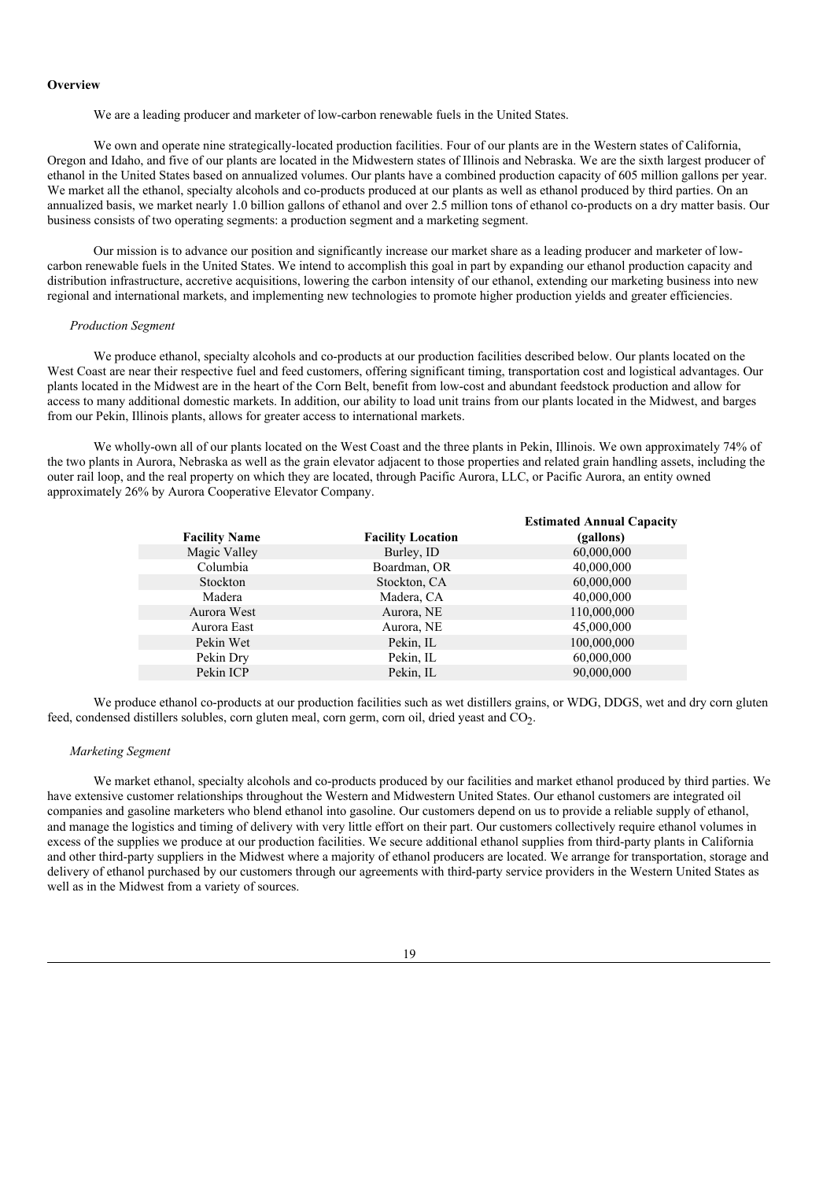## Overview

We are a leading producer and marketer of low-carbon renewable fuels in the United States.

We own and operate nine strategically-located production facilities. Four of our plants are in the Western states of California, Oregon and Idaho, and five of our plants are located in the Midwestern states of Illinois and Nebraska. We are the sixth largest producer of ethanol in the United States based on annualized volumes. Our plants have a combined production capacity of 605 million gallons per year. We market all the ethanol, specialty alcohols and co-products produced at our plants as well as ethanol produced by third parties. On an annualized basis, we market nearly 1.0 billion gallons of ethanol and over 2.5 million tons of ethanol co-products on a dry matter basis. Our business consists of two operating segments: a production segment and a marketing segment.

Our mission is to advance our position and significantly increase our market share as a leading producer and marketer of low-carbon renewable fuels in the United States. We intend to accomplish this goal in part by expanding our ethanol production capacity and distribution infrastructure, accretive acquisitions, lowering the carbon intensity of our ethanol, extending our marketing business into new regional and international markets, and implementing new technologies to promote higher production yields and greater efficiencies.

### *Production Segment*

We produce ethanol, specialty alcohols and co-products at our production facilities described below. Our plants located on the West Coast are near their respective fuel and feed customers, offering significant timing, transportation cost and logistical advantages. Our plants located in the Midwest are in the heart of the Corn Belt, benefit from low-cost and abundant feedstock production and allow for access to many additional domestic markets. In addition, our ability to load unit trains from our plants located in the Midwest, and barges from our Pekin, Illinois plants, allows for greater access to international markets.

We wholly-own all of our plants located on the West Coast and the three plants in Pekin, Illinois. We own approximately 74% of the two plants in Aurora, Nebraska as well as the grain elevator adjacent to those properties and related grain handling assets, including the outer rail loop, and the real property on which they are located, through Pacific Aurora, LLC, or Pacific Aurora, an entity owned approximately 26% by Aurora Cooperative Elevator Company.

| Facility Name | Facility Location | Estimated Annual Capacity (gallons) |
|---|---|---|
| Magic Valley | Burley, ID | 60,000,000 |
| Columbia | Boardman, OR | 40,000,000 |
| Stockton | Stockton, CA | 60,000,000 |
| Madera | Madera, CA | 40,000,000 |
| Aurora West | Aurora, NE | 110,000,000 |
| Aurora East | Aurora, NE | 45,000,000 |
| Pekin Wet | Pekin, IL | 100,000,000 |
| Pekin Dry | Pekin, IL | 60,000,000 |
| Pekin ICP | Pekin, IL | 90,000,000 |

We produce ethanol co-products at our production facilities such as wet distillers grains, or WDG, DDGS, wet and dry corn gluten feed, condensed distillers solubles, corn gluten meal, corn germ, corn oil, dried yeast and $CO_2$.

### *Marketing Segment*

We market ethanol, specialty alcohols and co-products produced by our facilities and market ethanol produced by third parties. We have extensive customer relationships throughout the Western and Midwestern United States. Our ethanol customers are integrated oil companies and gasoline marketers who blend ethanol into gasoline. Our customers depend on us to provide a reliable supply of ethanol, and manage the logistics and timing of delivery with very little effort on their part. Our customers collectively require ethanol volumes in excess of the supplies we produce at our production facilities. We secure additional ethanol supplies from third-party plants in California and other third-party suppliers in the Midwest where a majority of ethanol producers are located. We arrange for transportation, storage and delivery of ethanol purchased by our customers through our agreements with third-party service providers in the Western United States as well as in the Midwest from a variety of sources.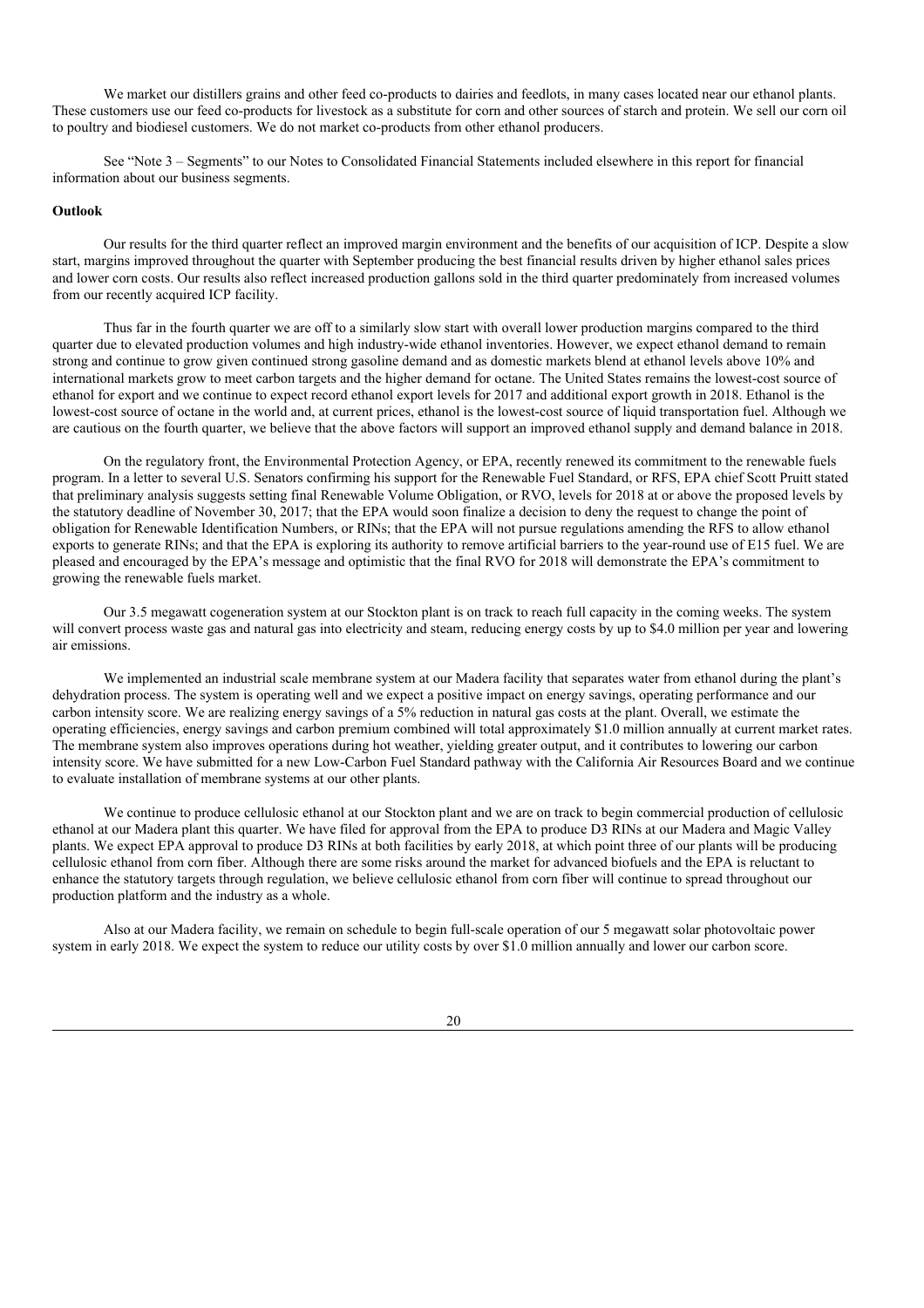We market our distillers grains and other feed co-products to dairies and feedlots, in many cases located near our ethanol plants. These customers use our feed co-products for livestock as a substitute for corn and other sources of starch and protein. We sell our corn oil to poultry and biodiesel customers. We do not market co-products from other ethanol producers.

See "Note 3 – Segments" to our Notes to Consolidated Financial Statements included elsewhere in this report for financial information about our business segments.

**Outlook**

Our results for the third quarter reflect an improved margin environment and the benefits of our acquisition of ICP. Despite a slow start, margins improved throughout the quarter with September producing the best financial results driven by higher ethanol sales prices and lower corn costs. Our results also reflect increased production gallons sold in the third quarter predominately from increased volumes from our recently acquired ICP facility.

Thus far in the fourth quarter we are off to a similarly slow start with overall lower production margins compared to the third quarter due to elevated production volumes and high industry-wide ethanol inventories. However, we expect ethanol demand to remain strong and continue to grow given continued strong gasoline demand and as domestic markets blend at ethanol levels above 10% and international markets grow to meet carbon targets and the higher demand for octane. The United States remains the lowest-cost source of ethanol for export and we continue to expect record ethanol export levels for 2017 and additional export growth in 2018. Ethanol is the lowest-cost source of octane in the world and, at current prices, ethanol is the lowest-cost source of liquid transportation fuel. Although we are cautious on the fourth quarter, we believe that the above factors will support an improved ethanol supply and demand balance in 2018.

On the regulatory front, the Environmental Protection Agency, or EPA, recently renewed its commitment to the renewable fuels program. In a letter to several U.S. Senators confirming his support for the Renewable Fuel Standard, or RFS, EPA chief Scott Pruitt stated that preliminary analysis suggests setting final Renewable Volume Obligation, or RVO, levels for 2018 at or above the proposed levels by the statutory deadline of November 30, 2017; that the EPA would soon finalize a decision to deny the request to change the point of obligation for Renewable Identification Numbers, or RINs; that the EPA will not pursue regulations amending the RFS to allow ethanol exports to generate RINs; and that the EPA is exploring its authority to remove artificial barriers to the year-round use of E15 fuel. We are pleased and encouraged by the EPA's message and optimistic that the final RVO for 2018 will demonstrate the EPA's commitment to growing the renewable fuels market.

Our 3.5 megawatt cogeneration system at our Stockton plant is on track to reach full capacity in the coming weeks. The system will convert process waste gas and natural gas into electricity and steam, reducing energy costs by up to $4.0 million per year and lowering air emissions.

We implemented an industrial scale membrane system at our Madera facility that separates water from ethanol during the plant's dehydration process. The system is operating well and we expect a positive impact on energy savings, operating performance and our carbon intensity score. We are realizing energy savings of a 5% reduction in natural gas costs at the plant. Overall, we estimate the operating efficiencies, energy savings and carbon premium combined will total approximately $1.0 million annually at current market rates. The membrane system also improves operations during hot weather, yielding greater output, and it contributes to lowering our carbon intensity score. We have submitted for a new Low-Carbon Fuel Standard pathway with the California Air Resources Board and we continue to evaluate installation of membrane systems at our other plants.

We continue to produce cellulosic ethanol at our Stockton plant and we are on track to begin commercial production of cellulosic ethanol at our Madera plant this quarter. We have filed for approval from the EPA to produce D3 RINs at our Madera and Magic Valley plants. We expect EPA approval to produce D3 RINs at both facilities by early 2018, at which point three of our plants will be producing cellulosic ethanol from corn fiber. Although there are some risks around the market for advanced biofuels and the EPA is reluctant to enhance the statutory targets through regulation, we believe cellulosic ethanol from corn fiber will continue to spread throughout our production platform and the industry as a whole.

Also at our Madera facility, we remain on schedule to begin full-scale operation of our 5 megawatt solar photovoltaic power system in early 2018. We expect the system to reduce our utility costs by over $1.0 million annually and lower our carbon score.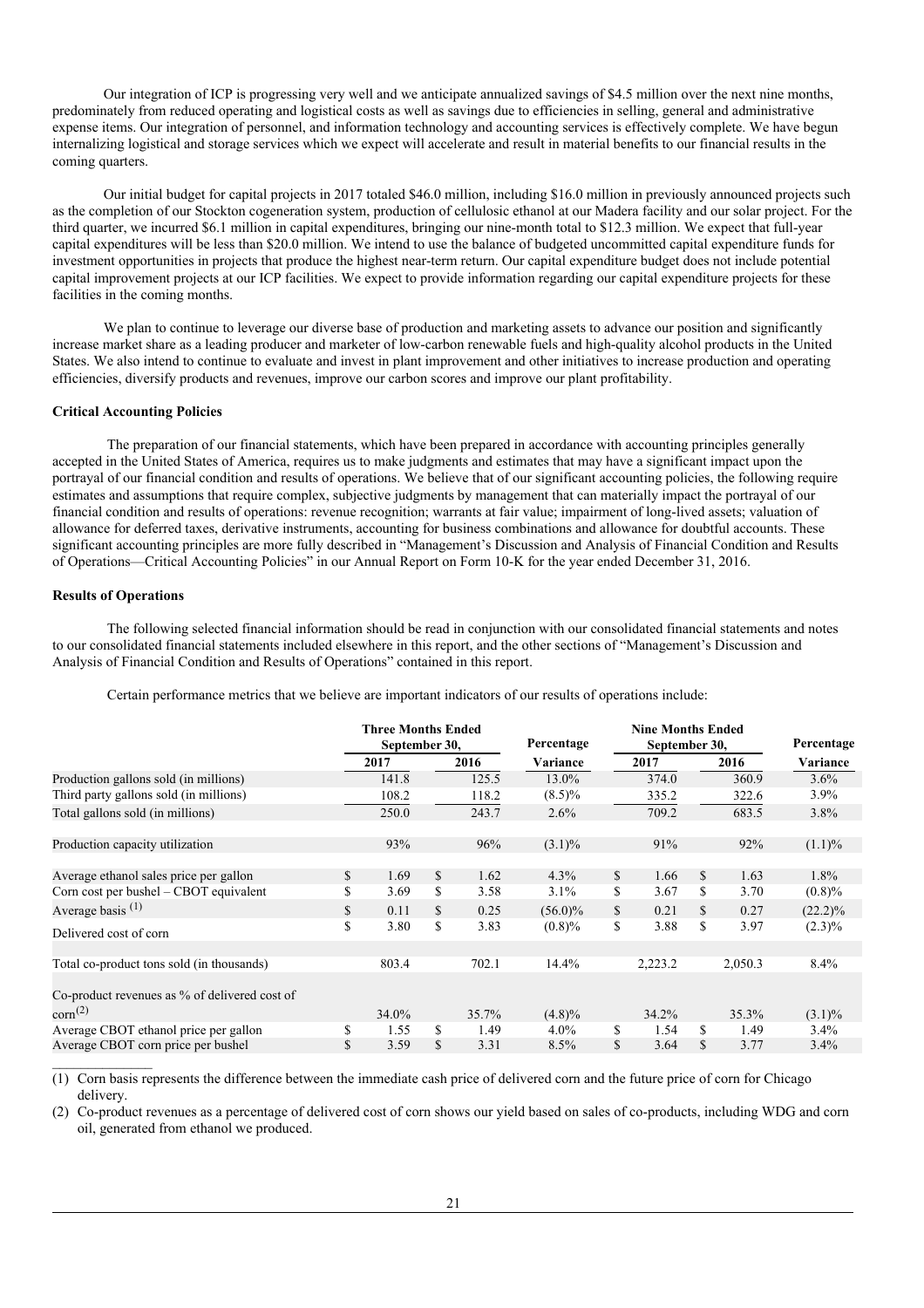Our integration of ICP is progressing very well and we anticipate annualized savings of $4.5 million over the next nine months, predominately from reduced operating and logistical costs as well as savings due to efficiencies in selling, general and administrative expense items. Our integration of personnel, and information technology and accounting services is effectively complete. We have begun internalizing logistical and storage services which we expect will accelerate and result in material benefits to our financial results in the coming quarters.

Our initial budget for capital projects in 2017 totaled $46.0 million, including $16.0 million in previously announced projects such as the completion of our Stockton cogeneration system, production of cellulosic ethanol at our Madera facility and our solar project. For the third quarter, we incurred $6.1 million in capital expenditures, bringing our nine-month total to $12.3 million. We expect that full-year capital expenditures will be less than $20.0 million. We intend to use the balance of budgeted uncommitted capital expenditure funds for investment opportunities in projects that produce the highest near-term return. Our capital expenditure budget does not include potential capital improvement projects at our ICP facilities. We expect to provide information regarding our capital expenditure projects for these facilities in the coming months.

We plan to continue to leverage our diverse base of production and marketing assets to advance our position and significantly increase market share as a leading producer and marketer of low-carbon renewable fuels and high-quality alcohol products in the United States. We also intend to continue to evaluate and invest in plant improvement and other initiatives to increase production and operating efficiencies, diversify products and revenues, improve our carbon scores and improve our plant profitability.

**Critical Accounting Policies**

The preparation of our financial statements, which have been prepared in accordance with accounting principles generally accepted in the United States of America, requires us to make judgments and estimates that may have a significant impact upon the portrayal of our financial condition and results of operations. We believe that of our significant accounting policies, the following require estimates and assumptions that require complex, subjective judgments by management that can materially impact the portrayal of our financial condition and results of operations: revenue recognition; warrants at fair value; impairment of long-lived assets; valuation of allowance for deferred taxes, derivative instruments, accounting for business combinations and allowance for doubtful accounts. These significant accounting principles are more fully described in "Management's Discussion and Analysis of Financial Condition and Results of Operations—Critical Accounting Policies" in our Annual Report on Form 10-K for the year ended December 31, 2016.

**Results of Operations**

The following selected financial information should be read in conjunction with our consolidated financial statements and notes to our consolidated financial statements included elsewhere in this report, and the other sections of "Management's Discussion and Analysis of Financial Condition and Results of Operations" contained in this report.

Certain performance metrics that we believe are important indicators of our results of operations include:

| | Three Months Ended September 30, | | Percentage | Nine Months Ended September 30, | | Percentage |
|---|---|---|---|---|---|---|
| | 2017 | 2016 | Variance | 2017 | 2016 | Variance |
| Production gallons sold (in millions) | 141.8 | 125.5 | 13.0% | 374.0 | 360.9 | 3.6% |
| Third party gallons sold (in millions) | 108.2 | 118.2 | (8.5)% | 335.2 | 322.6 | 3.9% |
| Total gallons sold (in millions) | 250.0 | 243.7 | 2.6% | 709.2 | 683.5 | 3.8% |
| Production capacity utilization | 93% | 96% | (3.1)% | 91% | 92% | (1.1)% |
| Average ethanol sales price per gallon | $ 1.69 | $ 1.62 | 4.3% | $ 1.66 | $ 1.63 | 1.8% |
| Corn cost per bushel – CBOT equivalent | $ 3.69 | $ 3.58 | 3.1% | $ 3.67 | $ 3.70 | (0.8)% |
| Average basis [(1)] | $ 0.11 | $ 0.25 | (56.0)% | $ 0.21 | $ 0.27 | (22.2)% |
| Delivered cost of corn | $ 3.80 | $ 3.83 | (0.8)% | $ 3.88 | $ 3.97 | (2.3)% |
| Total co-product tons sold (in thousands) | 803.4 | 702.1 | 14.4% | 2,223.2 | 2,050.3 | 8.4% |
| Co-product revenues as % of delivered cost of corn[(2)] | 34.0% | 35.7% | (4.8)% | 34.2% | 35.3% | (3.1)% |
| Average CBOT ethanol price per gallon | $ 1.55 | $ 1.49 | 4.0% | $ 1.54 | $ 1.49 | 3.4% |
| Average CBOT corn price per bushel | $ 3.59 | $ 3.31 | 8.5% | $ 3.64 | $ 3.77 | 3.4% |

(1) Corn basis represents the difference between the immediate cash price of delivered corn and the future price of corn for Chicago delivery.

(2) Co-product revenues as a percentage of delivered cost of corn shows our yield based on sales of co-products, including WDG and corn oil, generated from ethanol we produced.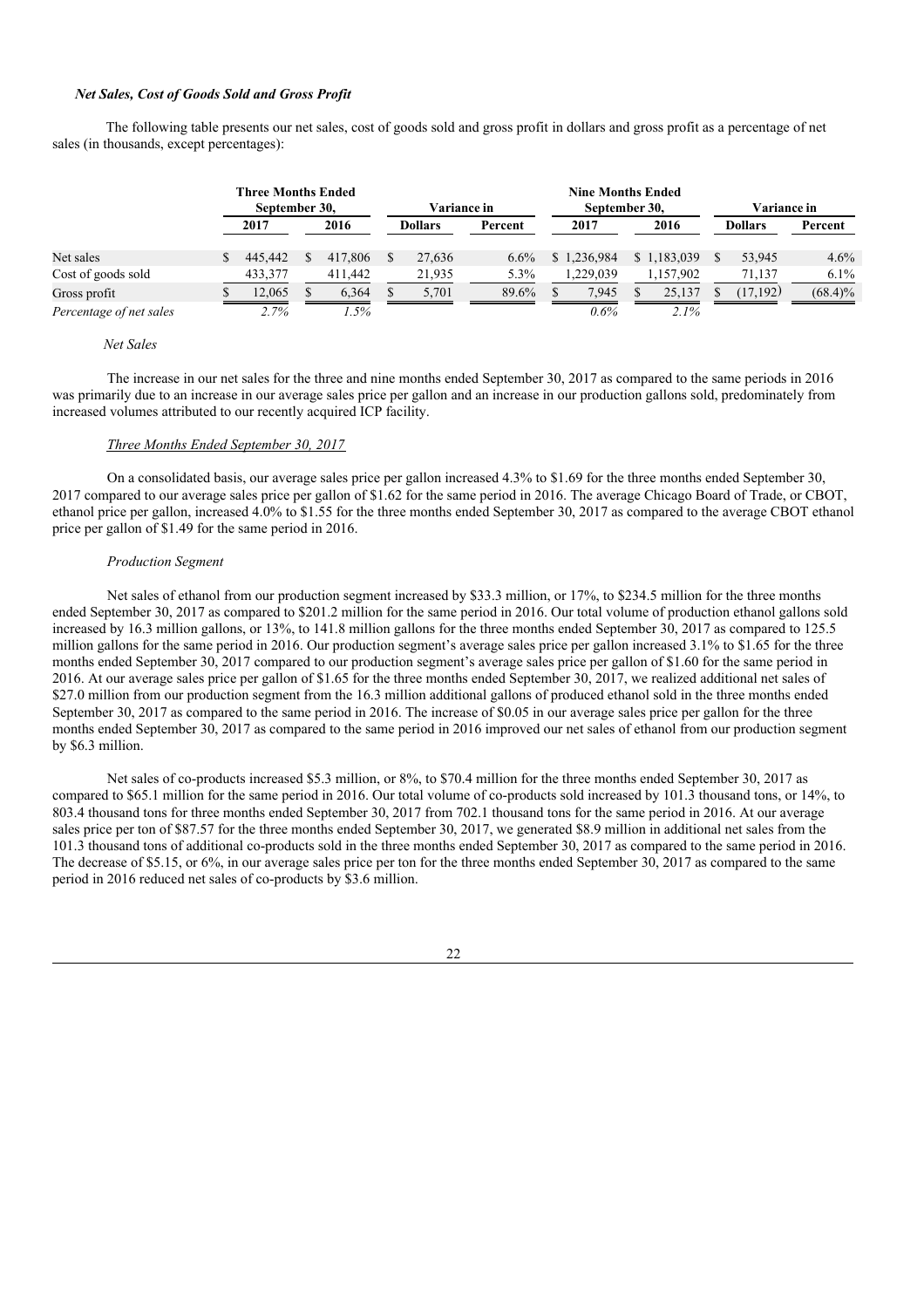### *Net Sales, Cost of Goods Sold and Gross Profit*

The following table presents our net sales, cost of goods sold and gross profit in dollars and gross profit as a percentage of net sales (in thousands, except percentages):

| | Three Months Ended September 30, | | Variance in | | Nine Months Ended September 30, | | Variance in | |
|---|---|---|---|---|---|---|---|---|
| | 2017 | 2016 | Dollars | Percent | 2017 | 2016 | Dollars | Percent |
| Net sales | $ 445,442 | $ 417,806 | $ 27,636 | 6.6% | $ 1,236,984 | $ 1,183,039 | $ 53,945 | 4.6% |
| Cost of goods sold | 433,377 | 411,442 | 21,935 | 5.3% | 1,229,039 | 1,157,902 | 71,137 | 6.1% |
| Gross profit | $ 12,065 | $ 6,364 | $ 5,701 | 89.6% | $ 7,945 | $ 25,137 | $ (17,192) | (68.4)% |
| *Percentage of net sales* | *2.7%* | *1.5%* | | | *0.6%* | *2.1%* | | |

*Net Sales*

The increase in our net sales for the three and nine months ended September 30, 2017 as compared to the same periods in 2016 was primarily due to an increase in our average sales price per gallon and an increase in our production gallons sold, predominately from increased volumes attributed to our recently acquired ICP facility.

*Three Months Ended September 30, 2017*

On a consolidated basis, our average sales price per gallon increased 4.3% to $1.69 for the three months ended September 30, 2017 compared to our average sales price per gallon of $1.62 for the same period in 2016. The average Chicago Board of Trade, or CBOT, ethanol price per gallon, increased 4.0% to $1.55 for the three months ended September 30, 2017 as compared to the average CBOT ethanol price per gallon of $1.49 for the same period in 2016.

*Production Segment*

Net sales of ethanol from our production segment increased by $33.3 million, or 17%, to $234.5 million for the three months ended September 30, 2017 as compared to $201.2 million for the same period in 2016. Our total volume of production ethanol gallons sold increased by 16.3 million gallons, or 13%, to 141.8 million gallons for the three months ended September 30, 2017 as compared to 125.5 million gallons for the same period in 2016. Our production segment's average sales price per gallon increased 3.1% to $1.65 for the three months ended September 30, 2017 compared to our production segment's average sales price per gallon of $1.60 for the same period in 2016. At our average sales price per gallon of $1.65 for the three months ended September 30, 2017, we realized additional net sales of $27.0 million from our production segment from the 16.3 million additional gallons of produced ethanol sold in the three months ended September 30, 2017 as compared to the same period in 2016. The increase of $0.05 in our average sales price per gallon for the three months ended September 30, 2017 as compared to the same period in 2016 improved our net sales of ethanol from our production segment by $6.3 million.

Net sales of co-products increased $5.3 million, or 8%, to $70.4 million for the three months ended September 30, 2017 as compared to $65.1 million for the same period in 2016. Our total volume of co-products sold increased by 101.3 thousand tons, or 14%, to 803.4 thousand tons for three months ended September 30, 2017 from 702.1 thousand tons for the same period in 2016. At our average sales price per ton of $87.57 for the three months ended September 30, 2017, we generated $8.9 million in additional net sales from the 101.3 thousand tons of additional co-products sold in the three months ended September 30, 2017 as compared to the same period in 2016. The decrease of $5.15, or 6%, in our average sales price per ton for the three months ended September 30, 2017 as compared to the same period in 2016 reduced net sales of co-products by $3.6 million.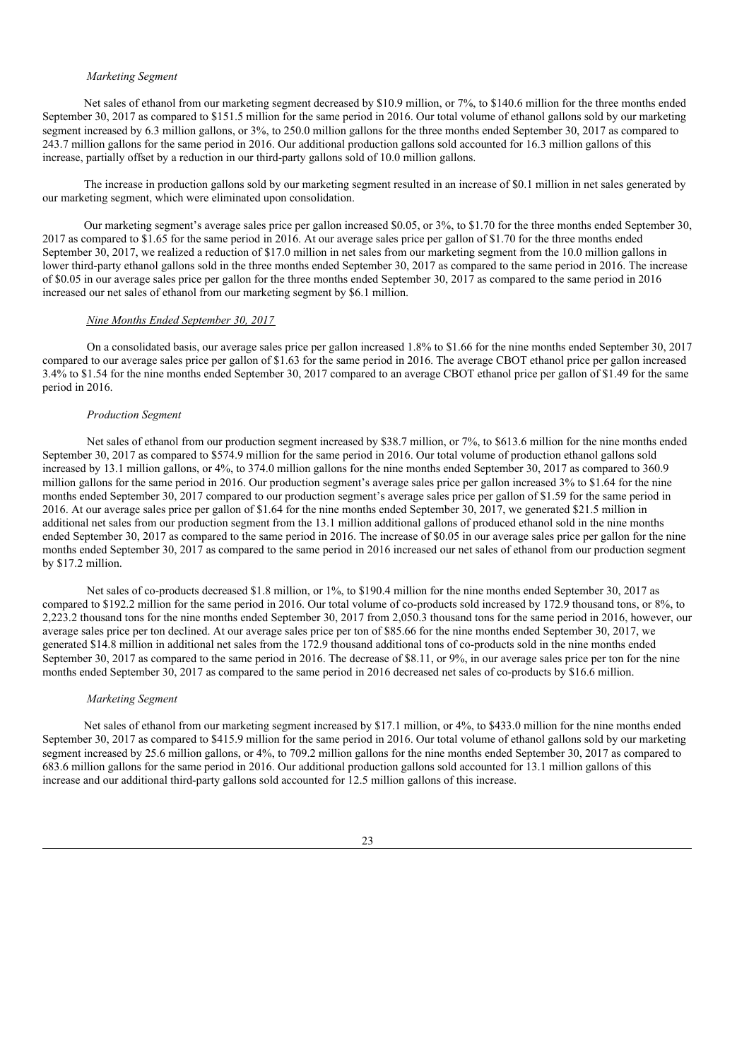*Marketing Segment*

Net sales of ethanol from our marketing segment decreased by $10.9 million, or 7%, to $140.6 million for the three months ended September 30, 2017 as compared to $151.5 million for the same period in 2016. Our total volume of ethanol gallons sold by our marketing segment increased by 6.3 million gallons, or 3%, to 250.0 million gallons for the three months ended September 30, 2017 as compared to 243.7 million gallons for the same period in 2016. Our additional production gallons sold accounted for 16.3 million gallons of this increase, partially offset by a reduction in our third-party gallons sold of 10.0 million gallons.

The increase in production gallons sold by our marketing segment resulted in an increase of $0.1 million in net sales generated by our marketing segment, which were eliminated upon consolidation.

Our marketing segment's average sales price per gallon increased $0.05, or 3%, to $1.70 for the three months ended September 30, 2017 as compared to $1.65 for the same period in 2016. At our average sales price per gallon of $1.70 for the three months ended September 30, 2017, we realized a reduction of $17.0 million in net sales from our marketing segment from the 10.0 million gallons in lower third-party ethanol gallons sold in the three months ended September 30, 2017 as compared to the same period in 2016. The increase of $0.05 in our average sales price per gallon for the three months ended September 30, 2017 as compared to the same period in 2016 increased our net sales of ethanol from our marketing segment by $6.1 million.

*Nine Months Ended September 30, 2017*

On a consolidated basis, our average sales price per gallon increased 1.8% to $1.66 for the nine months ended September 30, 2017 compared to our average sales price per gallon of $1.63 for the same period in 2016. The average CBOT ethanol price per gallon increased 3.4% to $1.54 for the nine months ended September 30, 2017 compared to an average CBOT ethanol price per gallon of $1.49 for the same period in 2016.

*Production Segment*

Net sales of ethanol from our production segment increased by $38.7 million, or 7%, to $613.6 million for the nine months ended September 30, 2017 as compared to $574.9 million for the same period in 2016. Our total volume of production ethanol gallons sold increased by 13.1 million gallons, or 4%, to 374.0 million gallons for the nine months ended September 30, 2017 as compared to 360.9 million gallons for the same period in 2016. Our production segment's average sales price per gallon increased 3% to $1.64 for the nine months ended September 30, 2017 compared to our production segment's average sales price per gallon of $1.59 for the same period in 2016. At our average sales price per gallon of $1.64 for the nine months ended September 30, 2017, we generated $21.5 million in additional net sales from our production segment from the 13.1 million additional gallons of produced ethanol sold in the nine months ended September 30, 2017 as compared to the same period in 2016. The increase of $0.05 in our average sales price per gallon for the nine months ended September 30, 2017 as compared to the same period in 2016 increased our net sales of ethanol from our production segment by $17.2 million.

Net sales of co-products decreased $1.8 million, or 1%, to $190.4 million for the nine months ended September 30, 2017 as compared to $192.2 million for the same period in 2016. Our total volume of co-products sold increased by 172.9 thousand tons, or 8%, to 2,223.2 thousand tons for the nine months ended September 30, 2017 from 2,050.3 thousand tons for the same period in 2016, however, our average sales price per ton declined. At our average sales price per ton of $85.66 for the nine months ended September 30, 2017, we generated $14.8 million in additional net sales from the 172.9 thousand additional tons of co-products sold in the nine months ended September 30, 2017 as compared to the same period in 2016. The decrease of $8.11, or 9%, in our average sales price per ton for the nine months ended September 30, 2017 as compared to the same period in 2016 decreased net sales of co-products by $16.6 million.

*Marketing Segment*

Net sales of ethanol from our marketing segment increased by $17.1 million, or 4%, to $433.0 million for the nine months ended September 30, 2017 as compared to $415.9 million for the same period in 2016. Our total volume of ethanol gallons sold by our marketing segment increased by 25.6 million gallons, or 4%, to 709.2 million gallons for the nine months ended September 30, 2017 as compared to 683.6 million gallons for the same period in 2016. Our additional production gallons sold accounted for 13.1 million gallons of this increase and our additional third-party gallons sold accounted for 12.5 million gallons of this increase.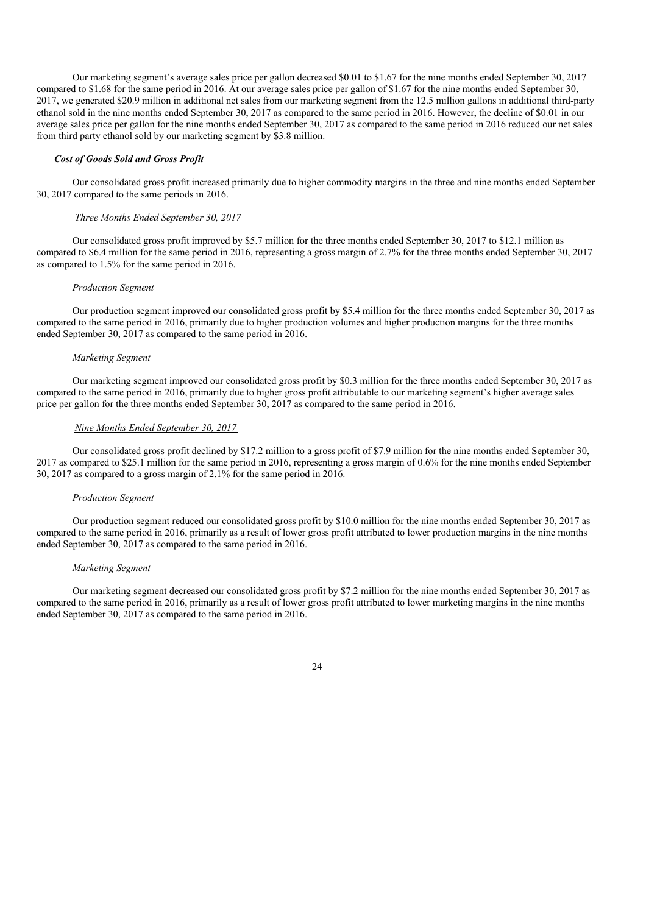Our marketing segment's average sales price per gallon decreased $0.01 to $1.67 for the nine months ended September 30, 2017 compared to $1.68 for the same period in 2016. At our average sales price per gallon of $1.67 for the nine months ended September 30, 2017, we generated $20.9 million in additional net sales from our marketing segment from the 12.5 million gallons in additional third-party ethanol sold in the nine months ended September 30, 2017 as compared to the same period in 2016. However, the decline of $0.01 in our average sales price per gallon for the nine months ended September 30, 2017 as compared to the same period in 2016 reduced our net sales from third party ethanol sold by our marketing segment by $3.8 million.

***Cost of Goods Sold and Gross Profit***

Our consolidated gross profit increased primarily due to higher commodity margins in the three and nine months ended September 30, 2017 compared to the same periods in 2016.

*Three Months Ended September 30, 2017*

Our consolidated gross profit improved by $5.7 million for the three months ended September 30, 2017 to $12.1 million as compared to $6.4 million for the same period in 2016, representing a gross margin of 2.7% for the three months ended September 30, 2017 as compared to 1.5% for the same period in 2016.

*Production Segment*

Our production segment improved our consolidated gross profit by $5.4 million for the three months ended September 30, 2017 as compared to the same period in 2016, primarily due to higher production volumes and higher production margins for the three months ended September 30, 2017 as compared to the same period in 2016.

*Marketing Segment*

Our marketing segment improved our consolidated gross profit by $0.3 million for the three months ended September 30, 2017 as compared to the same period in 2016, primarily due to higher gross profit attributable to our marketing segment's higher average sales price per gallon for the three months ended September 30, 2017 as compared to the same period in 2016.

*Nine Months Ended September 30, 2017*

Our consolidated gross profit declined by $17.2 million to a gross profit of $7.9 million for the nine months ended September 30, 2017 as compared to $25.1 million for the same period in 2016, representing a gross margin of 0.6% for the nine months ended September 30, 2017 as compared to a gross margin of 2.1% for the same period in 2016.

*Production Segment*

Our production segment reduced our consolidated gross profit by $10.0 million for the nine months ended September 30, 2017 as compared to the same period in 2016, primarily as a result of lower gross profit attributed to lower production margins in the nine months ended September 30, 2017 as compared to the same period in 2016.

*Marketing Segment*

Our marketing segment decreased our consolidated gross profit by $7.2 million for the nine months ended September 30, 2017 as compared to the same period in 2016, primarily as a result of lower gross profit attributed to lower marketing margins in the nine months ended September 30, 2017 as compared to the same period in 2016.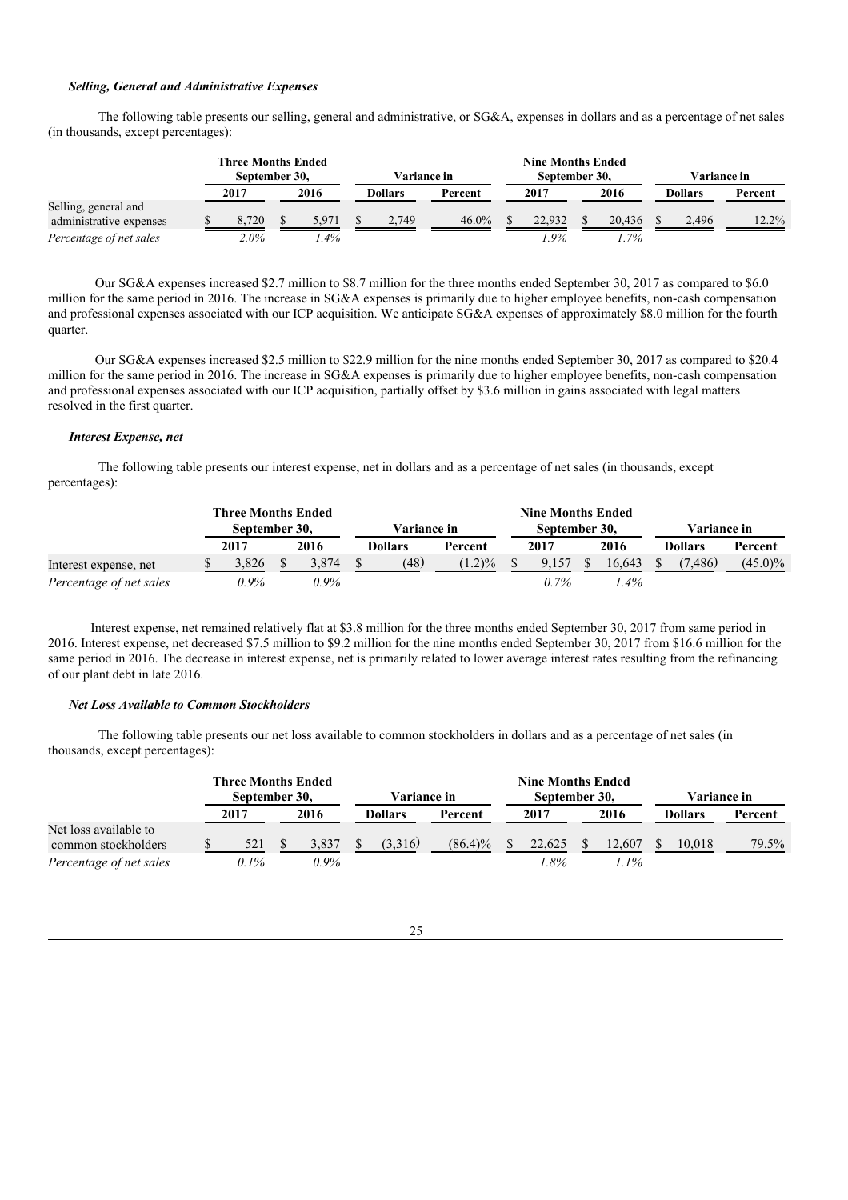### *Selling, General and Administrative Expenses*

The following table presents our selling, general and administrative, or SG&A, expenses in dollars and as a percentage of net sales (in thousands, except percentages):

| | Three Months Ended September 30, | | Variance in | | Nine Months Ended September 30, | | Variance in | |
|---|---|---|---|---|---|---|---|---|
| | 2017 | 2016 | Dollars | Percent | 2017 | 2016 | Dollars | Percent |
| Selling, general and administrative expenses | $ 8,720 | $ 5,971 | $ 2,749 | 46.0% | $ 22,932 | $ 20,436 | $ 2,496 | 12.2% |
| *Percentage of net sales* | *2.0%* | *1.4%* | | | *1.9%* | *1.7%* | | |

Our SG&A expenses increased $2.7 million to $8.7 million for the three months ended September 30, 2017 as compared to $6.0 million for the same period in 2016. The increase in SG&A expenses is primarily due to higher employee benefits, non-cash compensation and professional expenses associated with our ICP acquisition. We anticipate SG&A expenses of approximately $8.0 million for the fourth quarter.

Our SG&A expenses increased $2.5 million to $22.9 million for the nine months ended September 30, 2017 as compared to $20.4 million for the same period in 2016. The increase in SG&A expenses is primarily due to higher employee benefits, non-cash compensation and professional expenses associated with our ICP acquisition, partially offset by $3.6 million in gains associated with legal matters resolved in the first quarter.

### *Interest Expense, net*

The following table presents our interest expense, net in dollars and as a percentage of net sales (in thousands, except percentages):

| | Three Months Ended September 30, | | Variance in | | Nine Months Ended September 30, | | Variance in | |
|---|---|---|---|---|---|---|---|---|
| | 2017 | 2016 | Dollars | Percent | 2017 | 2016 | Dollars | Percent |
| Interest expense, net | $ 3,826 | $ 3,874 | $ (48) | (1.2)% | $ 9,157 | $ 16,643 | $ (7,486) | (45.0)% |
| *Percentage of net sales* | *0.9%* | *0.9%* | | | *0.7%* | *1.4%* | | |

Interest expense, net remained relatively flat at $3.8 million for the three months ended September 30, 2017 from same period in 2016. Interest expense, net decreased $7.5 million to $9.2 million for the nine months ended September 30, 2017 from $16.6 million for the same period in 2016. The decrease in interest expense, net is primarily related to lower average interest rates resulting from the refinancing of our plant debt in late 2016.

### *Net Loss Available to Common Stockholders*

The following table presents our net loss available to common stockholders in dollars and as a percentage of net sales (in thousands, except percentages):

| | Three Months Ended September 30, | | Variance in | | Nine Months Ended September 30, | | Variance in | |
|---|---|---|---|---|---|---|---|---|
| | 2017 | 2016 | Dollars | Percent | 2017 | 2016 | Dollars | Percent |
| Net loss available to common stockholders | $ 521 | $ 3,837 | $ (3,316) | (86.4)% | $ 22,625 | $ 12,607 | $ 10,018 | 79.5% |
| *Percentage of net sales* | *0.1%* | *0.9%* | | | *1.8%* | *1.1%* | | |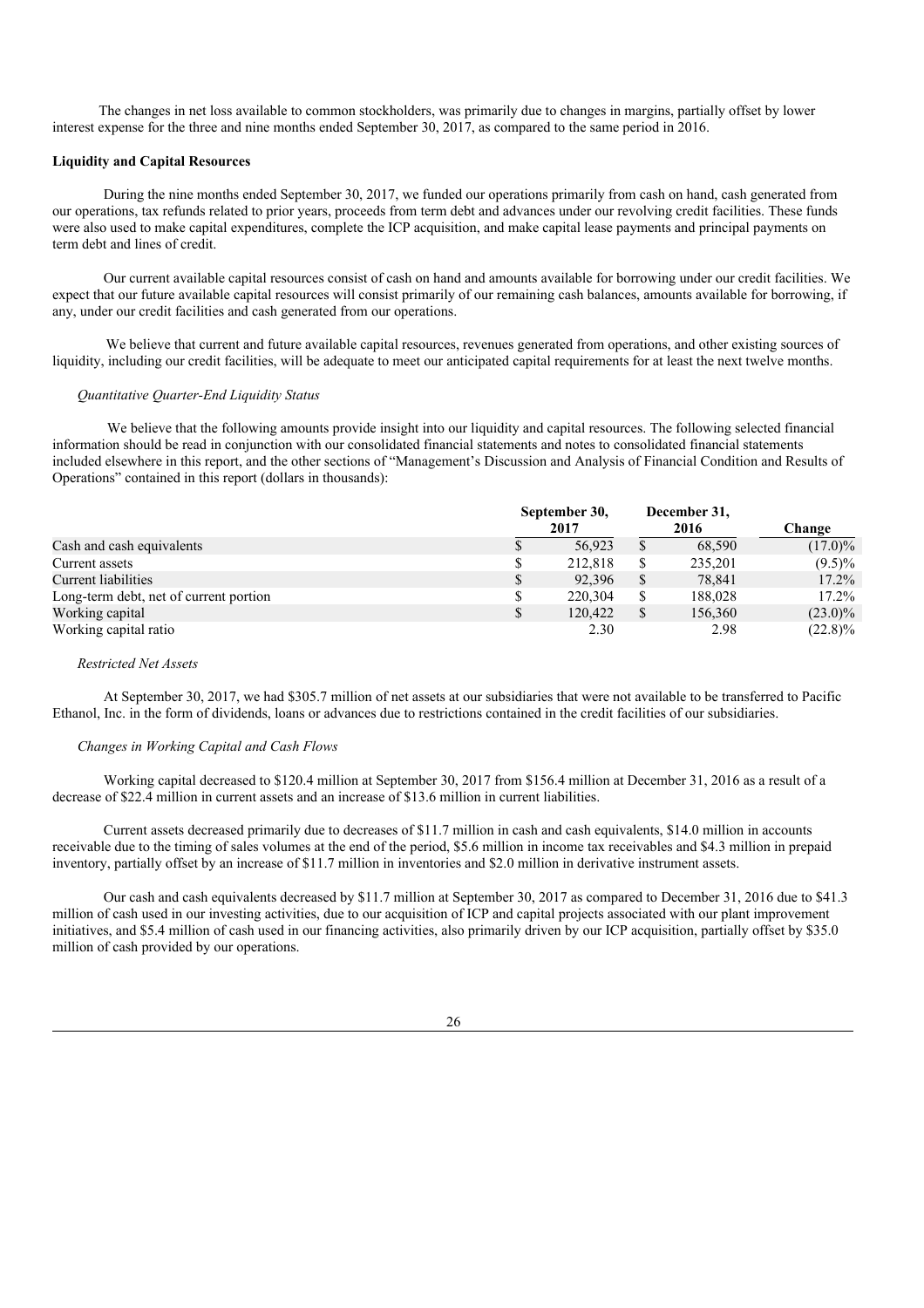The changes in net loss available to common stockholders, was primarily due to changes in margins, partially offset by lower interest expense for the three and nine months ended September 30, 2017, as compared to the same period in 2016.

**Liquidity and Capital Resources**

During the nine months ended September 30, 2017, we funded our operations primarily from cash on hand, cash generated from our operations, tax refunds related to prior years, proceeds from term debt and advances under our revolving credit facilities. These funds were also used to make capital expenditures, complete the ICP acquisition, and make capital lease payments and principal payments on term debt and lines of credit.

Our current available capital resources consist of cash on hand and amounts available for borrowing under our credit facilities. We expect that our future available capital resources will consist primarily of our remaining cash balances, amounts available for borrowing, if any, under our credit facilities and cash generated from our operations.

We believe that current and future available capital resources, revenues generated from operations, and other existing sources of liquidity, including our credit facilities, will be adequate to meet our anticipated capital requirements for at least the next twelve months.

*Quantitative Quarter-End Liquidity Status*

We believe that the following amounts provide insight into our liquidity and capital resources. The following selected financial information should be read in conjunction with our consolidated financial statements and notes to consolidated financial statements included elsewhere in this report, and the other sections of "Management's Discussion and Analysis of Financial Condition and Results of Operations" contained in this report (dollars in thousands):

| | September 30, 2017 | December 31, 2016 | Change |
|---|---|---|---|
| Cash and cash equivalents | $ 56,923 | $ 68,590 | (17.0)% |
| Current assets | $ 212,818 | $ 235,201 | (9.5)% |
| Current liabilities | $ 92,396 | $ 78,841 | 17.2% |
| Long-term debt, net of current portion | $ 220,304 | $ 188,028 | 17.2% |
| Working capital | $ 120,422 | $ 156,360 | (23.0)% |
| Working capital ratio | 2.30 | 2.98 | (22.8)% |

*Restricted Net Assets*

At September 30, 2017, we had $305.7 million of net assets at our subsidiaries that were not available to be transferred to Pacific Ethanol, Inc. in the form of dividends, loans or advances due to restrictions contained in the credit facilities of our subsidiaries.

*Changes in Working Capital and Cash Flows*

Working capital decreased to $120.4 million at September 30, 2017 from $156.4 million at December 31, 2016 as a result of a decrease of $22.4 million in current assets and an increase of $13.6 million in current liabilities.

Current assets decreased primarily due to decreases of $11.7 million in cash and cash equivalents, $14.0 million in accounts receivable due to the timing of sales volumes at the end of the period, $5.6 million in income tax receivables and $4.3 million in prepaid inventory, partially offset by an increase of $11.7 million in inventories and $2.0 million in derivative instrument assets.

Our cash and cash equivalents decreased by $11.7 million at September 30, 2017 as compared to December 31, 2016 due to $41.3 million of cash used in our investing activities, due to our acquisition of ICP and capital projects associated with our plant improvement initiatives, and $5.4 million of cash used in our financing activities, also primarily driven by our ICP acquisition, partially offset by $35.0 million of cash provided by our operations.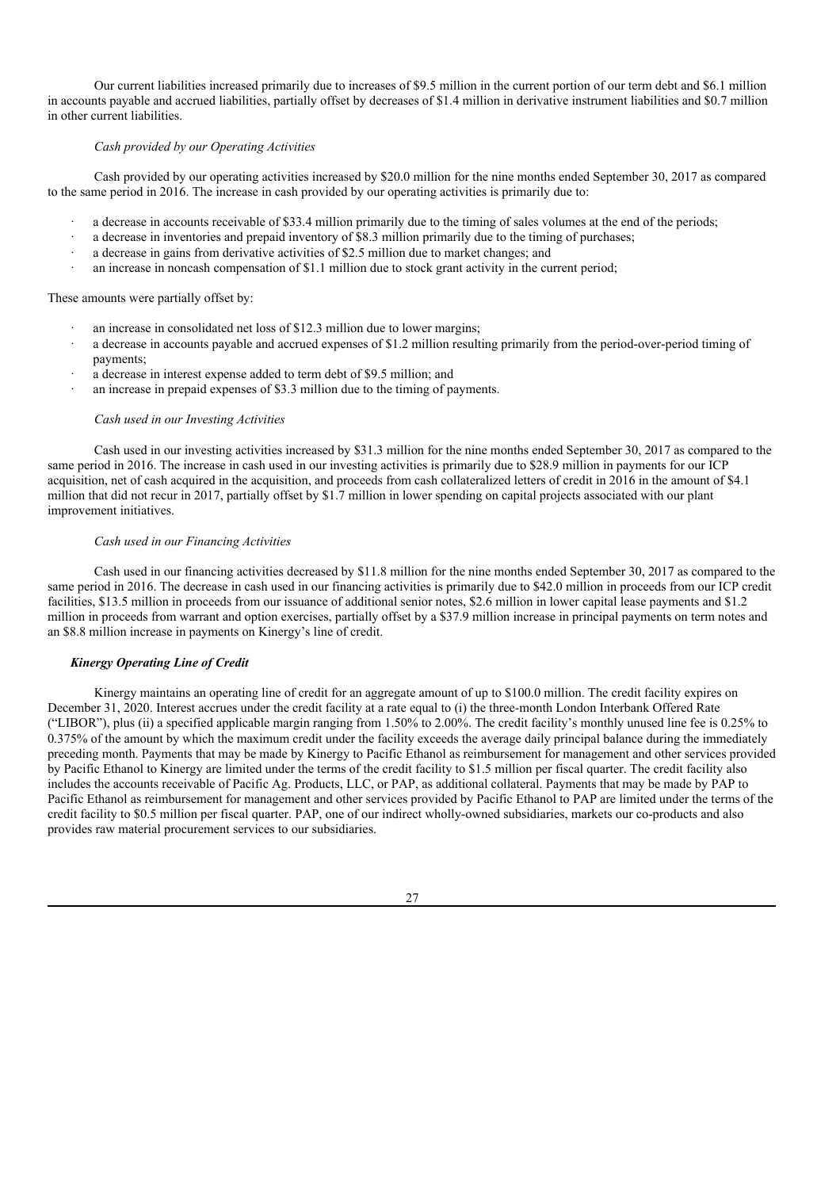Our current liabilities increased primarily due to increases of $9.5 million in the current portion of our term debt and $6.1 million in accounts payable and accrued liabilities, partially offset by decreases of $1.4 million in derivative instrument liabilities and $0.7 million in other current liabilities.

*Cash provided by our Operating Activities*

Cash provided by our operating activities increased by $20.0 million for the nine months ended September 30, 2017 as compared to the same period in 2016. The increase in cash provided by our operating activities is primarily due to:

- a decrease in accounts receivable of $33.4 million primarily due to the timing of sales volumes at the end of the periods;
- a decrease in inventories and prepaid inventory of $8.3 million primarily due to the timing of purchases;
- a decrease in gains from derivative activities of $2.5 million due to market changes; and
- an increase in noncash compensation of $1.1 million due to stock grant activity in the current period;

These amounts were partially offset by:

- an increase in consolidated net loss of $12.3 million due to lower margins;
- a decrease in accounts payable and accrued expenses of $1.2 million resulting primarily from the period-over-period timing of payments;
- a decrease in interest expense added to term debt of $9.5 million; and
- an increase in prepaid expenses of $3.3 million due to the timing of payments.

*Cash used in our Investing Activities*

Cash used in our investing activities increased by $31.3 million for the nine months ended September 30, 2017 as compared to the same period in 2016. The increase in cash used in our investing activities is primarily due to $28.9 million in payments for our ICP acquisition, net of cash acquired in the acquisition, and proceeds from cash collateralized letters of credit in 2016 in the amount of $4.1 million that did not recur in 2017, partially offset by $1.7 million in lower spending on capital projects associated with our plant improvement initiatives.

*Cash used in our Financing Activities*

Cash used in our financing activities decreased by $11.8 million for the nine months ended September 30, 2017 as compared to the same period in 2016. The decrease in cash used in our financing activities is primarily due to $42.0 million in proceeds from our ICP credit facilities, $13.5 million in proceeds from our issuance of additional senior notes, $2.6 million in lower capital lease payments and $1.2 million in proceeds from warrant and option exercises, partially offset by a $37.9 million increase in principal payments on term notes and an $8.8 million increase in payments on Kinergy's line of credit.

***Kinergy Operating Line of Credit***

Kinergy maintains an operating line of credit for an aggregate amount of up to $100.0 million. The credit facility expires on December 31, 2020. Interest accrues under the credit facility at a rate equal to (i) the three-month London Interbank Offered Rate ("LIBOR"), plus (ii) a specified applicable margin ranging from 1.50% to 2.00%. The credit facility's monthly unused line fee is 0.25% to 0.375% of the amount by which the maximum credit under the facility exceeds the average daily principal balance during the immediately preceding month. Payments that may be made by Kinergy to Pacific Ethanol as reimbursement for management and other services provided by Pacific Ethanol to Kinergy are limited under the terms of the credit facility to $1.5 million per fiscal quarter. The credit facility also includes the accounts receivable of Pacific Ag. Products, LLC, or PAP, as additional collateral. Payments that may be made by PAP to Pacific Ethanol as reimbursement for management and other services provided by Pacific Ethanol to PAP are limited under the terms of the credit facility to $0.5 million per fiscal quarter. PAP, one of our indirect wholly-owned subsidiaries, markets our co-products and also provides raw material procurement services to our subsidiaries.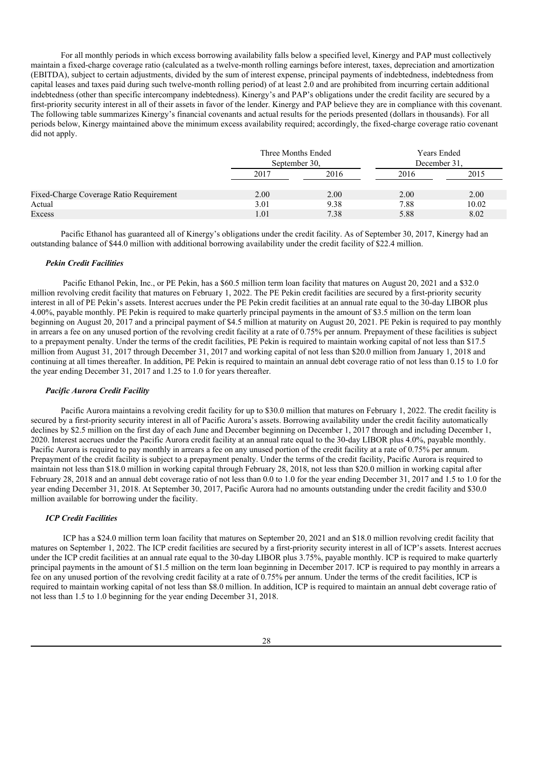For all monthly periods in which excess borrowing availability falls below a specified level, Kinergy and PAP must collectively maintain a fixed-charge coverage ratio (calculated as a twelve-month rolling earnings before interest, taxes, depreciation and amortization (EBITDA), subject to certain adjustments, divided by the sum of interest expense, principal payments of indebtedness, indebtedness from capital leases and taxes paid during such twelve-month rolling period) of at least 2.0 and are prohibited from incurring certain additional indebtedness (other than specific intercompany indebtedness). Kinergy's and PAP's obligations under the credit facility are secured by a first-priority security interest in all of their assets in favor of the lender. Kinergy and PAP believe they are in compliance with this covenant. The following table summarizes Kinergy's financial covenants and actual results for the periods presented (dollars in thousands). For all periods below, Kinergy maintained above the minimum excess availability required; accordingly, the fixed-charge coverage ratio covenant did not apply.

| | Three Months Ended September 30, | | Years Ended December 31, | |
|---|---|---|---|---|
| | 2017 | 2016 | 2016 | 2015 |
| Fixed-Charge Coverage Ratio Requirement | 2.00 | 2.00 | 2.00 | 2.00 |
| Actual | 3.01 | 9.38 | 7.88 | 10.02 |
| Excess | 1.01 | 7.38 | 5.88 | 8.02 |

Pacific Ethanol has guaranteed all of Kinergy's obligations under the credit facility. As of September 30, 2017, Kinergy had an outstanding balance of $44.0 million with additional borrowing availability under the credit facility of $22.4 million.

***Pekin Credit Facilities***

Pacific Ethanol Pekin, Inc., or PE Pekin, has a $60.5 million term loan facility that matures on August 20, 2021 and a $32.0 million revolving credit facility that matures on February 1, 2022. The PE Pekin credit facilities are secured by a first-priority security interest in all of PE Pekin's assets. Interest accrues under the PE Pekin credit facilities at an annual rate equal to the 30-day LIBOR plus 4.00%, payable monthly. PE Pekin is required to make quarterly principal payments in the amount of $3.5 million on the term loan beginning on August 20, 2017 and a principal payment of $4.5 million at maturity on August 20, 2021. PE Pekin is required to pay monthly in arrears a fee on any unused portion of the revolving credit facility at a rate of 0.75% per annum. Prepayment of these facilities is subject to a prepayment penalty. Under the terms of the credit facilities, PE Pekin is required to maintain working capital of not less than $17.5 million from August 31, 2017 through December 31, 2017 and working capital of not less than $20.0 million from January 1, 2018 and continuing at all times thereafter. In addition, PE Pekin is required to maintain an annual debt coverage ratio of not less than 0.15 to 1.0 for the year ending December 31, 2017 and 1.25 to 1.0 for years thereafter.

***Pacific Aurora Credit Facility***

Pacific Aurora maintains a revolving credit facility for up to $30.0 million that matures on February 1, 2022. The credit facility is secured by a first-priority security interest in all of Pacific Aurora's assets. Borrowing availability under the credit facility automatically declines by $2.5 million on the first day of each June and December beginning on December 1, 2017 through and including December 1, 2020. Interest accrues under the Pacific Aurora credit facility at an annual rate equal to the 30-day LIBOR plus 4.0%, payable monthly. Pacific Aurora is required to pay monthly in arrears a fee on any unused portion of the credit facility at a rate of 0.75% per annum. Prepayment of the credit facility is subject to a prepayment penalty. Under the terms of the credit facility, Pacific Aurora is required to maintain not less than $18.0 million in working capital through February 28, 2018, not less than $20.0 million in working capital after February 28, 2018 and an annual debt coverage ratio of not less than 0.0 to 1.0 for the year ending December 31, 2017 and 1.5 to 1.0 for the year ending December 31, 2018. At September 30, 2017, Pacific Aurora had no amounts outstanding under the credit facility and $30.0 million available for borrowing under the facility.

***ICP Credit Facilities***

ICP has a $24.0 million term loan facility that matures on September 20, 2021 and an $18.0 million revolving credit facility that matures on September 1, 2022. The ICP credit facilities are secured by a first-priority security interest in all of ICP's assets. Interest accrues under the ICP credit facilities at an annual rate equal to the 30-day LIBOR plus 3.75%, payable monthly. ICP is required to make quarterly principal payments in the amount of $1.5 million on the term loan beginning in December 2017. ICP is required to pay monthly in arrears a fee on any unused portion of the revolving credit facility at a rate of 0.75% per annum. Under the terms of the credit facilities, ICP is required to maintain working capital of not less than $8.0 million. In addition, ICP is required to maintain an annual debt coverage ratio of not less than 1.5 to 1.0 beginning for the year ending December 31, 2018.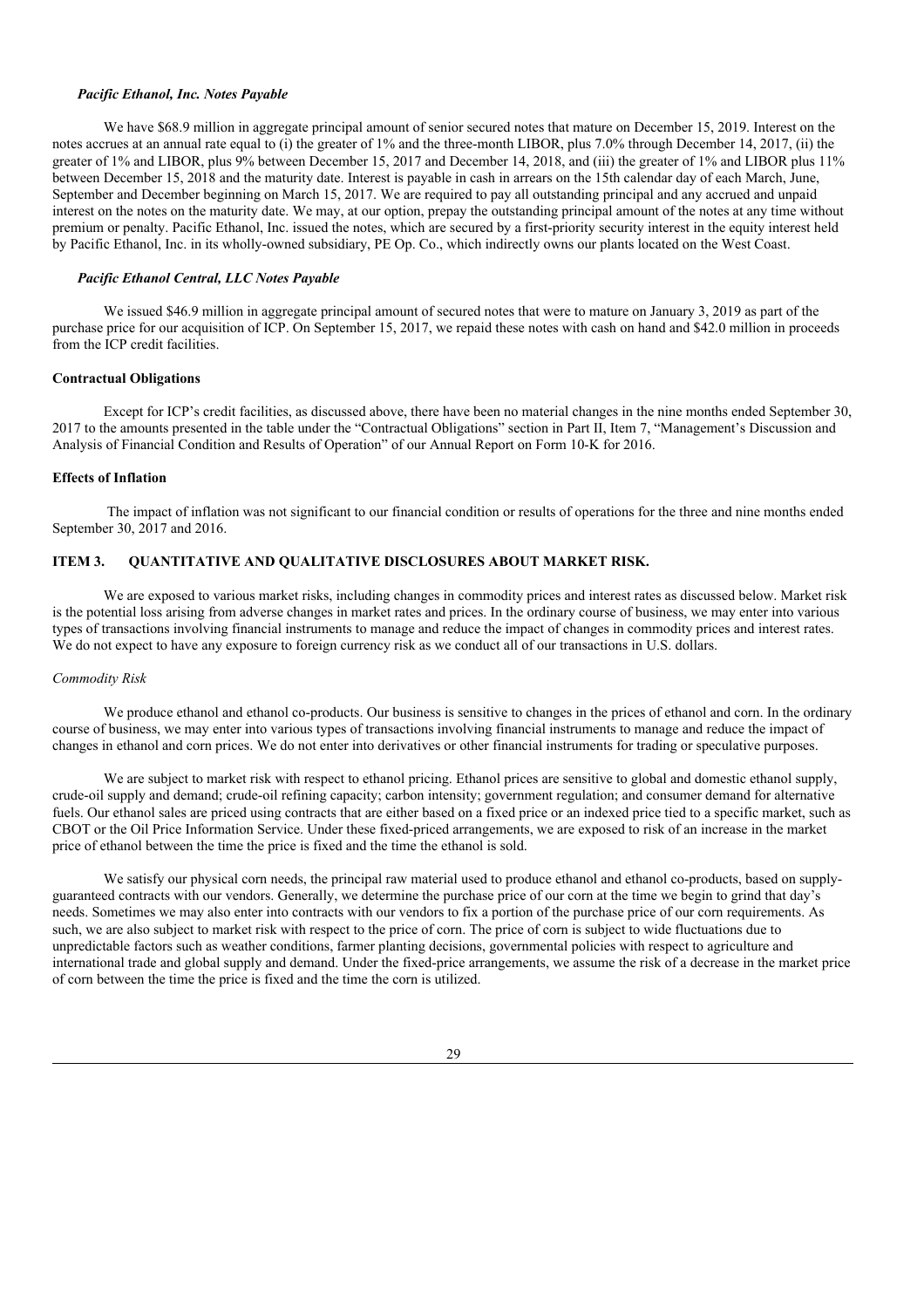### *Pacific Ethanol, Inc. Notes Payable*

We have $68.9 million in aggregate principal amount of senior secured notes that mature on December 15, 2019. Interest on the notes accrues at an annual rate equal to (i) the greater of 1% and the three-month LIBOR, plus 7.0% through December 14, 2017, (ii) the greater of 1% and LIBOR, plus 9% between December 15, 2017 and December 14, 2018, and (iii) the greater of 1% and LIBOR plus 11% between December 15, 2018 and the maturity date. Interest is payable in cash in arrears on the 15th calendar day of each March, June, September and December beginning on March 15, 2017. We are required to pay all outstanding principal and any accrued and unpaid interest on the notes on the maturity date. We may, at our option, prepay the outstanding principal amount of the notes at any time without premium or penalty. Pacific Ethanol, Inc. issued the notes, which are secured by a first-priority security interest in the equity interest held by Pacific Ethanol, Inc. in its wholly-owned subsidiary, PE Op. Co., which indirectly owns our plants located on the West Coast.

### *Pacific Ethanol Central, LLC Notes Payable*

We issued $46.9 million in aggregate principal amount of secured notes that were to mature on January 3, 2019 as part of the purchase price for our acquisition of ICP. On September 15, 2017, we repaid these notes with cash on hand and $42.0 million in proceeds from the ICP credit facilities.

### **Contractual Obligations**

Except for ICP's credit facilities, as discussed above, there have been no material changes in the nine months ended September 30, 2017 to the amounts presented in the table under the "Contractual Obligations" section in Part II, Item 7, "Management's Discussion and Analysis of Financial Condition and Results of Operation" of our Annual Report on Form 10-K for 2016.

### **Effects of Inflation**

The impact of inflation was not significant to our financial condition or results of operations for the three and nine months ended September 30, 2017 and 2016.

## **ITEM 3. QUANTITATIVE AND QUALITATIVE DISCLOSURES ABOUT MARKET RISK.**

We are exposed to various market risks, including changes in commodity prices and interest rates as discussed below. Market risk is the potential loss arising from adverse changes in market rates and prices. In the ordinary course of business, we may enter into various types of transactions involving financial instruments to manage and reduce the impact of changes in commodity prices and interest rates. We do not expect to have any exposure to foreign currency risk as we conduct all of our transactions in U.S. dollars.

### *Commodity Risk*

We produce ethanol and ethanol co-products. Our business is sensitive to changes in the prices of ethanol and corn. In the ordinary course of business, we may enter into various types of transactions involving financial instruments to manage and reduce the impact of changes in ethanol and corn prices. We do not enter into derivatives or other financial instruments for trading or speculative purposes.

We are subject to market risk with respect to ethanol pricing. Ethanol prices are sensitive to global and domestic ethanol supply, crude-oil supply and demand; crude-oil refining capacity; carbon intensity; government regulation; and consumer demand for alternative fuels. Our ethanol sales are priced using contracts that are either based on a fixed price or an indexed price tied to a specific market, such as CBOT or the Oil Price Information Service. Under these fixed-priced arrangements, we are exposed to risk of an increase in the market price of ethanol between the time the price is fixed and the time the ethanol is sold.

We satisfy our physical corn needs, the principal raw material used to produce ethanol and ethanol co-products, based on supply-guaranteed contracts with our vendors. Generally, we determine the purchase price of our corn at the time we begin to grind that day's needs. Sometimes we may also enter into contracts with our vendors to fix a portion of the purchase price of our corn requirements. As such, we are also subject to market risk with respect to the price of corn. The price of corn is subject to wide fluctuations due to unpredictable factors such as weather conditions, farmer planting decisions, governmental policies with respect to agriculture and international trade and global supply and demand. Under the fixed-price arrangements, we assume the risk of a decrease in the market price of corn between the time the price is fixed and the time the corn is utilized.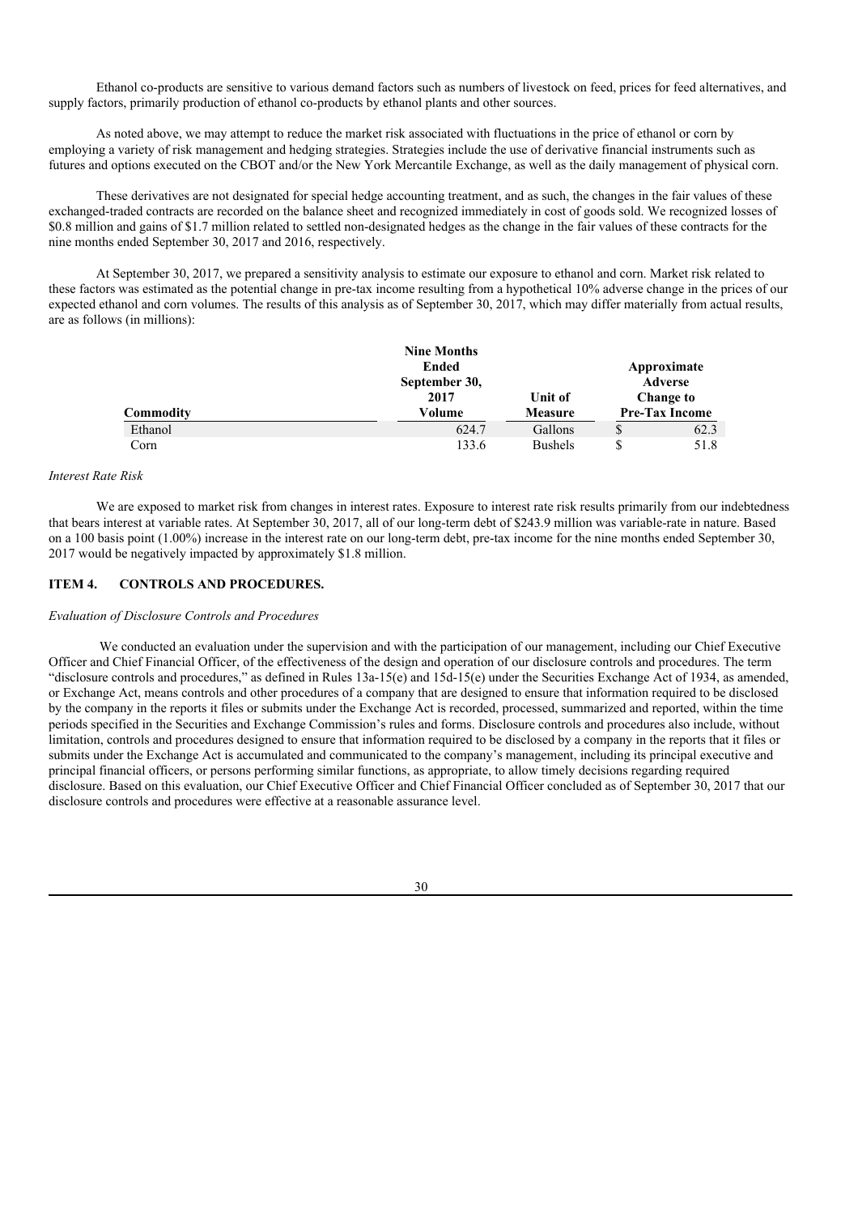Ethanol co-products are sensitive to various demand factors such as numbers of livestock on feed, prices for feed alternatives, and supply factors, primarily production of ethanol co-products by ethanol plants and other sources.

As noted above, we may attempt to reduce the market risk associated with fluctuations in the price of ethanol or corn by employing a variety of risk management and hedging strategies. Strategies include the use of derivative financial instruments such as futures and options executed on the CBOT and/or the New York Mercantile Exchange, as well as the daily management of physical corn.

These derivatives are not designated for special hedge accounting treatment, and as such, the changes in the fair values of these exchanged-traded contracts are recorded on the balance sheet and recognized immediately in cost of goods sold. We recognized losses of $0.8 million and gains of $1.7 million related to settled non-designated hedges as the change in the fair values of these contracts for the nine months ended September 30, 2017 and 2016, respectively.

At September 30, 2017, we prepared a sensitivity analysis to estimate our exposure to ethanol and corn. Market risk related to these factors was estimated as the potential change in pre-tax income resulting from a hypothetical 10% adverse change in the prices of our expected ethanol and corn volumes. The results of this analysis as of September 30, 2017, which may differ materially from actual results, are as follows (in millions):

| Commodity | Nine Months Ended September 30, 2017 Volume | Unit of Measure | Approximate Adverse Change to Pre-Tax Income |
|---|---|---|---|
| Ethanol | 624.7 | Gallons | $ 62.3 |
| Corn | 133.6 | Bushels | $ 51.8 |

*Interest Rate Risk*

We are exposed to market risk from changes in interest rates. Exposure to interest rate risk results primarily from our indebtedness that bears interest at variable rates. At September 30, 2017, all of our long-term debt of $243.9 million was variable-rate in nature. Based on a 100 basis point (1.00%) increase in the interest rate on our long-term debt, pre-tax income for the nine months ended September 30, 2017 would be negatively impacted by approximately $1.8 million.

## ITEM 4. CONTROLS AND PROCEDURES.

*Evaluation of Disclosure Controls and Procedures*

We conducted an evaluation under the supervision and with the participation of our management, including our Chief Executive Officer and Chief Financial Officer, of the effectiveness of the design and operation of our disclosure controls and procedures. The term "disclosure controls and procedures," as defined in Rules 13a-15(e) and 15d-15(e) under the Securities Exchange Act of 1934, as amended, or Exchange Act, means controls and other procedures of a company that are designed to ensure that information required to be disclosed by the company in the reports it files or submits under the Exchange Act is recorded, processed, summarized and reported, within the time periods specified in the Securities and Exchange Commission's rules and forms. Disclosure controls and procedures also include, without limitation, controls and procedures designed to ensure that information required to be disclosed by a company in the reports that it files or submits under the Exchange Act is accumulated and communicated to the company's management, including its principal executive and principal financial officers, or persons performing similar functions, as appropriate, to allow timely decisions regarding required disclosure. Based on this evaluation, our Chief Executive Officer and Chief Financial Officer concluded as of September 30, 2017 that our disclosure controls and procedures were effective at a reasonable assurance level.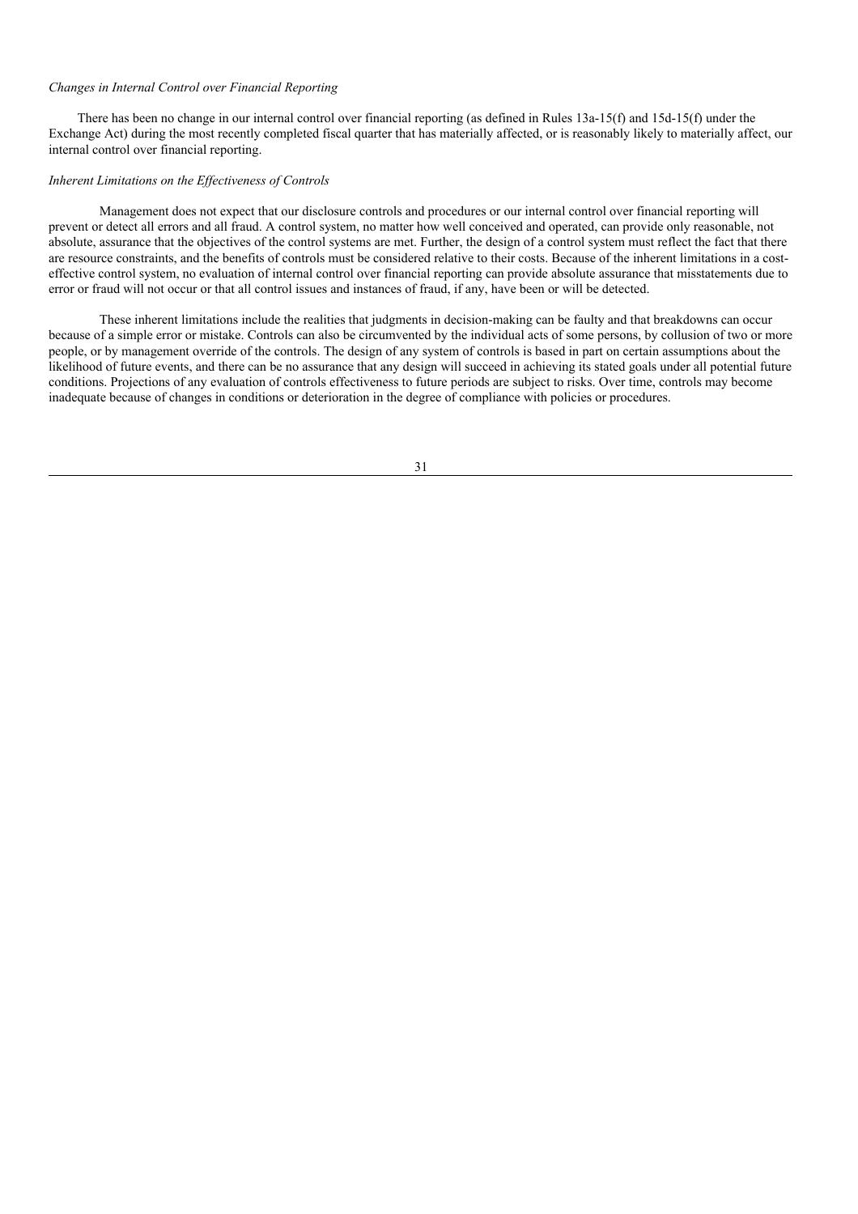*Changes in Internal Control over Financial Reporting*

There has been no change in our internal control over financial reporting (as defined in Rules 13a-15(f) and 15d-15(f) under the Exchange Act) during the most recently completed fiscal quarter that has materially affected, or is reasonably likely to materially affect, our internal control over financial reporting.

*Inherent Limitations on the Effectiveness of Controls*

Management does not expect that our disclosure controls and procedures or our internal control over financial reporting will prevent or detect all errors and all fraud. A control system, no matter how well conceived and operated, can provide only reasonable, not absolute, assurance that the objectives of the control systems are met. Further, the design of a control system must reflect the fact that there are resource constraints, and the benefits of controls must be considered relative to their costs. Because of the inherent limitations in a cost-effective control system, no evaluation of internal control over financial reporting can provide absolute assurance that misstatements due to error or fraud will not occur or that all control issues and instances of fraud, if any, have been or will be detected.

These inherent limitations include the realities that judgments in decision-making can be faulty and that breakdowns can occur because of a simple error or mistake. Controls can also be circumvented by the individual acts of some persons, by collusion of two or more people, or by management override of the controls. The design of any system of controls is based in part on certain assumptions about the likelihood of future events, and there can be no assurance that any design will succeed in achieving its stated goals under all potential future conditions. Projections of any evaluation of controls effectiveness to future periods are subject to risks. Over time, controls may become inadequate because of changes in conditions or deterioration in the degree of compliance with policies or procedures.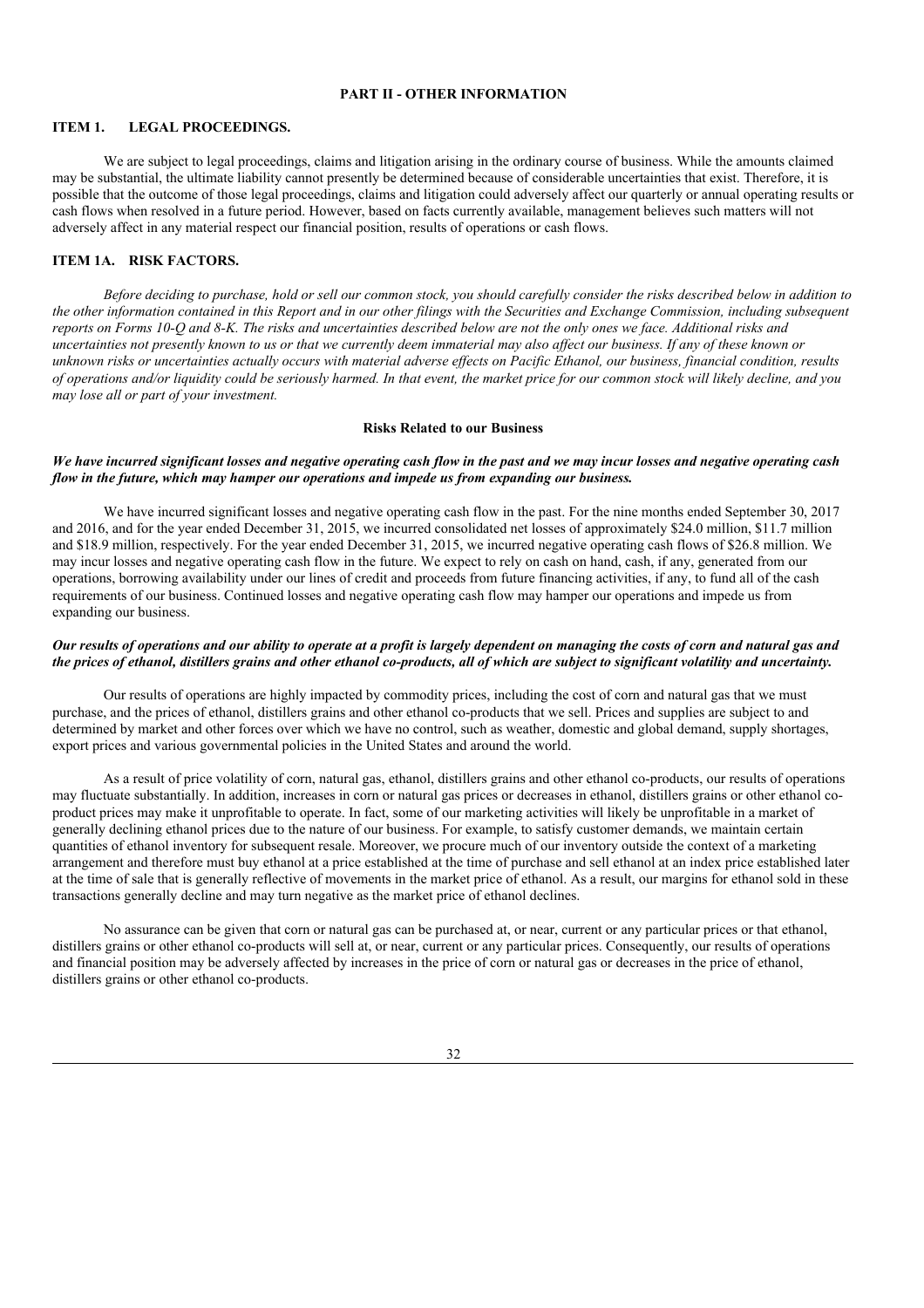## PART II - OTHER INFORMATION

### ITEM 1. LEGAL PROCEEDINGS.

We are subject to legal proceedings, claims and litigation arising in the ordinary course of business. While the amounts claimed may be substantial, the ultimate liability cannot presently be determined because of considerable uncertainties that exist. Therefore, it is possible that the outcome of those legal proceedings, claims and litigation could adversely affect our quarterly or annual operating results or cash flows when resolved in a future period. However, based on facts currently available, management believes such matters will not adversely affect in any material respect our financial position, results of operations or cash flows.

### ITEM 1A. RISK FACTORS.

*Before deciding to purchase, hold or sell our common stock, you should carefully consider the risks described below in addition to the other information contained in this Report and in our other filings with the Securities and Exchange Commission, including subsequent reports on Forms 10-Q and 8-K. The risks and uncertainties described below are not the only ones we face. Additional risks and uncertainties not presently known to us or that we currently deem immaterial may also affect our business. If any of these known or unknown risks or uncertainties actually occurs with material adverse effects on Pacific Ethanol, our business, financial condition, results of operations and/or liquidity could be seriously harmed. In that event, the market price for our common stock will likely decline, and you may lose all or part of your investment.*

**Risks Related to our Business**

***We have incurred significant losses and negative operating cash flow in the past and we may incur losses and negative operating cash flow in the future, which may hamper our operations and impede us from expanding our business.***

We have incurred significant losses and negative operating cash flow in the past. For the nine months ended September 30, 2017 and 2016, and for the year ended December 31, 2015, we incurred consolidated net losses of approximately $24.0 million, $11.7 million and $18.9 million, respectively. For the year ended December 31, 2015, we incurred negative operating cash flows of $26.8 million. We may incur losses and negative operating cash flow in the future. We expect to rely on cash on hand, cash, if any, generated from our operations, borrowing availability under our lines of credit and proceeds from future financing activities, if any, to fund all of the cash requirements of our business. Continued losses and negative operating cash flow may hamper our operations and impede us from expanding our business.

***Our results of operations and our ability to operate at a profit is largely dependent on managing the costs of corn and natural gas and the prices of ethanol, distillers grains and other ethanol co-products, all of which are subject to significant volatility and uncertainty.***

Our results of operations are highly impacted by commodity prices, including the cost of corn and natural gas that we must purchase, and the prices of ethanol, distillers grains and other ethanol co-products that we sell. Prices and supplies are subject to and determined by market and other forces over which we have no control, such as weather, domestic and global demand, supply shortages, export prices and various governmental policies in the United States and around the world.

As a result of price volatility of corn, natural gas, ethanol, distillers grains and other ethanol co-products, our results of operations may fluctuate substantially. In addition, increases in corn or natural gas prices or decreases in ethanol, distillers grains or other ethanol co-product prices may make it unprofitable to operate. In fact, some of our marketing activities will likely be unprofitable in a market of generally declining ethanol prices due to the nature of our business. For example, to satisfy customer demands, we maintain certain quantities of ethanol inventory for subsequent resale. Moreover, we procure much of our inventory outside the context of a marketing arrangement and therefore must buy ethanol at a price established at the time of purchase and sell ethanol at an index price established later at the time of sale that is generally reflective of movements in the market price of ethanol. As a result, our margins for ethanol sold in these transactions generally decline and may turn negative as the market price of ethanol declines.

No assurance can be given that corn or natural gas can be purchased at, or near, current or any particular prices or that ethanol, distillers grains or other ethanol co-products will sell at, or near, current or any particular prices. Consequently, our results of operations and financial position may be adversely affected by increases in the price of corn or natural gas or decreases in the price of ethanol, distillers grains or other ethanol co-products.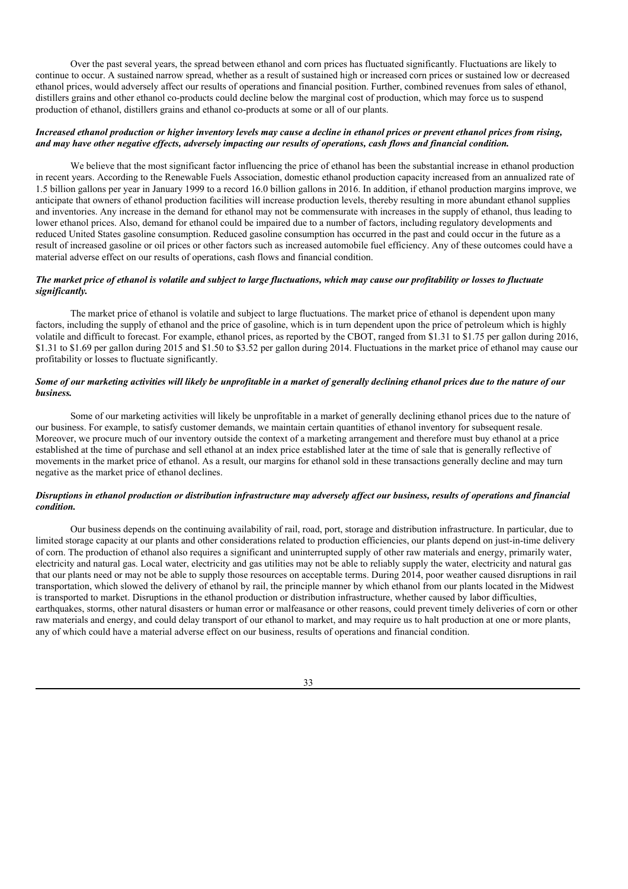Over the past several years, the spread between ethanol and corn prices has fluctuated significantly. Fluctuations are likely to continue to occur. A sustained narrow spread, whether as a result of sustained high or increased corn prices or sustained low or decreased ethanol prices, would adversely affect our results of operations and financial position. Further, combined revenues from sales of ethanol, distillers grains and other ethanol co-products could decline below the marginal cost of production, which may force us to suspend production of ethanol, distillers grains and ethanol co-products at some or all of our plants.

***Increased ethanol production or higher inventory levels may cause a decline in ethanol prices or prevent ethanol prices from rising, and may have other negative effects, adversely impacting our results of operations, cash flows and financial condition.***

We believe that the most significant factor influencing the price of ethanol has been the substantial increase in ethanol production in recent years. According to the Renewable Fuels Association, domestic ethanol production capacity increased from an annualized rate of 1.5 billion gallons per year in January 1999 to a record 16.0 billion gallons in 2016. In addition, if ethanol production margins improve, we anticipate that owners of ethanol production facilities will increase production levels, thereby resulting in more abundant ethanol supplies and inventories. Any increase in the demand for ethanol may not be commensurate with increases in the supply of ethanol, thus leading to lower ethanol prices. Also, demand for ethanol could be impaired due to a number of factors, including regulatory developments and reduced United States gasoline consumption. Reduced gasoline consumption has occurred in the past and could occur in the future as a result of increased gasoline or oil prices or other factors such as increased automobile fuel efficiency. Any of these outcomes could have a material adverse effect on our results of operations, cash flows and financial condition.

***The market price of ethanol is volatile and subject to large fluctuations, which may cause our profitability or losses to fluctuate significantly.***

The market price of ethanol is volatile and subject to large fluctuations. The market price of ethanol is dependent upon many factors, including the supply of ethanol and the price of gasoline, which is in turn dependent upon the price of petroleum which is highly volatile and difficult to forecast. For example, ethanol prices, as reported by the CBOT, ranged from $1.31 to $1.75 per gallon during 2016, $1.31 to $1.69 per gallon during 2015 and $1.50 to $3.52 per gallon during 2014. Fluctuations in the market price of ethanol may cause our profitability or losses to fluctuate significantly.

***Some of our marketing activities will likely be unprofitable in a market of generally declining ethanol prices due to the nature of our business.***

Some of our marketing activities will likely be unprofitable in a market of generally declining ethanol prices due to the nature of our business. For example, to satisfy customer demands, we maintain certain quantities of ethanol inventory for subsequent resale. Moreover, we procure much of our inventory outside the context of a marketing arrangement and therefore must buy ethanol at a price established at the time of purchase and sell ethanol at an index price established later at the time of sale that is generally reflective of movements in the market price of ethanol. As a result, our margins for ethanol sold in these transactions generally decline and may turn negative as the market price of ethanol declines.

***Disruptions in ethanol production or distribution infrastructure may adversely affect our business, results of operations and financial condition.***

Our business depends on the continuing availability of rail, road, port, storage and distribution infrastructure. In particular, due to limited storage capacity at our plants and other considerations related to production efficiencies, our plants depend on just-in-time delivery of corn. The production of ethanol also requires a significant and uninterrupted supply of other raw materials and energy, primarily water, electricity and natural gas. Local water, electricity and gas utilities may not be able to reliably supply the water, electricity and natural gas that our plants need or may not be able to supply those resources on acceptable terms. During 2014, poor weather caused disruptions in rail transportation, which slowed the delivery of ethanol by rail, the principle manner by which ethanol from our plants located in the Midwest is transported to market. Disruptions in the ethanol production or distribution infrastructure, whether caused by labor difficulties, earthquakes, storms, other natural disasters or human error or malfeasance or other reasons, could prevent timely deliveries of corn or other raw materials and energy, and could delay transport of our ethanol to market, and may require us to halt production at one or more plants, any of which could have a material adverse effect on our business, results of operations and financial condition.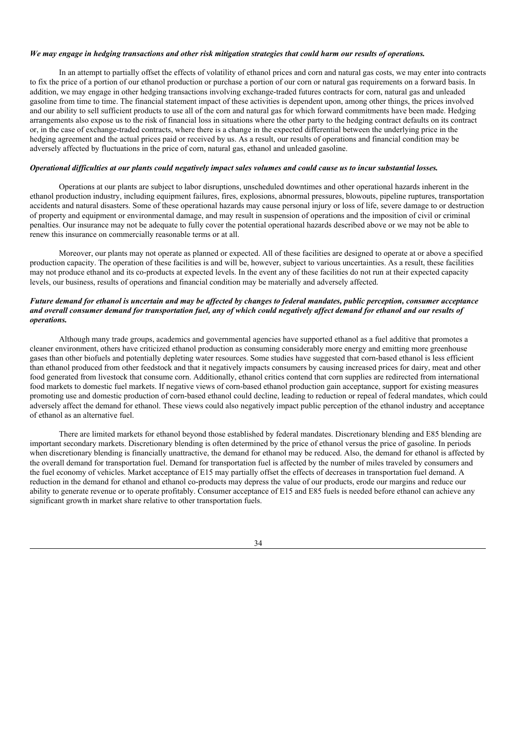***We may engage in hedging transactions and other risk mitigation strategies that could harm our results of operations.***

In an attempt to partially offset the effects of volatility of ethanol prices and corn and natural gas costs, we may enter into contracts to fix the price of a portion of our ethanol production or purchase a portion of our corn or natural gas requirements on a forward basis. In addition, we may engage in other hedging transactions involving exchange-traded futures contracts for corn, natural gas and unleaded gasoline from time to time. The financial statement impact of these activities is dependent upon, among other things, the prices involved and our ability to sell sufficient products to use all of the corn and natural gas for which forward commitments have been made. Hedging arrangements also expose us to the risk of financial loss in situations where the other party to the hedging contract defaults on its contract or, in the case of exchange-traded contracts, where there is a change in the expected differential between the underlying price in the hedging agreement and the actual prices paid or received by us. As a result, our results of operations and financial condition may be adversely affected by fluctuations in the price of corn, natural gas, ethanol and unleaded gasoline.

***Operational difficulties at our plants could negatively impact sales volumes and could cause us to incur substantial losses.***

Operations at our plants are subject to labor disruptions, unscheduled downtimes and other operational hazards inherent in the ethanol production industry, including equipment failures, fires, explosions, abnormal pressures, blowouts, pipeline ruptures, transportation accidents and natural disasters. Some of these operational hazards may cause personal injury or loss of life, severe damage to or destruction of property and equipment or environmental damage, and may result in suspension of operations and the imposition of civil or criminal penalties. Our insurance may not be adequate to fully cover the potential operational hazards described above or we may not be able to renew this insurance on commercially reasonable terms or at all.

Moreover, our plants may not operate as planned or expected. All of these facilities are designed to operate at or above a specified production capacity. The operation of these facilities is and will be, however, subject to various uncertainties. As a result, these facilities may not produce ethanol and its co-products at expected levels. In the event any of these facilities do not run at their expected capacity levels, our business, results of operations and financial condition may be materially and adversely affected.

***Future demand for ethanol is uncertain and may be affected by changes to federal mandates, public perception, consumer acceptance and overall consumer demand for transportation fuel, any of which could negatively affect demand for ethanol and our results of operations.***

Although many trade groups, academics and governmental agencies have supported ethanol as a fuel additive that promotes a cleaner environment, others have criticized ethanol production as consuming considerably more energy and emitting more greenhouse gases than other biofuels and potentially depleting water resources. Some studies have suggested that corn-based ethanol is less efficient than ethanol produced from other feedstock and that it negatively impacts consumers by causing increased prices for dairy, meat and other food generated from livestock that consume corn. Additionally, ethanol critics contend that corn supplies are redirected from international food markets to domestic fuel markets. If negative views of corn-based ethanol production gain acceptance, support for existing measures promoting use and domestic production of corn-based ethanol could decline, leading to reduction or repeal of federal mandates, which could adversely affect the demand for ethanol. These views could also negatively impact public perception of the ethanol industry and acceptance of ethanol as an alternative fuel.

There are limited markets for ethanol beyond those established by federal mandates. Discretionary blending and E85 blending are important secondary markets. Discretionary blending is often determined by the price of ethanol versus the price of gasoline. In periods when discretionary blending is financially unattractive, the demand for ethanol may be reduced. Also, the demand for ethanol is affected by the overall demand for transportation fuel. Demand for transportation fuel is affected by the number of miles traveled by consumers and the fuel economy of vehicles. Market acceptance of E15 may partially offset the effects of decreases in transportation fuel demand. A reduction in the demand for ethanol and ethanol co-products may depress the value of our products, erode our margins and reduce our ability to generate revenue or to operate profitably. Consumer acceptance of E15 and E85 fuels is needed before ethanol can achieve any significant growth in market share relative to other transportation fuels.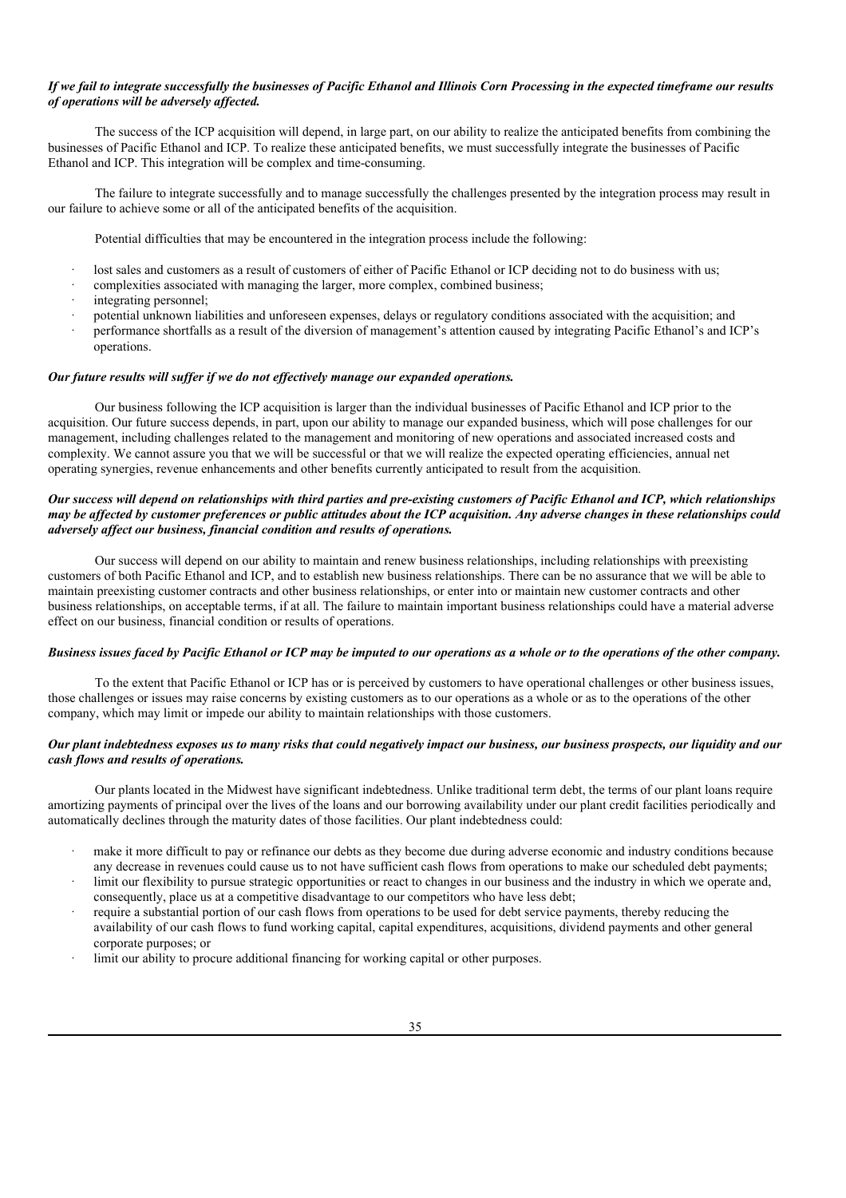***If we fail to integrate successfully the businesses of Pacific Ethanol and Illinois Corn Processing in the expected timeframe our results of operations will be adversely affected.***

The success of the ICP acquisition will depend, in large part, on our ability to realize the anticipated benefits from combining the businesses of Pacific Ethanol and ICP. To realize these anticipated benefits, we must successfully integrate the businesses of Pacific Ethanol and ICP. This integration will be complex and time-consuming.

The failure to integrate successfully and to manage successfully the challenges presented by the integration process may result in our failure to achieve some or all of the anticipated benefits of the acquisition.

Potential difficulties that may be encountered in the integration process include the following:

- lost sales and customers as a result of customers of either of Pacific Ethanol or ICP deciding not to do business with us;
- complexities associated with managing the larger, more complex, combined business;
- integrating personnel;
- potential unknown liabilities and unforeseen expenses, delays or regulatory conditions associated with the acquisition; and
- performance shortfalls as a result of the diversion of management's attention caused by integrating Pacific Ethanol's and ICP's operations.

***Our future results will suffer if we do not effectively manage our expanded operations.***

Our business following the ICP acquisition is larger than the individual businesses of Pacific Ethanol and ICP prior to the acquisition. Our future success depends, in part, upon our ability to manage our expanded business, which will pose challenges for our management, including challenges related to the management and monitoring of new operations and associated increased costs and complexity. We cannot assure you that we will be successful or that we will realize the expected operating efficiencies, annual net operating synergies, revenue enhancements and other benefits currently anticipated to result from the acquisition.

***Our success will depend on relationships with third parties and pre-existing customers of Pacific Ethanol and ICP, which relationships may be affected by customer preferences or public attitudes about the ICP acquisition. Any adverse changes in these relationships could adversely affect our business, financial condition and results of operations.***

Our success will depend on our ability to maintain and renew business relationships, including relationships with preexisting customers of both Pacific Ethanol and ICP, and to establish new business relationships. There can be no assurance that we will be able to maintain preexisting customer contracts and other business relationships, or enter into or maintain new customer contracts and other business relationships, on acceptable terms, if at all. The failure to maintain important business relationships could have a material adverse effect on our business, financial condition or results of operations.

***Business issues faced by Pacific Ethanol or ICP may be imputed to our operations as a whole or to the operations of the other company.***

To the extent that Pacific Ethanol or ICP has or is perceived by customers to have operational challenges or other business issues, those challenges or issues may raise concerns by existing customers as to our operations as a whole or as to the operations of the other company, which may limit or impede our ability to maintain relationships with those customers.

***Our plant indebtedness exposes us to many risks that could negatively impact our business, our business prospects, our liquidity and our cash flows and results of operations.***

Our plants located in the Midwest have significant indebtedness. Unlike traditional term debt, the terms of our plant loans require amortizing payments of principal over the lives of the loans and our borrowing availability under our plant credit facilities periodically and automatically declines through the maturity dates of those facilities. Our plant indebtedness could:

- make it more difficult to pay or refinance our debts as they become due during adverse economic and industry conditions because any decrease in revenues could cause us to not have sufficient cash flows from operations to make our scheduled debt payments;
- limit our flexibility to pursue strategic opportunities or react to changes in our business and the industry in which we operate and, consequently, place us at a competitive disadvantage to our competitors who have less debt;
- require a substantial portion of our cash flows from operations to be used for debt service payments, thereby reducing the availability of our cash flows to fund working capital, capital expenditures, acquisitions, dividend payments and other general corporate purposes; or
- limit our ability to procure additional financing for working capital or other purposes.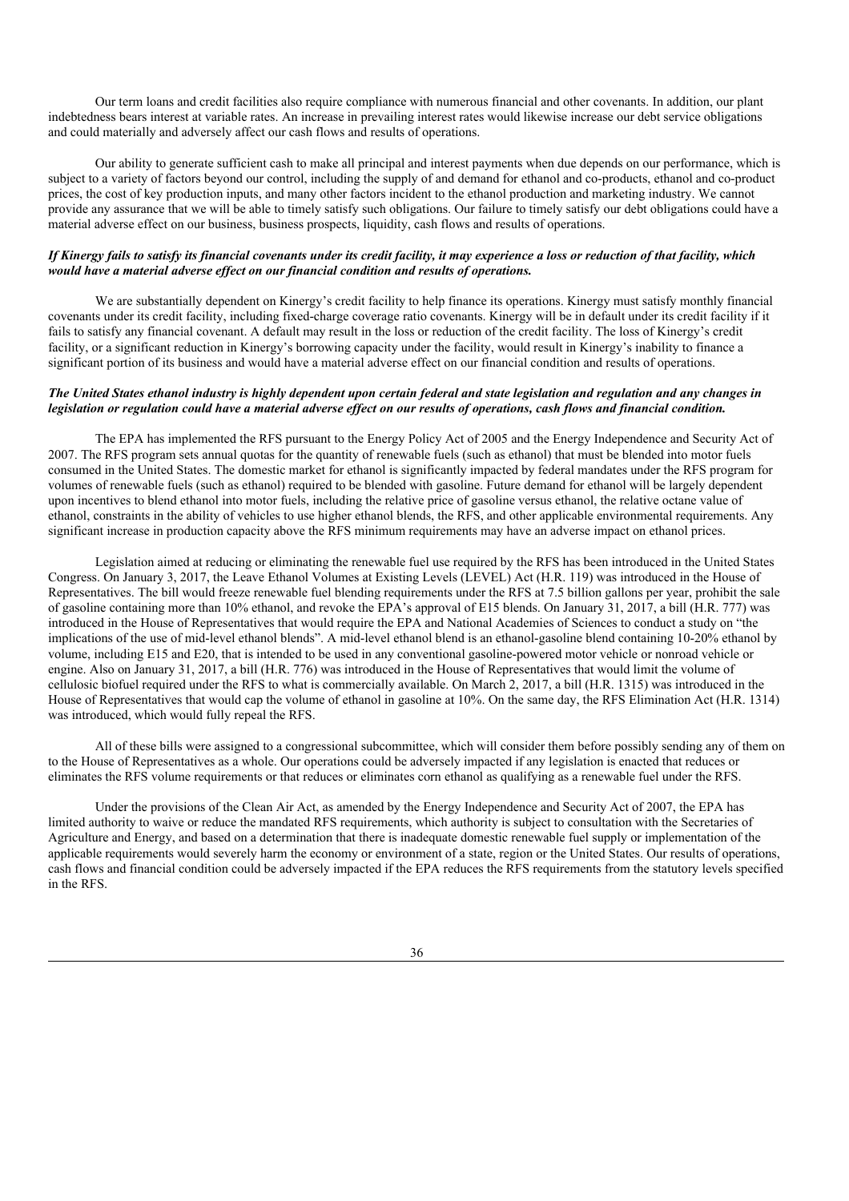Our term loans and credit facilities also require compliance with numerous financial and other covenants. In addition, our plant indebtedness bears interest at variable rates. An increase in prevailing interest rates would likewise increase our debt service obligations and could materially and adversely affect our cash flows and results of operations.

Our ability to generate sufficient cash to make all principal and interest payments when due depends on our performance, which is subject to a variety of factors beyond our control, including the supply of and demand for ethanol and co-products, ethanol and co-product prices, the cost of key production inputs, and many other factors incident to the ethanol production and marketing industry. We cannot provide any assurance that we will be able to timely satisfy such obligations. Our failure to timely satisfy our debt obligations could have a material adverse effect on our business, business prospects, liquidity, cash flows and results of operations.

***If Kinergy fails to satisfy its financial covenants under its credit facility, it may experience a loss or reduction of that facility, which would have a material adverse effect on our financial condition and results of operations.***

We are substantially dependent on Kinergy's credit facility to help finance its operations. Kinergy must satisfy monthly financial covenants under its credit facility, including fixed-charge coverage ratio covenants. Kinergy will be in default under its credit facility if it fails to satisfy any financial covenant. A default may result in the loss or reduction of the credit facility. The loss of Kinergy's credit facility, or a significant reduction in Kinergy's borrowing capacity under the facility, would result in Kinergy's inability to finance a significant portion of its business and would have a material adverse effect on our financial condition and results of operations.

***The United States ethanol industry is highly dependent upon certain federal and state legislation and regulation and any changes in legislation or regulation could have a material adverse effect on our results of operations, cash flows and financial condition.***

The EPA has implemented the RFS pursuant to the Energy Policy Act of 2005 and the Energy Independence and Security Act of 2007. The RFS program sets annual quotas for the quantity of renewable fuels (such as ethanol) that must be blended into motor fuels consumed in the United States. The domestic market for ethanol is significantly impacted by federal mandates under the RFS program for volumes of renewable fuels (such as ethanol) required to be blended with gasoline. Future demand for ethanol will be largely dependent upon incentives to blend ethanol into motor fuels, including the relative price of gasoline versus ethanol, the relative octane value of ethanol, constraints in the ability of vehicles to use higher ethanol blends, the RFS, and other applicable environmental requirements. Any significant increase in production capacity above the RFS minimum requirements may have an adverse impact on ethanol prices.

Legislation aimed at reducing or eliminating the renewable fuel use required by the RFS has been introduced in the United States Congress. On January 3, 2017, the Leave Ethanol Volumes at Existing Levels (LEVEL) Act (H.R. 119) was introduced in the House of Representatives. The bill would freeze renewable fuel blending requirements under the RFS at 7.5 billion gallons per year, prohibit the sale of gasoline containing more than 10% ethanol, and revoke the EPA's approval of E15 blends. On January 31, 2017, a bill (H.R. 777) was introduced in the House of Representatives that would require the EPA and National Academies of Sciences to conduct a study on "the implications of the use of mid-level ethanol blends". A mid-level ethanol blend is an ethanol-gasoline blend containing 10-20% ethanol by volume, including E15 and E20, that is intended to be used in any conventional gasoline-powered motor vehicle or nonroad vehicle or engine. Also on January 31, 2017, a bill (H.R. 776) was introduced in the House of Representatives that would limit the volume of cellulosic biofuel required under the RFS to what is commercially available. On March 2, 2017, a bill (H.R. 1315) was introduced in the House of Representatives that would cap the volume of ethanol in gasoline at 10%. On the same day, the RFS Elimination Act (H.R. 1314) was introduced, which would fully repeal the RFS.

All of these bills were assigned to a congressional subcommittee, which will consider them before possibly sending any of them on to the House of Representatives as a whole. Our operations could be adversely impacted if any legislation is enacted that reduces or eliminates the RFS volume requirements or that reduces or eliminates corn ethanol as qualifying as a renewable fuel under the RFS.

Under the provisions of the Clean Air Act, as amended by the Energy Independence and Security Act of 2007, the EPA has limited authority to waive or reduce the mandated RFS requirements, which authority is subject to consultation with the Secretaries of Agriculture and Energy, and based on a determination that there is inadequate domestic renewable fuel supply or implementation of the applicable requirements would severely harm the economy or environment of a state, region or the United States. Our results of operations, cash flows and financial condition could be adversely impacted if the EPA reduces the RFS requirements from the statutory levels specified in the RFS.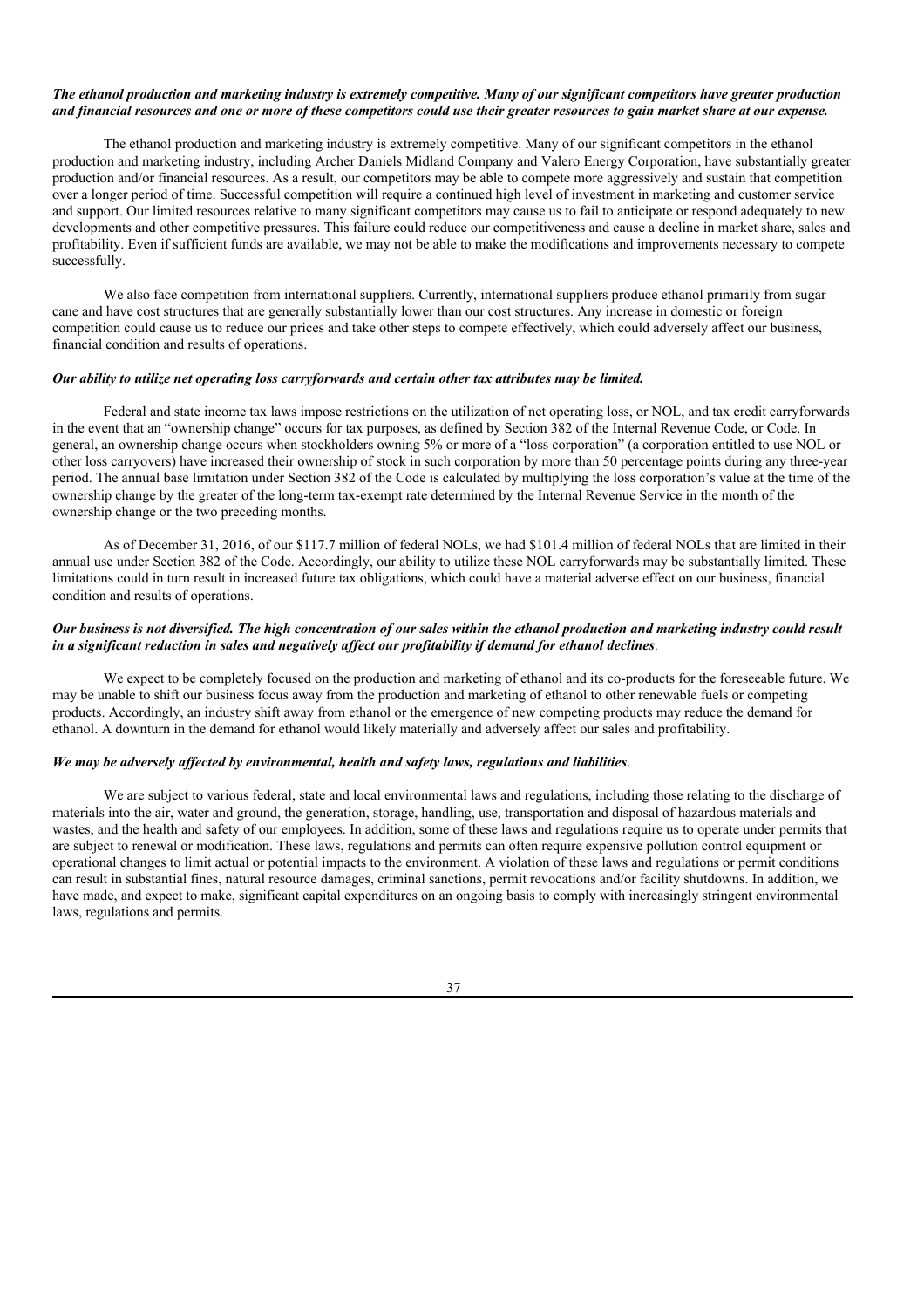***The ethanol production and marketing industry is extremely competitive. Many of our significant competitors have greater production and financial resources and one or more of these competitors could use their greater resources to gain market share at our expense.***

The ethanol production and marketing industry is extremely competitive. Many of our significant competitors in the ethanol production and marketing industry, including Archer Daniels Midland Company and Valero Energy Corporation, have substantially greater production and/or financial resources. As a result, our competitors may be able to compete more aggressively and sustain that competition over a longer period of time. Successful competition will require a continued high level of investment in marketing and customer service and support. Our limited resources relative to many significant competitors may cause us to fail to anticipate or respond adequately to new developments and other competitive pressures. This failure could reduce our competitiveness and cause a decline in market share, sales and profitability. Even if sufficient funds are available, we may not be able to make the modifications and improvements necessary to compete successfully.

We also face competition from international suppliers. Currently, international suppliers produce ethanol primarily from sugar cane and have cost structures that are generally substantially lower than our cost structures. Any increase in domestic or foreign competition could cause us to reduce our prices and take other steps to compete effectively, which could adversely affect our business, financial condition and results of operations.

***Our ability to utilize net operating loss carryforwards and certain other tax attributes may be limited.***

Federal and state income tax laws impose restrictions on the utilization of net operating loss, or NOL, and tax credit carryforwards in the event that an "ownership change" occurs for tax purposes, as defined by Section 382 of the Internal Revenue Code, or Code. In general, an ownership change occurs when stockholders owning 5% or more of a "loss corporation" (a corporation entitled to use NOL or other loss carryovers) have increased their ownership of stock in such corporation by more than 50 percentage points during any three-year period. The annual base limitation under Section 382 of the Code is calculated by multiplying the loss corporation's value at the time of the ownership change by the greater of the long-term tax-exempt rate determined by the Internal Revenue Service in the month of the ownership change or the two preceding months.

As of December 31, 2016, of our $117.7 million of federal NOLs, we had $101.4 million of federal NOLs that are limited in their annual use under Section 382 of the Code. Accordingly, our ability to utilize these NOL carryforwards may be substantially limited. These limitations could in turn result in increased future tax obligations, which could have a material adverse effect on our business, financial condition and results of operations.

***Our business is not diversified. The high concentration of our sales within the ethanol production and marketing industry could result in a significant reduction in sales and negatively affect our profitability if demand for ethanol declines*.**

We expect to be completely focused on the production and marketing of ethanol and its co-products for the foreseeable future. We may be unable to shift our business focus away from the production and marketing of ethanol to other renewable fuels or competing products. Accordingly, an industry shift away from ethanol or the emergence of new competing products may reduce the demand for ethanol. A downturn in the demand for ethanol would likely materially and adversely affect our sales and profitability.

***We may be adversely affected by environmental, health and safety laws, regulations and liabilities*.**

We are subject to various federal, state and local environmental laws and regulations, including those relating to the discharge of materials into the air, water and ground, the generation, storage, handling, use, transportation and disposal of hazardous materials and wastes, and the health and safety of our employees. In addition, some of these laws and regulations require us to operate under permits that are subject to renewal or modification. These laws, regulations and permits can often require expensive pollution control equipment or operational changes to limit actual or potential impacts to the environment. A violation of these laws and regulations or permit conditions can result in substantial fines, natural resource damages, criminal sanctions, permit revocations and/or facility shutdowns. In addition, we have made, and expect to make, significant capital expenditures on an ongoing basis to comply with increasingly stringent environmental laws, regulations and permits.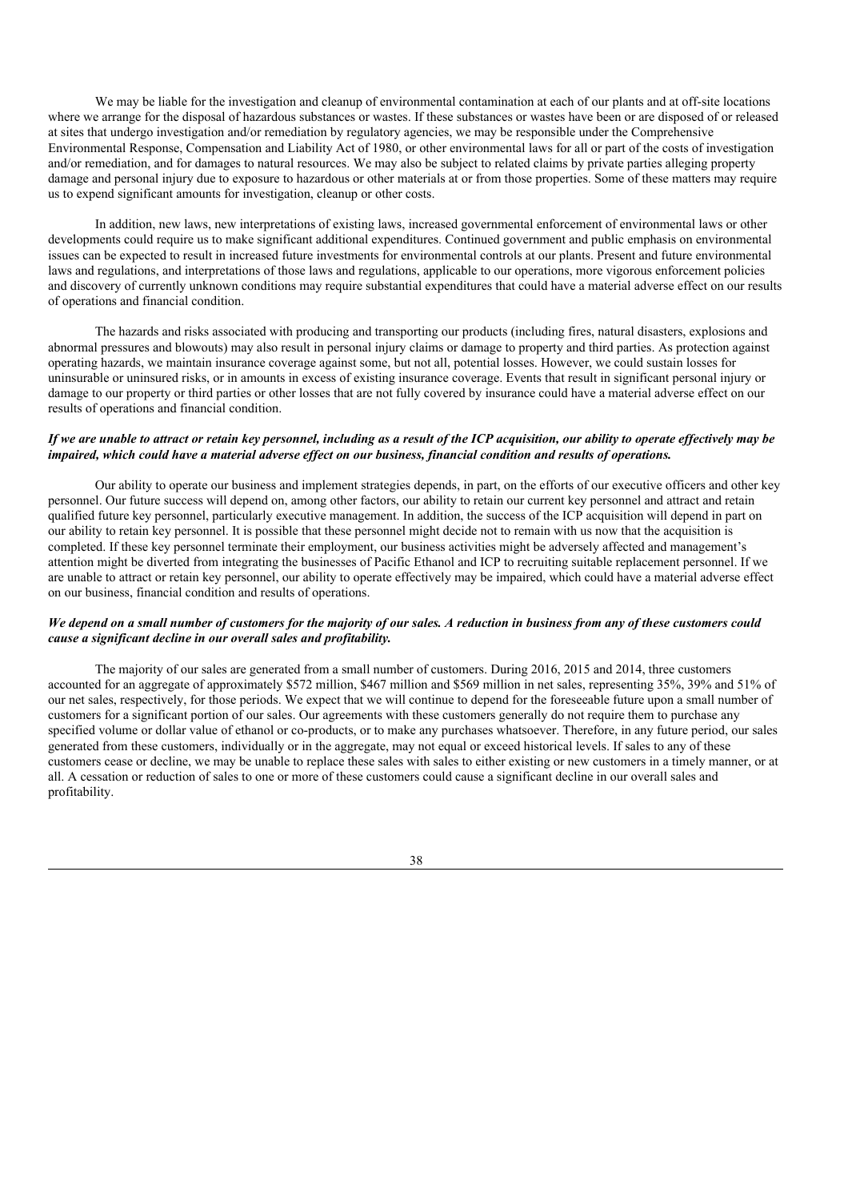We may be liable for the investigation and cleanup of environmental contamination at each of our plants and at off-site locations where we arrange for the disposal of hazardous substances or wastes. If these substances or wastes have been or are disposed of or released at sites that undergo investigation and/or remediation by regulatory agencies, we may be responsible under the Comprehensive Environmental Response, Compensation and Liability Act of 1980, or other environmental laws for all or part of the costs of investigation and/or remediation, and for damages to natural resources. We may also be subject to related claims by private parties alleging property damage and personal injury due to exposure to hazardous or other materials at or from those properties. Some of these matters may require us to expend significant amounts for investigation, cleanup or other costs.

In addition, new laws, new interpretations of existing laws, increased governmental enforcement of environmental laws or other developments could require us to make significant additional expenditures. Continued government and public emphasis on environmental issues can be expected to result in increased future investments for environmental controls at our plants. Present and future environmental laws and regulations, and interpretations of those laws and regulations, applicable to our operations, more vigorous enforcement policies and discovery of currently unknown conditions may require substantial expenditures that could have a material adverse effect on our results of operations and financial condition.

The hazards and risks associated with producing and transporting our products (including fires, natural disasters, explosions and abnormal pressures and blowouts) may also result in personal injury claims or damage to property and third parties. As protection against operating hazards, we maintain insurance coverage against some, but not all, potential losses. However, we could sustain losses for uninsurable or uninsured risks, or in amounts in excess of existing insurance coverage. Events that result in significant personal injury or damage to our property or third parties or other losses that are not fully covered by insurance could have a material adverse effect on our results of operations and financial condition.

***If we are unable to attract or retain key personnel, including as a result of the ICP acquisition, our ability to operate effectively may be impaired, which could have a material adverse effect on our business, financial condition and results of operations.***

Our ability to operate our business and implement strategies depends, in part, on the efforts of our executive officers and other key personnel. Our future success will depend on, among other factors, our ability to retain our current key personnel and attract and retain qualified future key personnel, particularly executive management. In addition, the success of the ICP acquisition will depend in part on our ability to retain key personnel. It is possible that these personnel might decide not to remain with us now that the acquisition is completed. If these key personnel terminate their employment, our business activities might be adversely affected and management's attention might be diverted from integrating the businesses of Pacific Ethanol and ICP to recruiting suitable replacement personnel. If we are unable to attract or retain key personnel, our ability to operate effectively may be impaired, which could have a material adverse effect on our business, financial condition and results of operations.

***We depend on a small number of customers for the majority of our sales. A reduction in business from any of these customers could cause a significant decline in our overall sales and profitability.***

The majority of our sales are generated from a small number of customers. During 2016, 2015 and 2014, three customers accounted for an aggregate of approximately \$572 million, \$467 million and \$569 million in net sales, representing 35%, 39% and 51% of our net sales, respectively, for those periods. We expect that we will continue to depend for the foreseeable future upon a small number of customers for a significant portion of our sales. Our agreements with these customers generally do not require them to purchase any specified volume or dollar value of ethanol or co-products, or to make any purchases whatsoever. Therefore, in any future period, our sales generated from these customers, individually or in the aggregate, may not equal or exceed historical levels. If sales to any of these customers cease or decline, we may be unable to replace these sales with sales to either existing or new customers in a timely manner, or at all. A cessation or reduction of sales to one or more of these customers could cause a significant decline in our overall sales and profitability.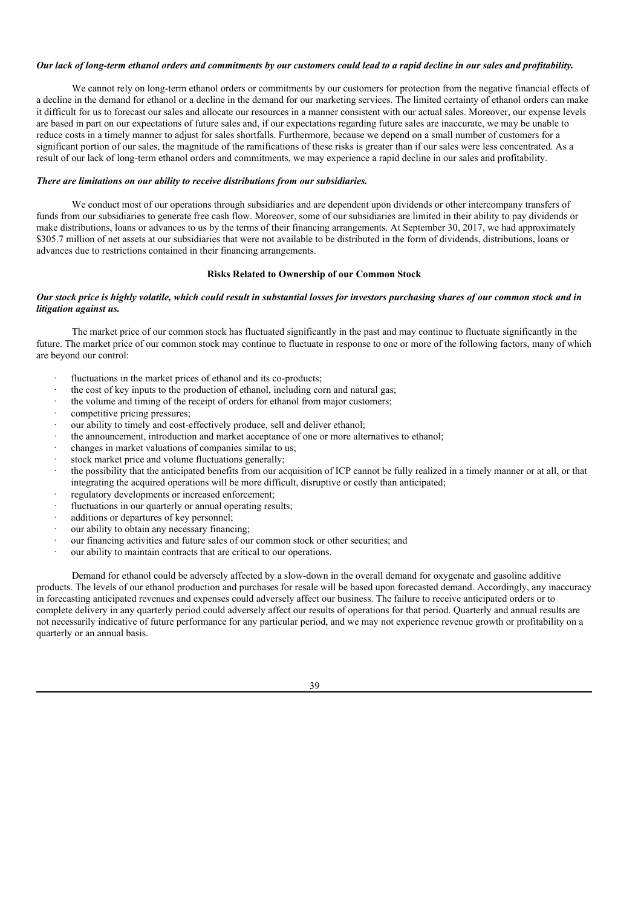***Our lack of long-term ethanol orders and commitments by our customers could lead to a rapid decline in our sales and profitability.***

We cannot rely on long-term ethanol orders or commitments by our customers for protection from the negative financial effects of a decline in the demand for ethanol or a decline in the demand for our marketing services. The limited certainty of ethanol orders can make it difficult for us to forecast our sales and allocate our resources in a manner consistent with our actual sales. Moreover, our expense levels are based in part on our expectations of future sales and, if our expectations regarding future sales are inaccurate, we may be unable to reduce costs in a timely manner to adjust for sales shortfalls. Furthermore, because we depend on a small number of customers for a significant portion of our sales, the magnitude of the ramifications of these risks is greater than if our sales were less concentrated. As a result of our lack of long-term ethanol orders and commitments, we may experience a rapid decline in our sales and profitability.

***There are limitations on our ability to receive distributions from our subsidiaries.***

We conduct most of our operations through subsidiaries and are dependent upon dividends or other intercompany transfers of funds from our subsidiaries to generate free cash flow. Moreover, some of our subsidiaries are limited in their ability to pay dividends or make distributions, loans or advances to us by the terms of their financing arrangements. At September 30, 2017, we had approximately $305.7 million of net assets at our subsidiaries that were not available to be distributed in the form of dividends, distributions, loans or advances due to restrictions contained in their financing arrangements.

**Risks Related to Ownership of our Common Stock**

***Our stock price is highly volatile, which could result in substantial losses for investors purchasing shares of our common stock and in litigation against us.***

The market price of our common stock has fluctuated significantly in the past and may continue to fluctuate significantly in the future. The market price of our common stock may continue to fluctuate in response to one or more of the following factors, many of which are beyond our control:

- fluctuations in the market prices of ethanol and its co-products;
- the cost of key inputs to the production of ethanol, including corn and natural gas;
- the volume and timing of the receipt of orders for ethanol from major customers;
- competitive pricing pressures;
- our ability to timely and cost-effectively produce, sell and deliver ethanol;
- the announcement, introduction and market acceptance of one or more alternatives to ethanol;
- changes in market valuations of companies similar to us;
- stock market price and volume fluctuations generally;
- the possibility that the anticipated benefits from our acquisition of ICP cannot be fully realized in a timely manner or at all, or that integrating the acquired operations will be more difficult, disruptive or costly than anticipated;
- regulatory developments or increased enforcement;
- fluctuations in our quarterly or annual operating results;
- additions or departures of key personnel;
- our ability to obtain any necessary financing;
- our financing activities and future sales of our common stock or other securities; and
- our ability to maintain contracts that are critical to our operations.

Demand for ethanol could be adversely affected by a slow-down in the overall demand for oxygenate and gasoline additive products. The levels of our ethanol production and purchases for resale will be based upon forecasted demand. Accordingly, any inaccuracy in forecasting anticipated revenues and expenses could adversely affect our business. The failure to receive anticipated orders or to complete delivery in any quarterly period could adversely affect our results of operations for that period. Quarterly and annual results are not necessarily indicative of future performance for any particular period, and we may not experience revenue growth or profitability on a quarterly or an annual basis.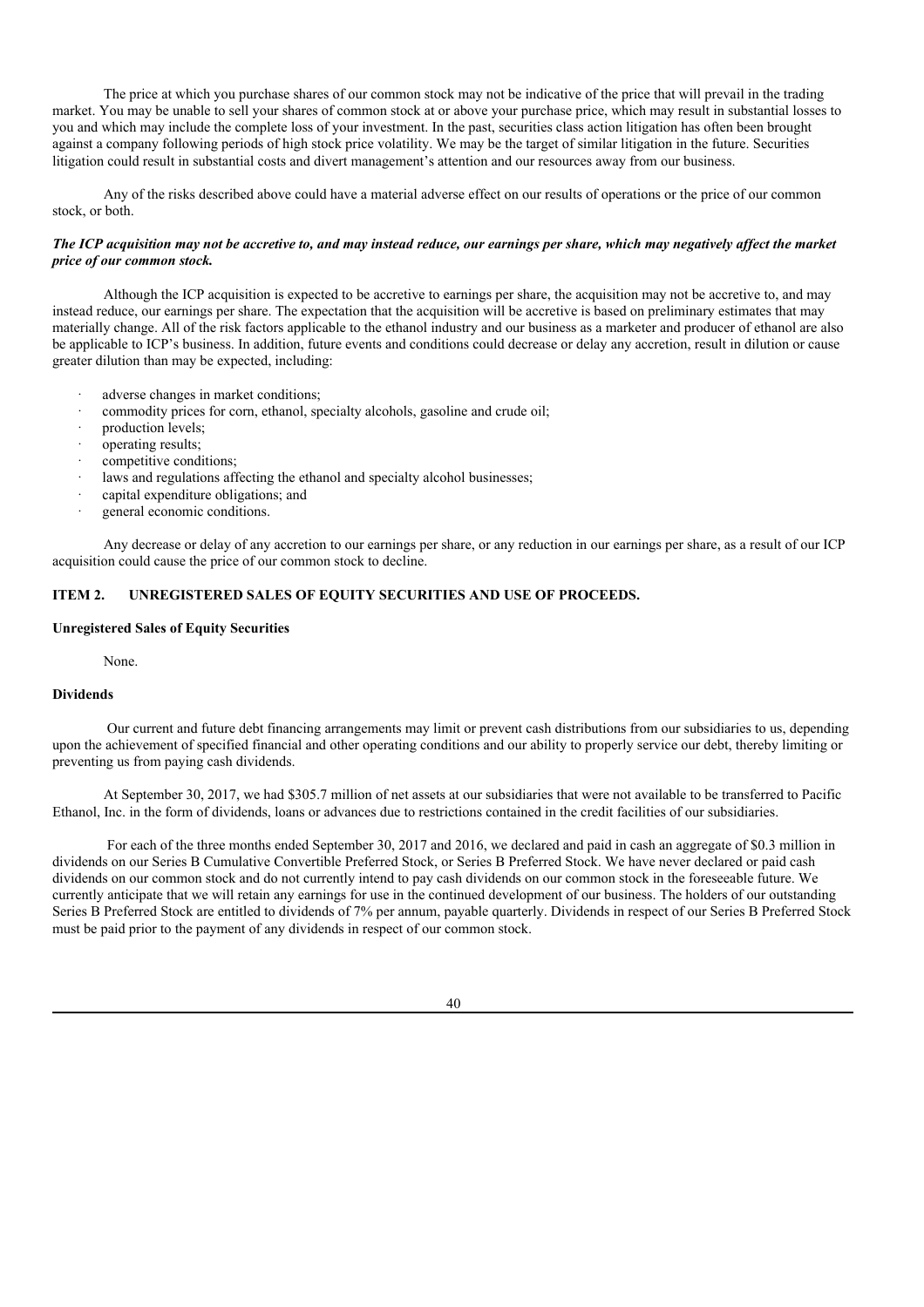The price at which you purchase shares of our common stock may not be indicative of the price that will prevail in the trading market. You may be unable to sell your shares of common stock at or above your purchase price, which may result in substantial losses to you and which may include the complete loss of your investment. In the past, securities class action litigation has often been brought against a company following periods of high stock price volatility. We may be the target of similar litigation in the future. Securities litigation could result in substantial costs and divert management's attention and our resources away from our business.

Any of the risks described above could have a material adverse effect on our results of operations or the price of our common stock, or both.

***The ICP acquisition may not be accretive to, and may instead reduce, our earnings per share, which may negatively affect the market price of our common stock.***

Although the ICP acquisition is expected to be accretive to earnings per share, the acquisition may not be accretive to, and may instead reduce, our earnings per share. The expectation that the acquisition will be accretive is based on preliminary estimates that may materially change. All of the risk factors applicable to the ethanol industry and our business as a marketer and producer of ethanol are also be applicable to ICP's business. In addition, future events and conditions could decrease or delay any accretion, result in dilution or cause greater dilution than may be expected, including:

- adverse changes in market conditions;
- commodity prices for corn, ethanol, specialty alcohols, gasoline and crude oil;
- production levels;
- operating results;
- competitive conditions;
- laws and regulations affecting the ethanol and specialty alcohol businesses;
- capital expenditure obligations; and
- general economic conditions.

Any decrease or delay of any accretion to our earnings per share, or any reduction in our earnings per share, as a result of our ICP acquisition could cause the price of our common stock to decline.

## ITEM 2. UNREGISTERED SALES OF EQUITY SECURITIES AND USE OF PROCEEDS.

**Unregistered Sales of Equity Securities**

None.

**Dividends**

Our current and future debt financing arrangements may limit or prevent cash distributions from our subsidiaries to us, depending upon the achievement of specified financial and other operating conditions and our ability to properly service our debt, thereby limiting or preventing us from paying cash dividends.

At September 30, 2017, we had $305.7 million of net assets at our subsidiaries that were not available to be transferred to Pacific Ethanol, Inc. in the form of dividends, loans or advances due to restrictions contained in the credit facilities of our subsidiaries.

For each of the three months ended September 30, 2017 and 2016, we declared and paid in cash an aggregate of $0.3 million in dividends on our Series B Cumulative Convertible Preferred Stock, or Series B Preferred Stock. We have never declared or paid cash dividends on our common stock and do not currently intend to pay cash dividends on our common stock in the foreseeable future. We currently anticipate that we will retain any earnings for use in the continued development of our business. The holders of our outstanding Series B Preferred Stock are entitled to dividends of 7% per annum, payable quarterly. Dividends in respect of our Series B Preferred Stock must be paid prior to the payment of any dividends in respect of our common stock.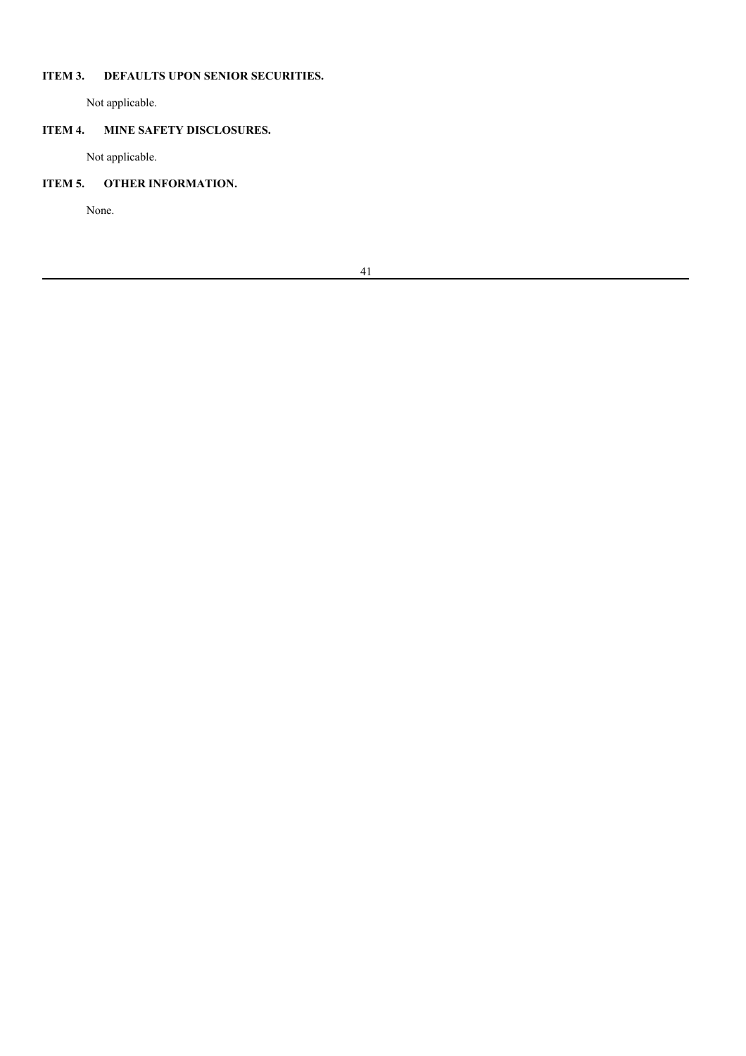## ITEM 3. DEFAULTS UPON SENIOR SECURITIES.

Not applicable.

## ITEM 4. MINE SAFETY DISCLOSURES.

Not applicable.

## ITEM 5. OTHER INFORMATION.

None.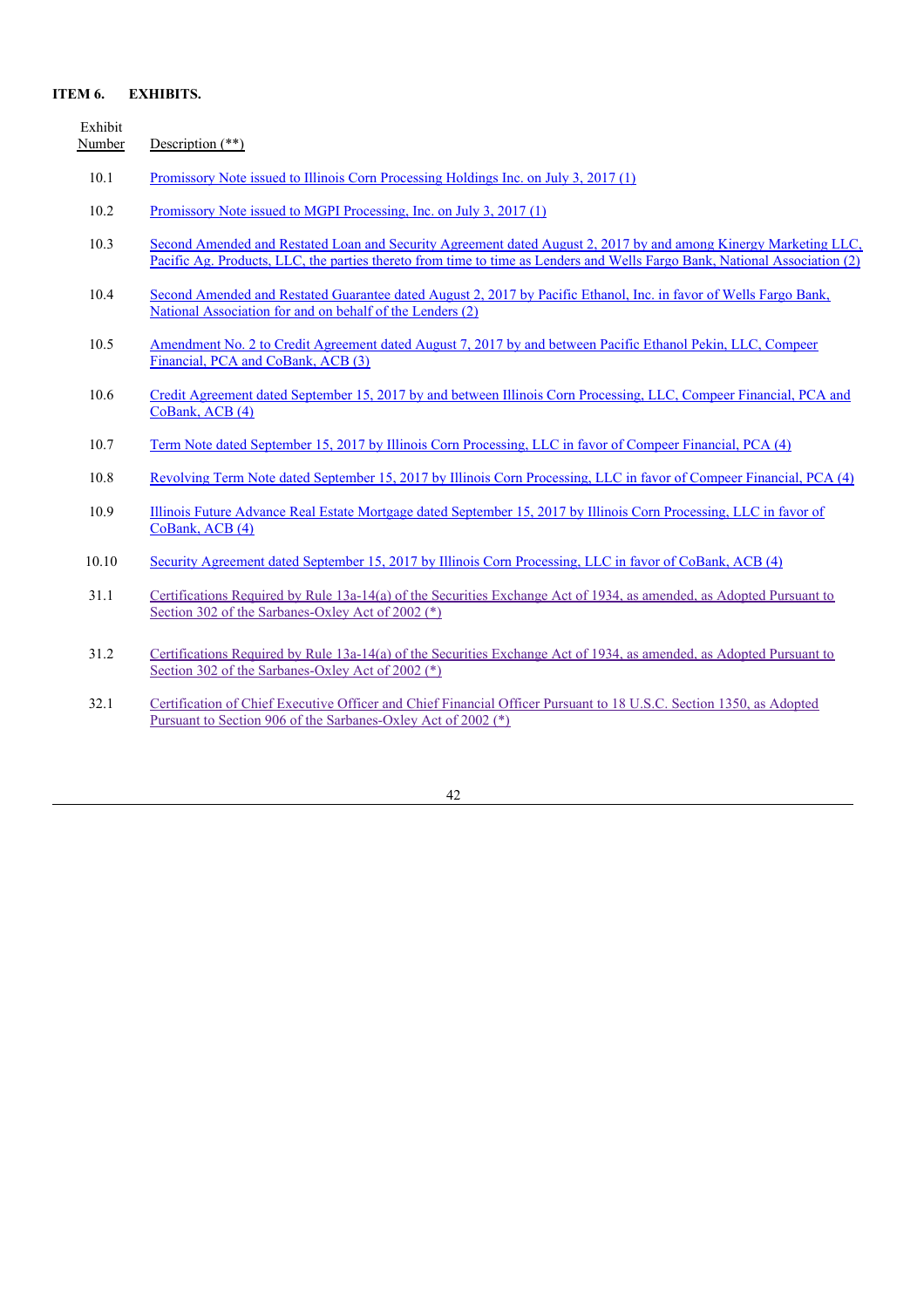**ITEM 6. EXHIBITS.**

| Exhibit Number | Description (**) |
|---|---|
| 10.1 | Promissory Note issued to Illinois Corn Processing Holdings Inc. on July 3, 2017 (1) |
| 10.2 | Promissory Note issued to MGPI Processing, Inc. on July 3, 2017 (1) |
| 10.3 | Second Amended and Restated Loan and Security Agreement dated August 2, 2017 by and among Kinergy Marketing LLC, Pacific Ag. Products, LLC, the parties thereto from time to time as Lenders and Wells Fargo Bank, National Association (2) |
| 10.4 | Second Amended and Restated Guarantee dated August 2, 2017 by Pacific Ethanol, Inc. in favor of Wells Fargo Bank, National Association for and on behalf of the Lenders (2) |
| 10.5 | Amendment No. 2 to Credit Agreement dated August 7, 2017 by and between Pacific Ethanol Pekin, LLC, Compeer Financial, PCA and CoBank, ACB (3) |
| 10.6 | Credit Agreement dated September 15, 2017 by and between Illinois Corn Processing, LLC, Compeer Financial, PCA and CoBank, ACB (4) |
| 10.7 | Term Note dated September 15, 2017 by Illinois Corn Processing, LLC in favor of Compeer Financial, PCA (4) |
| 10.8 | Revolving Term Note dated September 15, 2017 by Illinois Corn Processing, LLC in favor of Compeer Financial, PCA (4) |
| 10.9 | Illinois Future Advance Real Estate Mortgage dated September 15, 2017 by Illinois Corn Processing, LLC in favor of CoBank, ACB (4) |
| 10.10 | Security Agreement dated September 15, 2017 by Illinois Corn Processing, LLC in favor of CoBank, ACB (4) |
| 31.1 | Certifications Required by Rule 13a-14(a) of the Securities Exchange Act of 1934, as amended, as Adopted Pursuant to Section 302 of the Sarbanes-Oxley Act of 2002 (*) |
| 31.2 | Certifications Required by Rule 13a-14(a) of the Securities Exchange Act of 1934, as amended, as Adopted Pursuant to Section 302 of the Sarbanes-Oxley Act of 2002 (*) |
| 32.1 | Certification of Chief Executive Officer and Chief Financial Officer Pursuant to 18 U.S.C. Section 1350, as Adopted Pursuant to Section 906 of the Sarbanes-Oxley Act of 2002 (*) |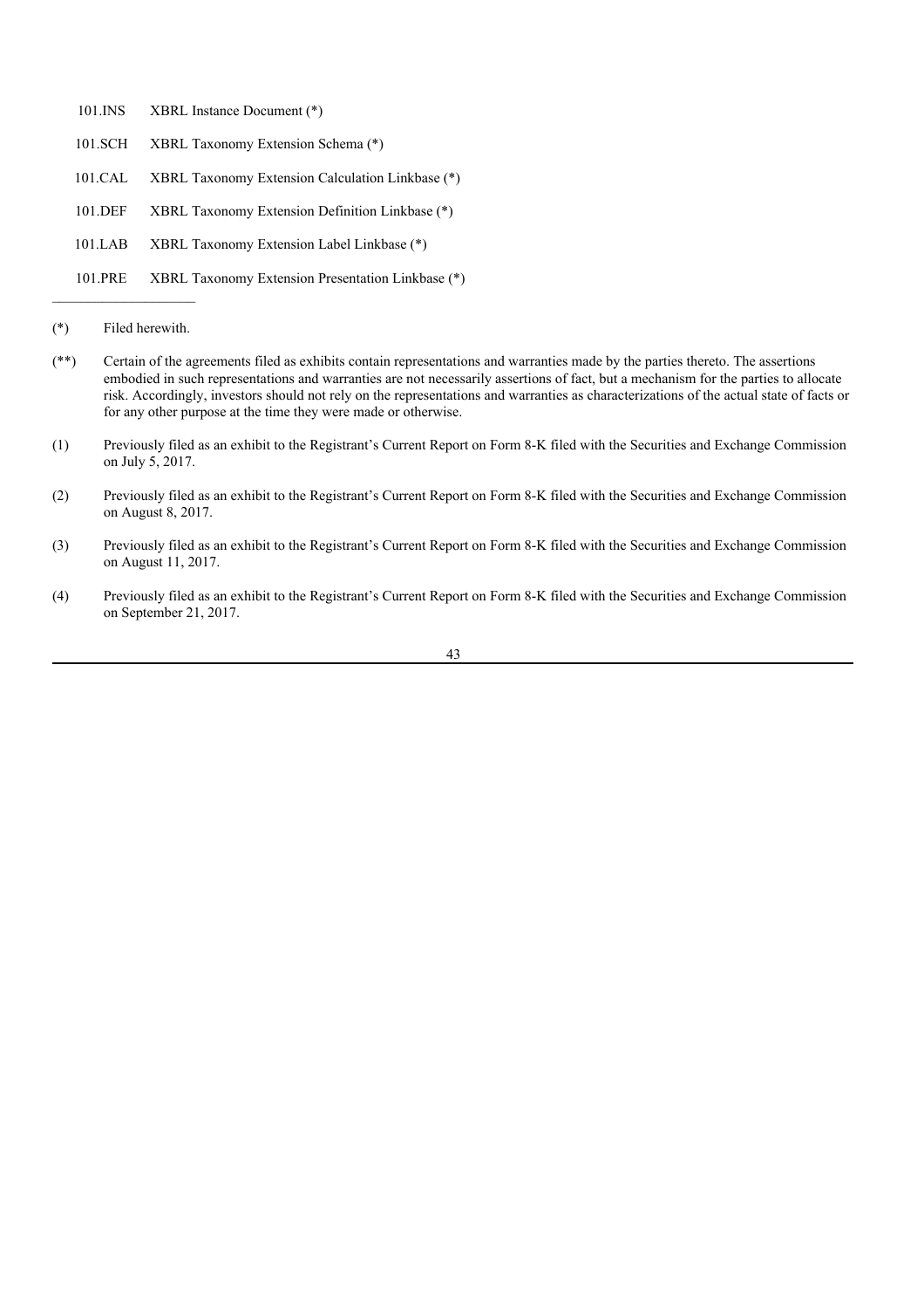| | |
|---|---|
| 101.INS | XBRL Instance Document (*) |
| 101.SCH | XBRL Taxonomy Extension Schema (*) |
| 101.CAL | XBRL Taxonomy Extension Calculation Linkbase (*) |
| 101.DEF | XBRL Taxonomy Extension Definition Linkbase (*) |
| 101.LAB | XBRL Taxonomy Extension Label Linkbase (*) |
| 101.PRE | XBRL Taxonomy Extension Presentation Linkbase (*) |

---

(*) Filed herewith.

(**) Certain of the agreements filed as exhibits contain representations and warranties made by the parties thereto. The assertions embodied in such representations and warranties are not necessarily assertions of fact, but a mechanism for the parties to allocate risk. Accordingly, investors should not rely on the representations and warranties as characterizations of the actual state of facts or for any other purpose at the time they were made or otherwise.

(1) Previously filed as an exhibit to the Registrant's Current Report on Form 8-K filed with the Securities and Exchange Commission on July 5, 2017.

(2) Previously filed as an exhibit to the Registrant's Current Report on Form 8-K filed with the Securities and Exchange Commission on August 8, 2017.

(3) Previously filed as an exhibit to the Registrant's Current Report on Form 8-K filed with the Securities and Exchange Commission on August 11, 2017.

(4) Previously filed as an exhibit to the Registrant's Current Report on Form 8-K filed with the Securities and Exchange Commission on September 21, 2017.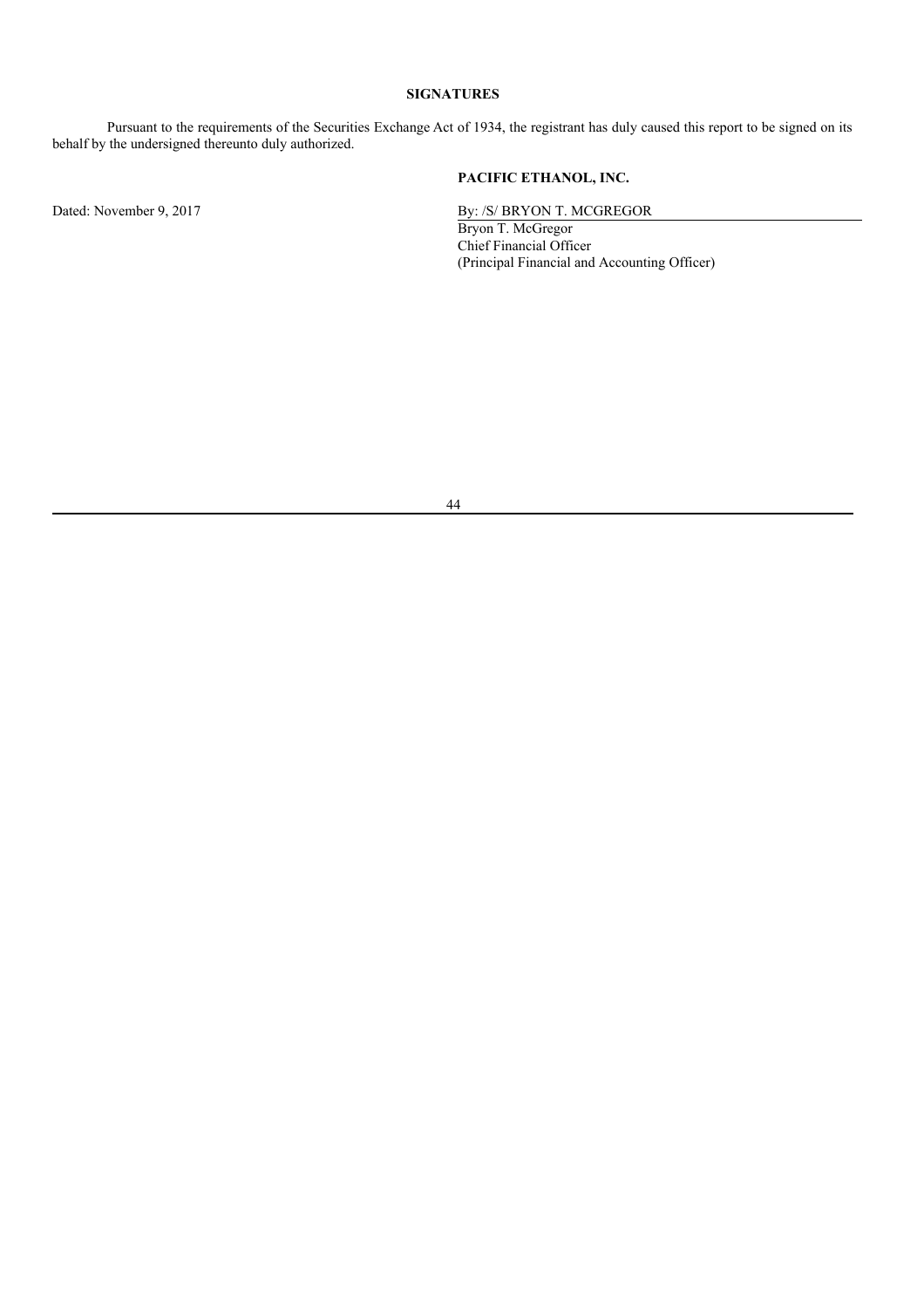## SIGNATURES

Pursuant to the requirements of the Securities Exchange Act of 1934, the registrant has duly caused this report to be signed on its behalf by the undersigned thereunto duly authorized.

**PACIFIC ETHANOL, INC.**

Dated: November 9, 2017

By: /S/ BRYON T. MCGREGOR
Bryon T. McGregor
Chief Financial Officer
(Principal Financial and Accounting Officer)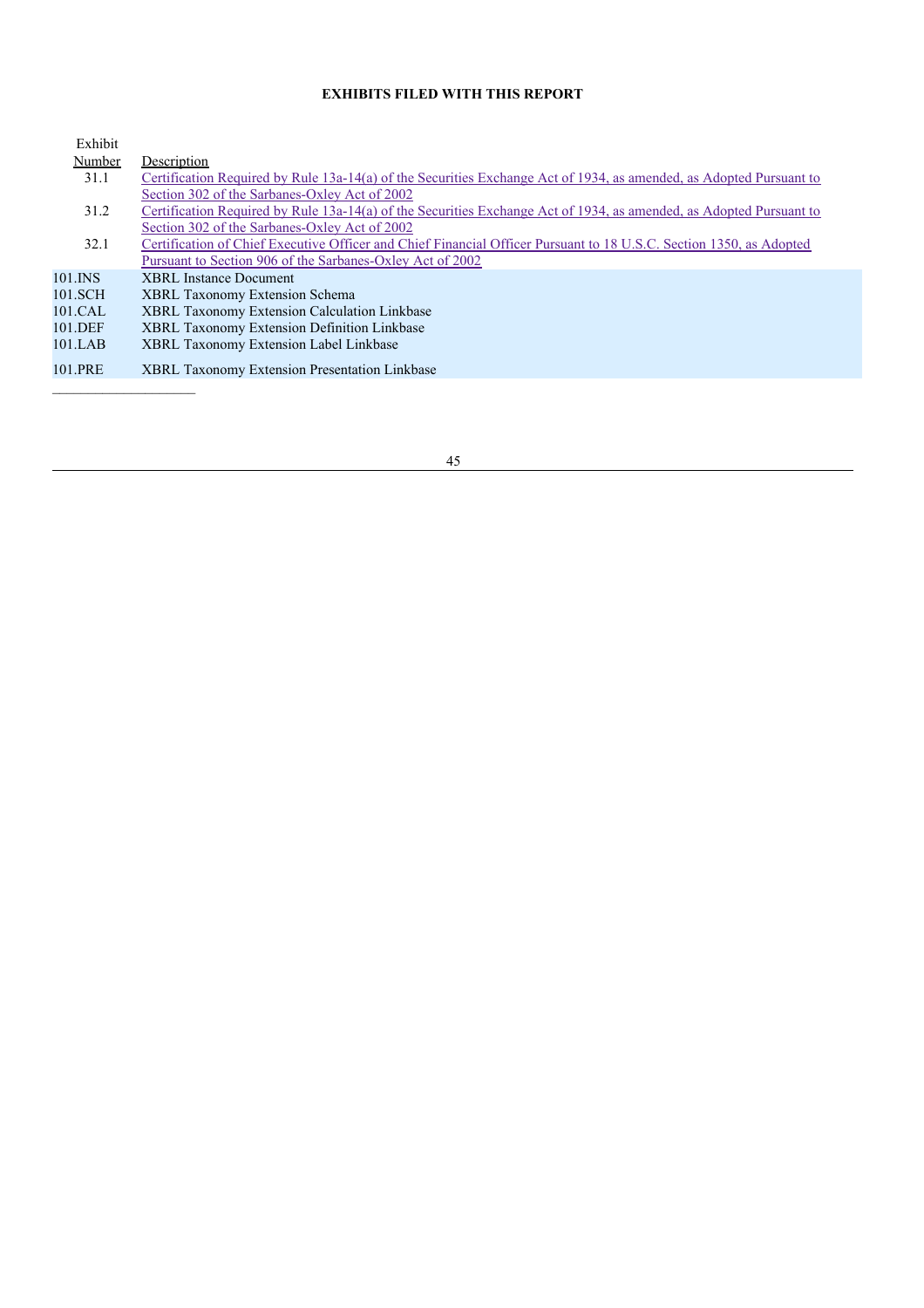**EXHIBITS FILED WITH THIS REPORT**

| Exhibit Number | Description |
|---|---|
| 31.1 | Certification Required by Rule 13a-14(a) of the Securities Exchange Act of 1934, as amended, as Adopted Pursuant to Section 302 of the Sarbanes-Oxley Act of 2002 |
| 31.2 | Certification Required by Rule 13a-14(a) of the Securities Exchange Act of 1934, as amended, as Adopted Pursuant to Section 302 of the Sarbanes-Oxley Act of 2002 |
| 32.1 | Certification of Chief Executive Officer and Chief Financial Officer Pursuant to 18 U.S.C. Section 1350, as Adopted Pursuant to Section 906 of the Sarbanes-Oxley Act of 2002 |
| 101.INS | XBRL Instance Document |
| 101.SCH | XBRL Taxonomy Extension Schema |
| 101.CAL | XBRL Taxonomy Extension Calculation Linkbase |
| 101.DEF | XBRL Taxonomy Extension Definition Linkbase |
| 101.LAB | XBRL Taxonomy Extension Label Linkbase |
| 101.PRE | XBRL Taxonomy Extension Presentation Linkbase |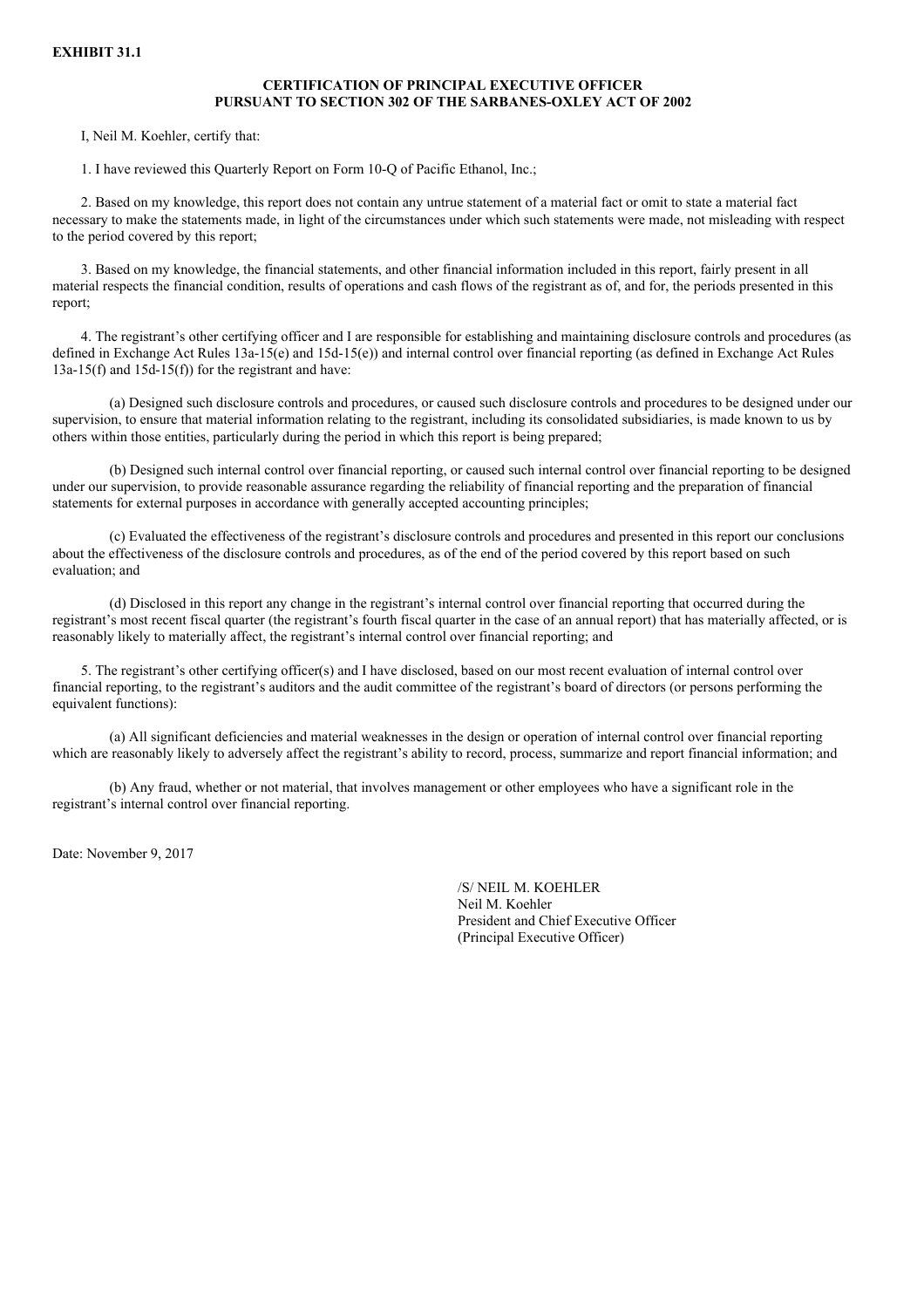**EXHIBIT 31.1**

**CERTIFICATION OF PRINCIPAL EXECUTIVE OFFICER PURSUANT TO SECTION 302 OF THE SARBANES-OXLEY ACT OF 2002**

I, Neil M. Koehler, certify that:

1. I have reviewed this Quarterly Report on Form 10-Q of Pacific Ethanol, Inc.;

2. Based on my knowledge, this report does not contain any untrue statement of a material fact or omit to state a material fact necessary to make the statements made, in light of the circumstances under which such statements were made, not misleading with respect to the period covered by this report;

3. Based on my knowledge, the financial statements, and other financial information included in this report, fairly present in all material respects the financial condition, results of operations and cash flows of the registrant as of, and for, the periods presented in this report;

4. The registrant's other certifying officer and I are responsible for establishing and maintaining disclosure controls and procedures (as defined in Exchange Act Rules 13a-15(e) and 15d-15(e)) and internal control over financial reporting (as defined in Exchange Act Rules 13a-15(f) and 15d-15(f)) for the registrant and have:

(a) Designed such disclosure controls and procedures, or caused such disclosure controls and procedures to be designed under our supervision, to ensure that material information relating to the registrant, including its consolidated subsidiaries, is made known to us by others within those entities, particularly during the period in which this report is being prepared;

(b) Designed such internal control over financial reporting, or caused such internal control over financial reporting to be designed under our supervision, to provide reasonable assurance regarding the reliability of financial reporting and the preparation of financial statements for external purposes in accordance with generally accepted accounting principles;

(c) Evaluated the effectiveness of the registrant's disclosure controls and procedures and presented in this report our conclusions about the effectiveness of the disclosure controls and procedures, as of the end of the period covered by this report based on such evaluation; and

(d) Disclosed in this report any change in the registrant's internal control over financial reporting that occurred during the registrant's most recent fiscal quarter (the registrant's fourth fiscal quarter in the case of an annual report) that has materially affected, or is reasonably likely to materially affect, the registrant's internal control over financial reporting; and

5. The registrant's other certifying officer(s) and I have disclosed, based on our most recent evaluation of internal control over financial reporting, to the registrant's auditors and the audit committee of the registrant's board of directors (or persons performing the equivalent functions):

(a) All significant deficiencies and material weaknesses in the design or operation of internal control over financial reporting which are reasonably likely to adversely affect the registrant's ability to record, process, summarize and report financial information; and

(b) Any fraud, whether or not material, that involves management or other employees who have a significant role in the registrant's internal control over financial reporting.

Date: November 9, 2017

/S/ NEIL M. KOEHLER
Neil M. Koehler
President and Chief Executive Officer
(Principal Executive Officer)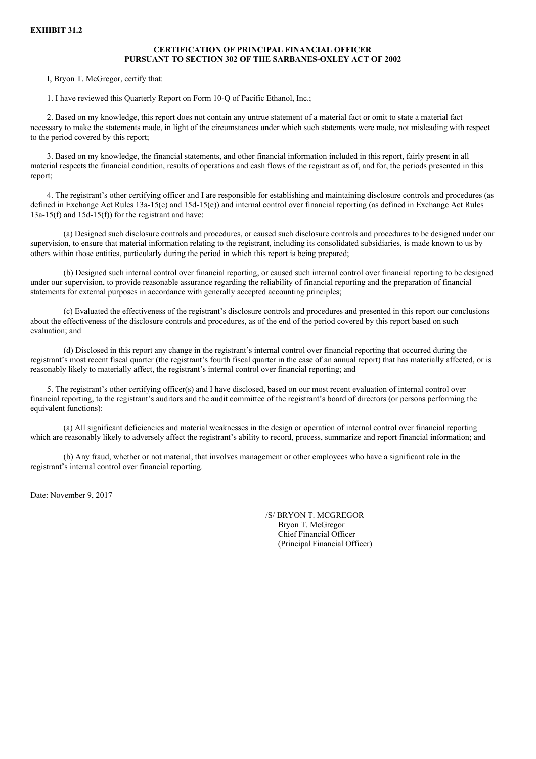**EXHIBIT 31.2**

**CERTIFICATION OF PRINCIPAL FINANCIAL OFFICER**
**PURSUANT TO SECTION 302 OF THE SARBANES-OXLEY ACT OF 2002**

I, Bryon T. McGregor, certify that:

1. I have reviewed this Quarterly Report on Form 10-Q of Pacific Ethanol, Inc.;

2. Based on my knowledge, this report does not contain any untrue statement of a material fact or omit to state a material fact necessary to make the statements made, in light of the circumstances under which such statements were made, not misleading with respect to the period covered by this report;

3. Based on my knowledge, the financial statements, and other financial information included in this report, fairly present in all material respects the financial condition, results of operations and cash flows of the registrant as of, and for, the periods presented in this report;

4. The registrant's other certifying officer and I are responsible for establishing and maintaining disclosure controls and procedures (as defined in Exchange Act Rules 13a-15(e) and 15d-15(e)) and internal control over financial reporting (as defined in Exchange Act Rules 13a-15(f) and 15d-15(f)) for the registrant and have:

(a) Designed such disclosure controls and procedures, or caused such disclosure controls and procedures to be designed under our supervision, to ensure that material information relating to the registrant, including its consolidated subsidiaries, is made known to us by others within those entities, particularly during the period in which this report is being prepared;

(b) Designed such internal control over financial reporting, or caused such internal control over financial reporting to be designed under our supervision, to provide reasonable assurance regarding the reliability of financial reporting and the preparation of financial statements for external purposes in accordance with generally accepted accounting principles;

(c) Evaluated the effectiveness of the registrant's disclosure controls and procedures and presented in this report our conclusions about the effectiveness of the disclosure controls and procedures, as of the end of the period covered by this report based on such evaluation; and

(d) Disclosed in this report any change in the registrant's internal control over financial reporting that occurred during the registrant's most recent fiscal quarter (the registrant's fourth fiscal quarter in the case of an annual report) that has materially affected, or is reasonably likely to materially affect, the registrant's internal control over financial reporting; and

5. The registrant's other certifying officer(s) and I have disclosed, based on our most recent evaluation of internal control over financial reporting, to the registrant's auditors and the audit committee of the registrant's board of directors (or persons performing the equivalent functions):

(a) All significant deficiencies and material weaknesses in the design or operation of internal control over financial reporting which are reasonably likely to adversely affect the registrant's ability to record, process, summarize and report financial information; and

(b) Any fraud, whether or not material, that involves management or other employees who have a significant role in the registrant's internal control over financial reporting.

Date: November 9, 2017

/S/ BRYON T. MCGREGOR
Bryon T. McGregor
Chief Financial Officer
(Principal Financial Officer)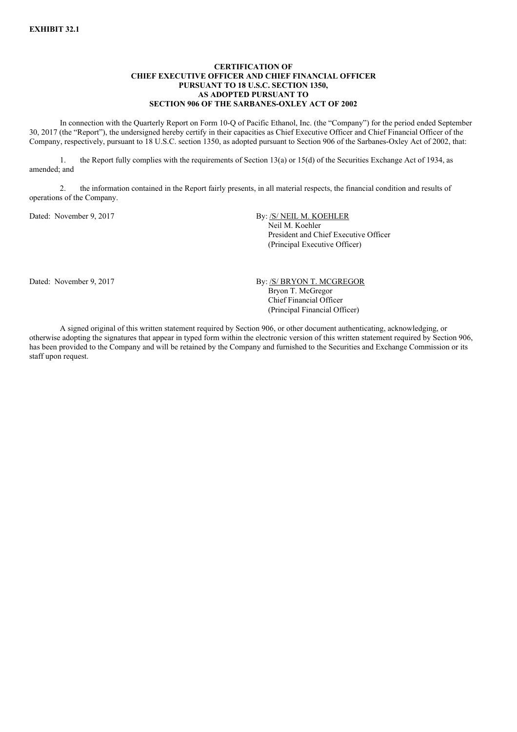**EXHIBIT 32.1**

**CERTIFICATION OF**
**CHIEF EXECUTIVE OFFICER AND CHIEF FINANCIAL OFFICER**
**PURSUANT TO 18 U.S.C. SECTION 1350,**
**AS ADOPTED PURSUANT TO**
**SECTION 906 OF THE SARBANES-OXLEY ACT OF 2002**

In connection with the Quarterly Report on Form 10-Q of Pacific Ethanol, Inc. (the "Company") for the period ended September 30, 2017 (the "Report"), the undersigned hereby certify in their capacities as Chief Executive Officer and Chief Financial Officer of the Company, respectively, pursuant to 18 U.S.C. section 1350, as adopted pursuant to Section 906 of the Sarbanes-Oxley Act of 2002, that:

1. the Report fully complies with the requirements of Section 13(a) or 15(d) of the Securities Exchange Act of 1934, as amended; and

2. the information contained in the Report fairly presents, in all material respects, the financial condition and results of operations of the Company.

Dated: November 9, 2017

By: /S/ NEIL M. KOEHLER
Neil M. Koehler
President and Chief Executive Officer
(Principal Executive Officer)

Dated: November 9, 2017

By: /S/ BRYON T. MCGREGOR
Bryon T. McGregor
Chief Financial Officer
(Principal Financial Officer)

A signed original of this written statement required by Section 906, or other document authenticating, acknowledging, or otherwise adopting the signatures that appear in typed form within the electronic version of this written statement required by Section 906, has been provided to the Company and will be retained by the Company and furnished to the Securities and Exchange Commission or its staff upon request.